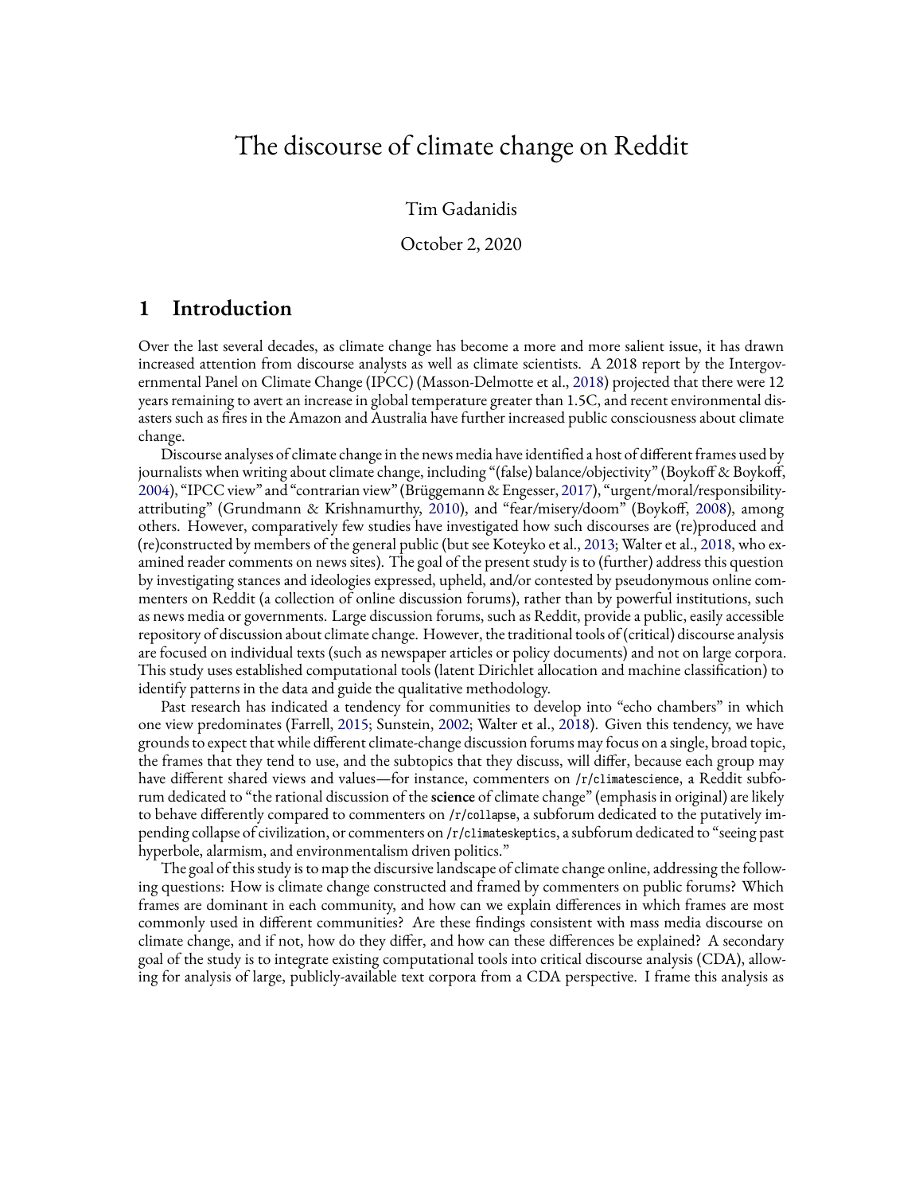# The discourse of climate change on Reddit

Tim Gadanidis

October 2, 2020

## 1 Introduction

Over the last several decades, as climate change has become a more and more salient issue, it has drawn increased attention from discourse analysts as well as climate scientists. A 2018 report by the Intergovernmental Panel on Climate Change (IPCC) (Masson-Delmotte et al., 2018) projected that there were 12 years remaining to avert an increase in global temperature greater than 1.5C, and recent environmental disasters such as fires in the Amazon and Australia have further increased public consciousness about climate change.

Discourse analyses of climate change in the news media have identified a host of different frames used by journalists when writing about climate change, including "(false) balance/objectivity" (Boykoff & Boykoff, 2004), "IPCC view" and "contrarian view" (Brüggemann & Engesser, 2017), "urgent/moral/responsibility-attributing" (Grundmann & Krishnamurthy, 2010), and "fear/misery/doom" (Boykoff, 2008), among others. However, comparatively few studies have investigated how such discourses are (re)produced and (re)constructed by members of the general public (but see Koteyko et al., 2013; Walter et al., 2018, who examined reader comments on news sites). The goal of the present study is to (further) address this question by investigating stances and ideologies expressed, upheld, and/or contested by pseudonymous online commenters on Reddit (a collection of online discussion forums), rather than by powerful institutions, such as news media or governments. Large discussion forums, such as Reddit, provide a public, easily accessible repository of discussion about climate change. However, the traditional tools of (critical) discourse analysis are focused on individual texts (such as newspaper articles or policy documents) and not on large corpora. This study uses established computational tools (latent Dirichlet allocation and machine classification) to identify patterns in the data and guide the qualitative methodology.

Past research has indicated a tendency for communities to develop into "echo chambers" in which one view predominates (Farrell, 2015; Sunstein, 2002; Walter et al., 2018). Given this tendency, we have grounds to expect that while different climate-change discussion forums may focus on a single, broad topic, the frames that they tend to use, and the subtopics that they discuss, will differ, because each group may have different shared views and values—for instance, commenters on `/r/climatescience`, a Reddit subforum dedicated to "the rational discussion of the **science** of climate change" (emphasis in original) are likely to behave differently compared to commenters on `/r/collapse`, a subforum dedicated to the putatively impending collapse of civilization, or commenters on `/r/climateskeptics`, a subforum dedicated to "seeing past hyperbole, alarmism, and environmentalism driven politics."

The goal of this study is to map the discursive landscape of climate change online, addressing the following questions: How is climate change constructed and framed by commenters on public forums? Which frames are dominant in each community, and how can we explain differences in which frames are most commonly used in different communities? Are these findings consistent with mass media discourse on climate change, and if not, how do they differ, and how can these differences be explained? A secondary goal of the study is to integrate existing computational tools into critical discourse analysis (CDA), allowing for analysis of large, publicly-available text corpora from a CDA perspective. I frame this analysis as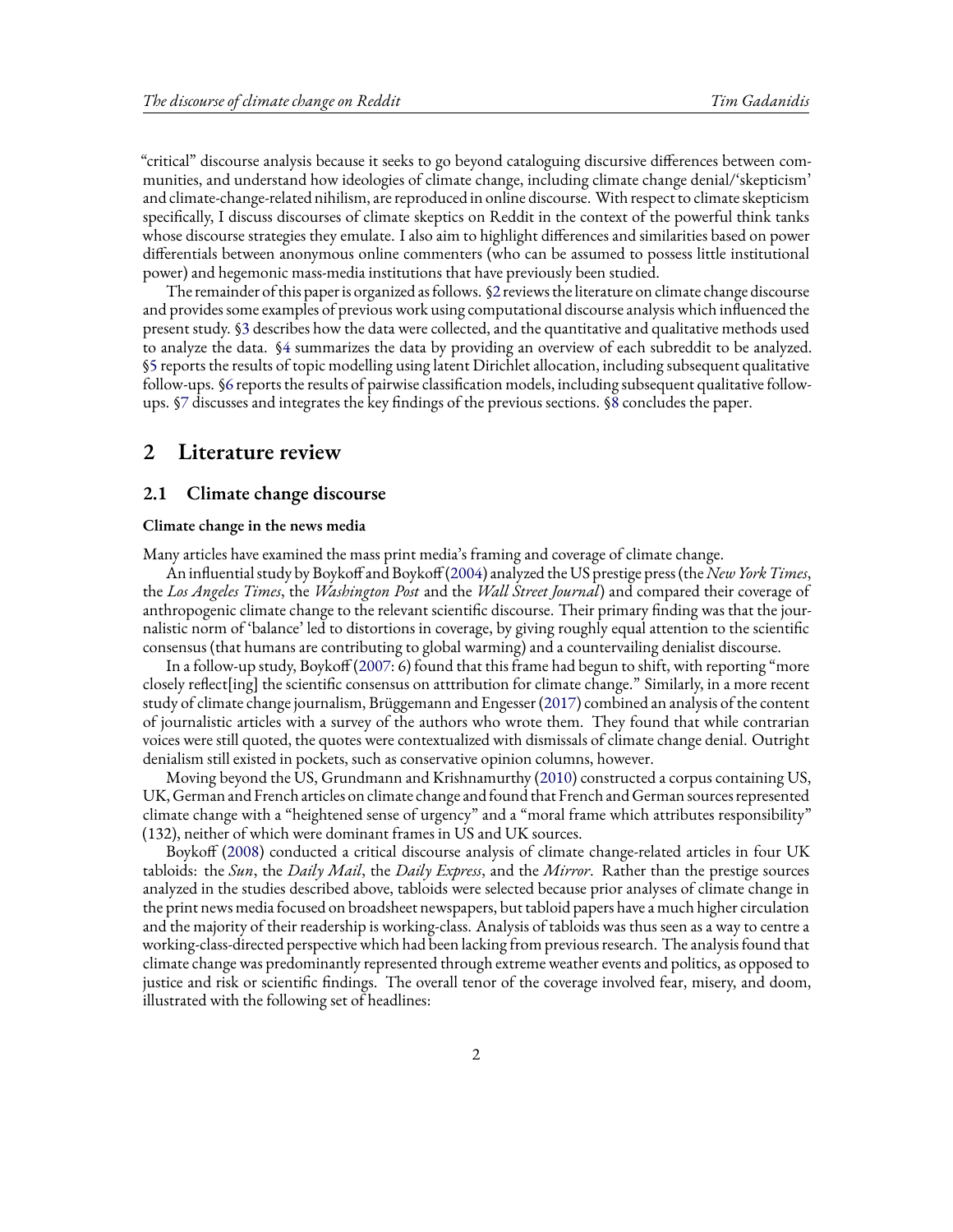"critical" discourse analysis because it seeks to go beyond cataloguing discursive differences between communities, and understand how ideologies of climate change, including climate change denial/'skepticism' and climate-change-related nihilism, are reproduced in online discourse. With respect to climate skepticism specifically, I discuss discourses of climate skeptics on Reddit in the context of the powerful think tanks whose discourse strategies they emulate. I also aim to highlight differences and similarities based on power differentials between anonymous online commenters (who can be assumed to possess little institutional power) and hegemonic mass-media institutions that have previously been studied.

The remainder of this paper is organized as follows. §2 reviews the literature on climate change discourse and provides some examples of previous work using computational discourse analysis which influenced the present study. §3 describes how the data were collected, and the quantitative and qualitative methods used to analyze the data. §4 summarizes the data by providing an overview of each subreddit to be analyzed. §5 reports the results of topic modelling using latent Dirichlet allocation, including subsequent qualitative follow-ups. §6 reports the results of pairwise classification models, including subsequent qualitative follow-ups. §7 discusses and integrates the key findings of the previous sections. §8 concludes the paper.

## 2 Literature review

### 2.1 Climate change discourse

#### Climate change in the news media

Many articles have examined the mass print media's framing and coverage of climate change.

An influential study by Boykoff and Boykoff (2004) analyzed the US prestige press (the *New York Times*, the *Los Angeles Times*, the *Washington Post* and the *Wall Street Journal*) and compared their coverage of anthropogenic climate change to the relevant scientific discourse. Their primary finding was that the journalistic norm of 'balance' led to distortions in coverage, by giving roughly equal attention to the scientific consensus (that humans are contributing to global warming) and a countervailing denialist discourse.

In a follow-up study, Boykoff (2007: 6) found that this frame had begun to shift, with reporting "more closely reflect[ing] the scientific consensus on atttribution for climate change." Similarly, in a more recent study of climate change journalism, Brüggemann and Engesser (2017) combined an analysis of the content of journalistic articles with a survey of the authors who wrote them. They found that while contrarian voices were still quoted, the quotes were contextualized with dismissals of climate change denial. Outright denialism still existed in pockets, such as conservative opinion columns, however.

Moving beyond the US, Grundmann and Krishnamurthy (2010) constructed a corpus containing US, UK, German and French articles on climate change and found that French and German sources represented climate change with a "heightened sense of urgency" and a "moral frame which attributes responsibility" (132), neither of which were dominant frames in US and UK sources.

Boykoff (2008) conducted a critical discourse analysis of climate change-related articles in four UK tabloids: the *Sun*, the *Daily Mail*, the *Daily Express*, and the *Mirror*. Rather than the prestige sources analyzed in the studies described above, tabloids were selected because prior analyses of climate change in the print news media focused on broadsheet newspapers, but tabloid papers have a much higher circulation and the majority of their readership is working-class. Analysis of tabloids was thus seen as a way to centre a working-class-directed perspective which had been lacking from previous research. The analysis found that climate change was predominantly represented through extreme weather events and politics, as opposed to justice and risk or scientific findings. The overall tenor of the coverage involved fear, misery, and doom, illustrated with the following set of headlines: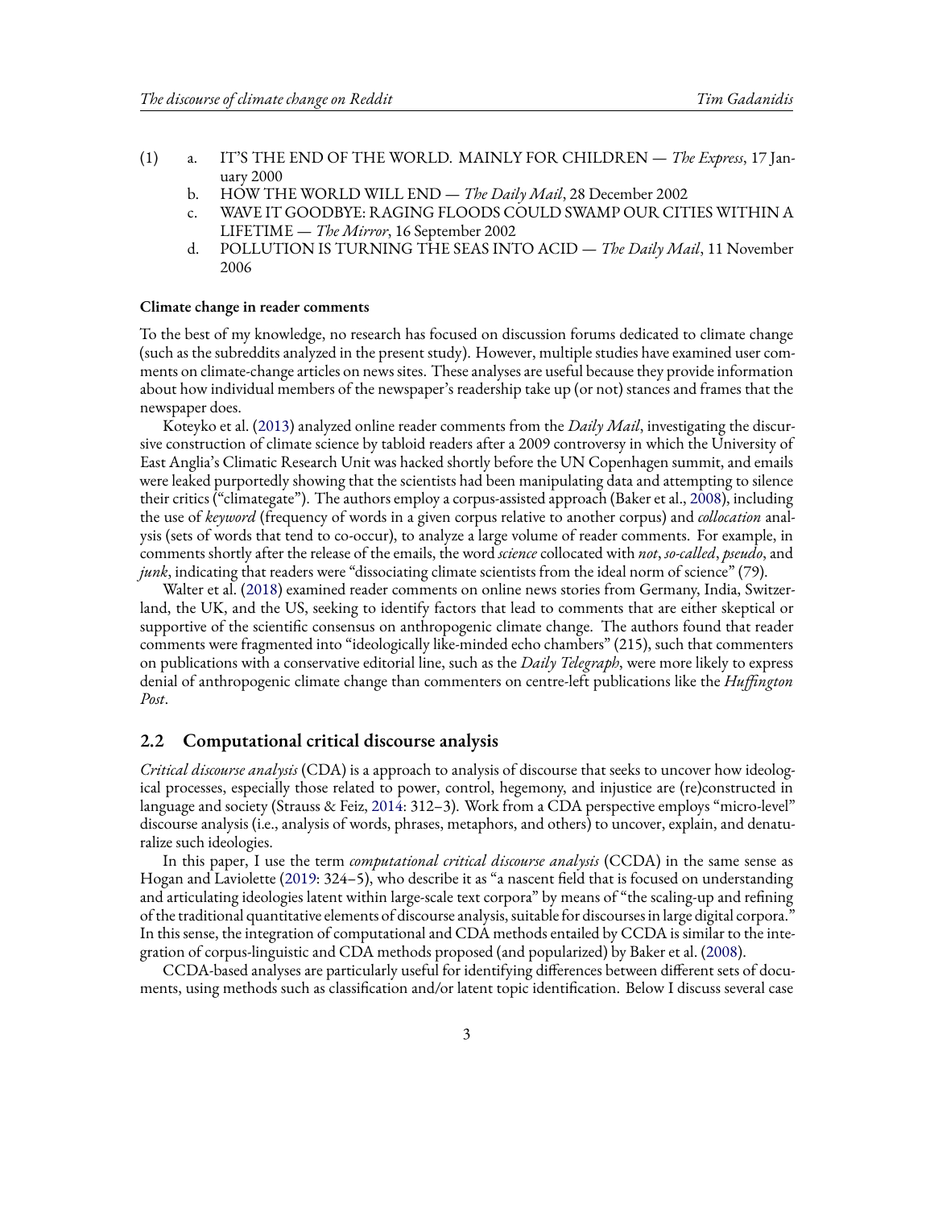(1)
   a. IT'S THE END OF THE WORLD. MAINLY FOR CHILDREN — *The Express*, 17 January 2000
   b. HOW THE WORLD WILL END — *The Daily Mail*, 28 December 2002
   c. WAVE IT GOODBYE: RAGING FLOODS COULD SWAMP OUR CITIES WITHIN A LIFETIME — *The Mirror*, 16 September 2002
   d. POLLUTION IS TURNING THE SEAS INTO ACID — *The Daily Mail*, 11 November 2006

#### Climate change in reader comments

To the best of my knowledge, no research has focused on discussion forums dedicated to climate change (such as the subreddits analyzed in the present study). However, multiple studies have examined user comments on climate-change articles on news sites. These analyses are useful because they provide information about how individual members of the newspaper's readership take up (or not) stances and frames that the newspaper does.

Koteyko et al. (2013) analyzed online reader comments from the *Daily Mail*, investigating the discursive construction of climate science by tabloid readers after a 2009 controversy in which the University of East Anglia's Climatic Research Unit was hacked shortly before the UN Copenhagen summit, and emails were leaked purportedly showing that the scientists had been manipulating data and attempting to silence their critics ("climategate"). The authors employ a corpus-assisted approach (Baker et al., 2008), including the use of *keyword* (frequency of words in a given corpus relative to another corpus) and *collocation* analysis (sets of words that tend to co-occur), to analyze a large volume of reader comments. For example, in comments shortly after the release of the emails, the word *science* collocated with *not*, *so-called*, *pseudo*, and *junk*, indicating that readers were "dissociating climate scientists from the ideal norm of science" (79).

Walter et al. (2018) examined reader comments on online news stories from Germany, India, Switzerland, the UK, and the US, seeking to identify factors that lead to comments that are either skeptical or supportive of the scientific consensus on anthropogenic climate change. The authors found that reader comments were fragmented into "ideologically like-minded echo chambers" (215), such that commenters on publications with a conservative editorial line, such as the *Daily Telegraph*, were more likely to express denial of anthropogenic climate change than commenters on centre-left publications like the *Huffington Post*.

## 2.2 Computational critical discourse analysis

*Critical discourse analysis* (CDA) is a approach to analysis of discourse that seeks to uncover how ideological processes, especially those related to power, control, hegemony, and injustice are (re)constructed in language and society (Strauss & Feiz, 2014: 312–3). Work from a CDA perspective employs "micro-level" discourse analysis (i.e., analysis of words, phrases, metaphors, and others) to uncover, explain, and denaturalize such ideologies.

In this paper, I use the term *computational critical discourse analysis* (CCDA) in the same sense as Hogan and Laviolette (2019: 324–5), who describe it as "a nascent field that is focused on understanding and articulating ideologies latent within large-scale text corpora" by means of "the scaling-up and refining of the traditional quantitative elements of discourse analysis, suitable for discourses in large digital corpora." In this sense, the integration of computational and CDA methods entailed by CCDA is similar to the integration of corpus-linguistic and CDA methods proposed (and popularized) by Baker et al. (2008).

CCDA-based analyses are particularly useful for identifying differences between different sets of documents, using methods such as classification and/or latent topic identification. Below I discuss several case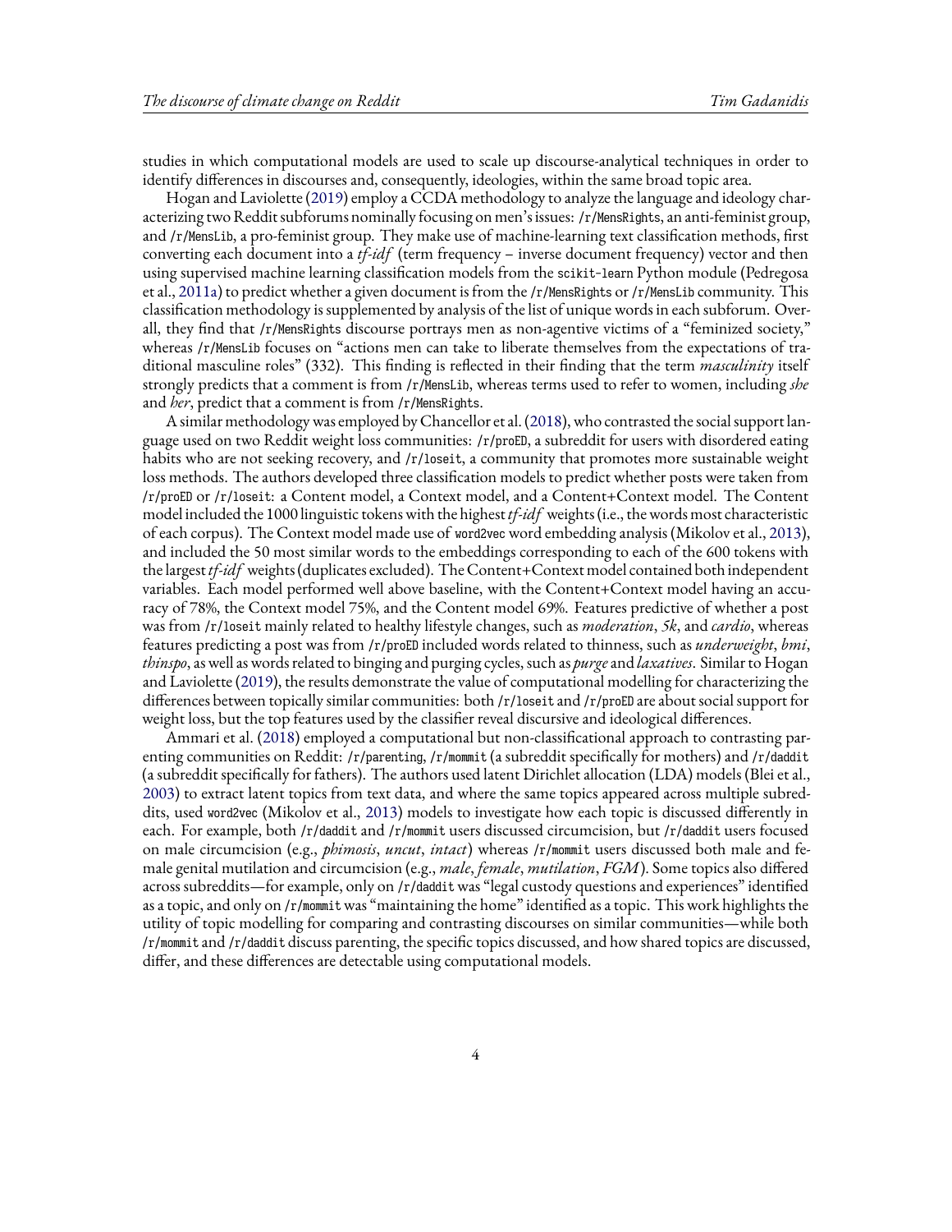studies in which computational models are used to scale up discourse-analytical techniques in order to identify differences in discourses and, consequently, ideologies, within the same broad topic area.

Hogan and Laviolette (2019) employ a CCDA methodology to analyze the language and ideology characterizing two Reddit subforums nominally focusing on men's issues: `/r/MensRights`, an anti-feminist group, and `/r/MensLib`, a pro-feminist group. They make use of machine-learning text classification methods, first converting each document into a *tf-idf* (term frequency – inverse document frequency) vector and then using supervised machine learning classification models from the `scikit-learn` Python module (Pedregosa et al., 2011a) to predict whether a given document is from the `/r/MensRights` or `/r/MensLib` community. This classification methodology is supplemented by analysis of the list of unique words in each subforum. Overall, they find that `/r/MensRights` discourse portrays men as non-agentive victims of a "feminized society," whereas `/r/MensLib` focuses on "actions men can take to liberate themselves from the expectations of traditional masculine roles" (332). This finding is reflected in their finding that the term *masculinity* itself strongly predicts that a comment is from `/r/MensLib`, whereas terms used to refer to women, including *she* and *her*, predict that a comment is from `/r/MensRights`.

A similar methodology was employed by Chancellor et al. (2018), who contrasted the social support language used on two Reddit weight loss communities: `/r/proED`, a subreddit for users with disordered eating habits who are not seeking recovery, and `/r/loseit`, a community that promotes more sustainable weight loss methods. The authors developed three classification models to predict whether posts were taken from `/r/proED` or `/r/loseit`: a Content model, a Context model, and a Content+Context model. The Content model included the 1000 linguistic tokens with the highest *tf-idf* weights (i.e., the words most characteristic of each corpus). The Context model made use of `word2vec` word embedding analysis (Mikolov et al., 2013), and included the 50 most similar words to the embeddings corresponding to each of the 600 tokens with the largest *tf-idf* weights (duplicates excluded). The Content+Context model contained both independent variables. Each model performed well above baseline, with the Content+Context model having an accuracy of 78%, the Context model 75%, and the Content model 69%. Features predictive of whether a post was from `/r/loseit` mainly related to healthy lifestyle changes, such as *moderation*, *5k*, and *cardio*, whereas features predicting a post was from `/r/proED` included words related to thinness, such as *underweight*, *bmi*, *thinspo*, as well as words related to binging and purging cycles, such as *purge* and *laxatives*. Similar to Hogan and Laviolette (2019), the results demonstrate the value of computational modelling for characterizing the differences between topically similar communities: both `/r/loseit` and `/r/proED` are about social support for weight loss, but the top features used by the classifier reveal discursive and ideological differences.

Ammari et al. (2018) employed a computational but non-classificational approach to contrasting parenting communities on Reddit: `/r/parenting`, `/r/mommit` (a subreddit specifically for mothers) and `/r/daddit` (a subreddit specifically for fathers). The authors used latent Dirichlet allocation (LDA) models (Blei et al., 2003) to extract latent topics from text data, and where the same topics appeared across multiple subreddits, used `word2vec` (Mikolov et al., 2013) models to investigate how each topic is discussed differently in each. For example, both `/r/daddit` and `/r/mommit` users discussed circumcision, but `/r/daddit` users focused on male circumcision (e.g., *phimosis*, *uncut*, *intact*) whereas `/r/mommit` users discussed both male and female genital mutilation and circumcision (e.g., *male*, *female*, *mutilation*, *FGM*). Some topics also differed across subreddits—for example, only on `/r/daddit` was "legal custody questions and experiences" identified as a topic, and only on `/r/mommit` was "maintaining the home" identified as a topic. This work highlights the utility of topic modelling for comparing and contrasting discourses on similar communities—while both `/r/mommit` and `/r/daddit` discuss parenting, the specific topics discussed, and how shared topics are discussed, differ, and these differences are detectable using computational models.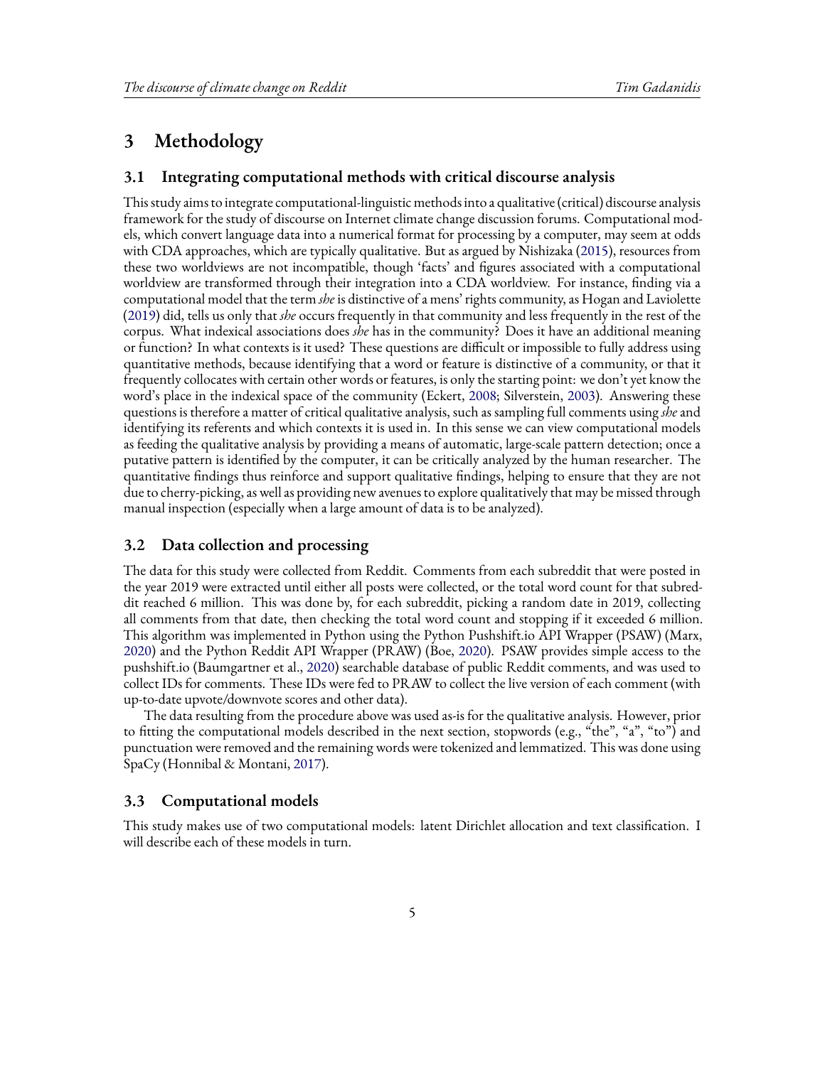# 3 Methodology

## 3.1 Integrating computational methods with critical discourse analysis

This study aims to integrate computational-linguistic methods into a qualitative (critical) discourse analysis framework for the study of discourse on Internet climate change discussion forums. Computational models, which convert language data into a numerical format for processing by a computer, may seem at odds with CDA approaches, which are typically qualitative. But as argued by Nishizaka (2015), resources from these two worldviews are not incompatible, though 'facts' and figures associated with a computational worldview are transformed through their integration into a CDA worldview. For instance, finding via a computational model that the term *she* is distinctive of a mens' rights community, as Hogan and Laviolette (2019) did, tells us only that *she* occurs frequently in that community and less frequently in the rest of the corpus. What indexical associations does *she* has in the community? Does it have an additional meaning or function? In what contexts is it used? These questions are difficult or impossible to fully address using quantitative methods, because identifying that a word or feature is distinctive of a community, or that it frequently collocates with certain other words or features, is only the starting point: we don't yet know the word's place in the indexical space of the community (Eckert, 2008; Silverstein, 2003). Answering these questions is therefore a matter of critical qualitative analysis, such as sampling full comments using *she* and identifying its referents and which contexts it is used in. In this sense we can view computational models as feeding the qualitative analysis by providing a means of automatic, large-scale pattern detection; once a putative pattern is identified by the computer, it can be critically analyzed by the human researcher. The quantitative findings thus reinforce and support qualitative findings, helping to ensure that they are not due to cherry-picking, as well as providing new avenues to explore qualitatively that may be missed through manual inspection (especially when a large amount of data is to be analyzed).

## 3.2 Data collection and processing

The data for this study were collected from Reddit. Comments from each subreddit that were posted in the year 2019 were extracted until either all posts were collected, or the total word count for that subreddit reached 6 million. This was done by, for each subreddit, picking a random date in 2019, collecting all comments from that date, then checking the total word count and stopping if it exceeded 6 million. This algorithm was implemented in Python using the Python Pushshift.io API Wrapper (PSAW) (Marx, 2020) and the Python Reddit API Wrapper (PRAW) (Boe, 2020). PSAW provides simple access to the pushshift.io (Baumgartner et al., 2020) searchable database of public Reddit comments, and was used to collect IDs for comments. These IDs were fed to PRAW to collect the live version of each comment (with up-to-date upvote/downvote scores and other data).

The data resulting from the procedure above was used as-is for the qualitative analysis. However, prior to fitting the computational models described in the next section, stopwords (e.g., "the", "a", "to") and punctuation were removed and the remaining words were tokenized and lemmatized. This was done using SpaCy (Honnibal & Montani, 2017).

## 3.3 Computational models

This study makes use of two computational models: latent Dirichlet allocation and text classification. I will describe each of these models in turn.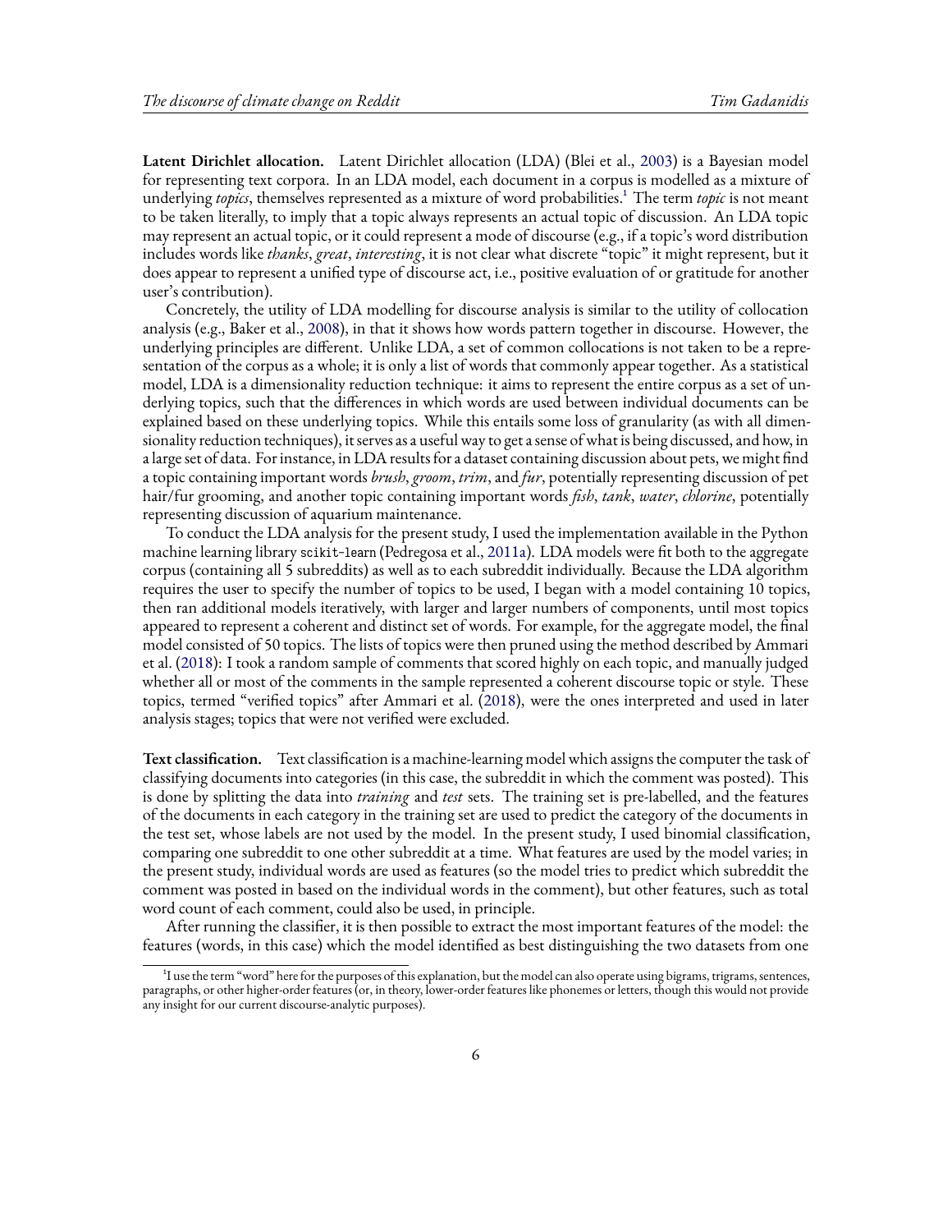**Latent Dirichlet allocation.** Latent Dirichlet allocation (LDA) (Blei et al., 2003) is a Bayesian model for representing text corpora. In an LDA model, each document in a corpus is modelled as a mixture of underlying *topics*, themselves represented as a mixture of word probabilities.[1] The term *topic* is not meant to be taken literally, to imply that a topic always represents an actual topic of discussion. An LDA topic may represent an actual topic, or it could represent a mode of discourse (e.g., if a topic's word distribution includes words like *thanks*, *great*, *interesting*, it is not clear what discrete "topic" it might represent, but it does appear to represent a unified type of discourse act, i.e., positive evaluation of or gratitude for another user's contribution).

Concretely, the utility of LDA modelling for discourse analysis is similar to the utility of collocation analysis (e.g., Baker et al., 2008), in that it shows how words pattern together in discourse. However, the underlying principles are different. Unlike LDA, a set of common collocations is not taken to be a representation of the corpus as a whole; it is only a list of words that commonly appear together. As a statistical model, LDA is a dimensionality reduction technique: it aims to represent the entire corpus as a set of underlying topics, such that the differences in which words are used between individual documents can be explained based on these underlying topics. While this entails some loss of granularity (as with all dimensionality reduction techniques), it serves as a useful way to get a sense of what is being discussed, and how, in a large set of data. For instance, in LDA results for a dataset containing discussion about pets, we might find a topic containing important words *brush*, *groom*, *trim*, and *fur*, potentially representing discussion of pet hair/fur grooming, and another topic containing important words *fish*, *tank*, *water*, *chlorine*, potentially representing discussion of aquarium maintenance.

To conduct the LDA analysis for the present study, I used the implementation available in the Python machine learning library `scikit-learn` (Pedregosa et al., 2011a). LDA models were fit both to the aggregate corpus (containing all 5 subreddits) as well as to each subreddit individually. Because the LDA algorithm requires the user to specify the number of topics to be used, I began with a model containing 10 topics, then ran additional models iteratively, with larger and larger numbers of components, until most topics appeared to represent a coherent and distinct set of words. For example, for the aggregate model, the final model consisted of 50 topics. The lists of topics were then pruned using the method described by Ammari et al. (2018): I took a random sample of comments that scored highly on each topic, and manually judged whether all or most of the comments in the sample represented a coherent discourse topic or style. These topics, termed "verified topics" after Ammari et al. (2018), were the ones interpreted and used in later analysis stages; topics that were not verified were excluded.

**Text classification.** Text classification is a machine-learning model which assigns the computer the task of classifying documents into categories (in this case, the subreddit in which the comment was posted). This is done by splitting the data into *training* and *test* sets. The training set is pre-labelled, and the features of the documents in each category in the training set are used to predict the category of the documents in the test set, whose labels are not used by the model. In the present study, I used binomial classification, comparing one subreddit to one other subreddit at a time. What features are used by the model varies; in the present study, individual words are used as features (so the model tries to predict which subreddit the comment was posted in based on the individual words in the comment), but other features, such as total word count of each comment, could also be used, in principle.

After running the classifier, it is then possible to extract the most important features of the model: the features (words, in this case) which the model identified as best distinguishing the two datasets from one

[1] I use the term "word" here for the purposes of this explanation, but the model can also operate using bigrams, trigrams, sentences, paragraphs, or other higher-order features (or, in theory, lower-order features like phonemes or letters, though this would not provide any insight for our current discourse-analytic purposes).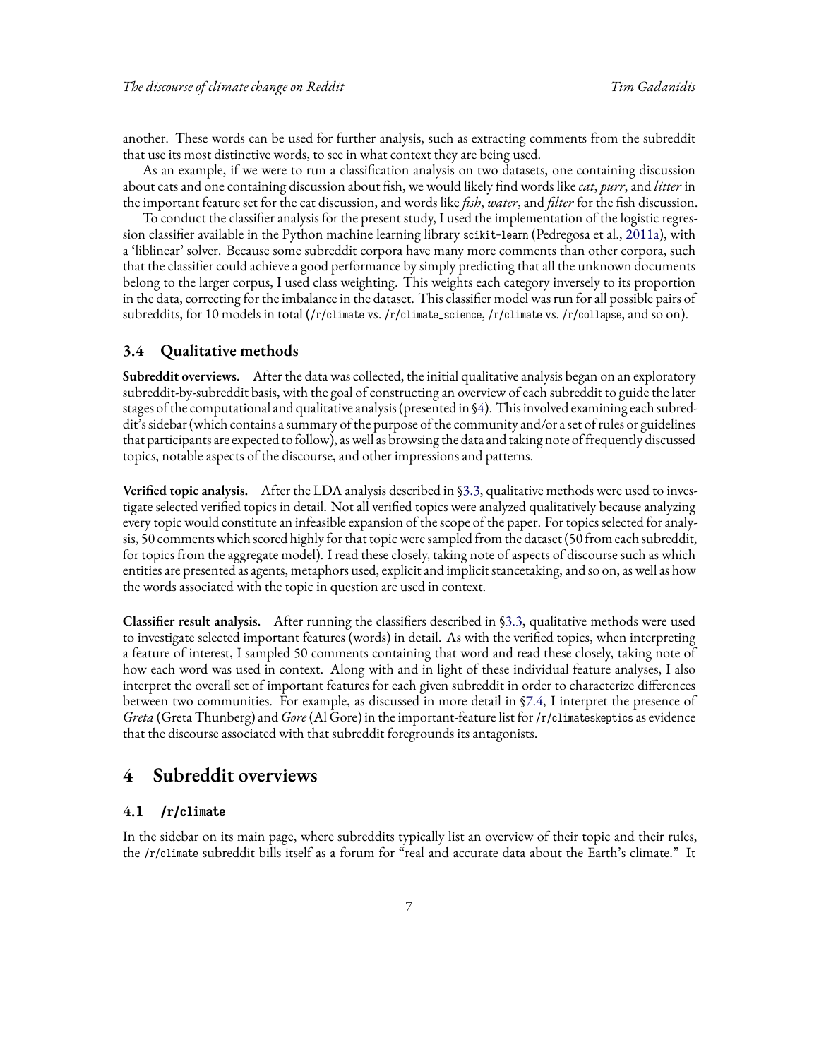another. These words can be used for further analysis, such as extracting comments from the subreddit that use its most distinctive words, to see in what context they are being used.

As an example, if we were to run a classification analysis on two datasets, one containing discussion about cats and one containing discussion about fish, we would likely find words like *cat*, *purr*, and *litter* in the important feature set for the cat discussion, and words like *fish*, *water*, and *filter* for the fish discussion.

To conduct the classifier analysis for the present study, I used the implementation of the logistic regression classifier available in the Python machine learning library `scikit-learn` (Pedregosa et al., 2011a), with a 'liblinear' solver. Because some subreddit corpora have many more comments than other corpora, such that the classifier could achieve a good performance by simply predicting that all the unknown documents belong to the larger corpus, I used class weighting. This weights each category inversely to its proportion in the data, correcting for the imbalance in the dataset. This classifier model was run for all possible pairs of subreddits, for 10 models in total (`/r/climate` vs. `/r/climate_science`, `/r/climate` vs. `/r/collapse`, and so on).

### 3.4 Qualitative methods

**Subreddit overviews.** After the data was collected, the initial qualitative analysis began on an exploratory subreddit-by-subreddit basis, with the goal of constructing an overview of each subreddit to guide the later stages of the computational and qualitative analysis (presented in §4). This involved examining each subreddit's sidebar (which contains a summary of the purpose of the community and/or a set of rules or guidelines that participants are expected to follow), as well as browsing the data and taking note of frequently discussed topics, notable aspects of the discourse, and other impressions and patterns.

**Verified topic analysis.** After the LDA analysis described in §3.3, qualitative methods were used to investigate selected verified topics in detail. Not all verified topics were analyzed qualitatively because analyzing every topic would constitute an infeasible expansion of the scope of the paper. For topics selected for analysis, 50 comments which scored highly for that topic were sampled from the dataset (50 from each subreddit, for topics from the aggregate model). I read these closely, taking note of aspects of discourse such as which entities are presented as agents, metaphors used, explicit and implicit stancetaking, and so on, as well as how the words associated with the topic in question are used in context.

**Classifier result analysis.** After running the classifiers described in §3.3, qualitative methods were used to investigate selected important features (words) in detail. As with the verified topics, when interpreting a feature of interest, I sampled 50 comments containing that word and read these closely, taking note of how each word was used in context. Along with and in light of these individual feature analyses, I also interpret the overall set of important features for each given subreddit in order to characterize differences between two communities. For example, as discussed in more detail in §7.4, I interpret the presence of *Greta* (Greta Thunberg) and *Gore* (Al Gore) in the important-feature list for `/r/climateskeptics` as evidence that the discourse associated with that subreddit foregrounds its antagonists.

## 4 Subreddit overviews

### 4.1 `/r/climate`

In the sidebar on its main page, where subreddits typically list an overview of their topic and their rules, the `/r/climate` subreddit bills itself as a forum for "real and accurate data about the Earth's climate." It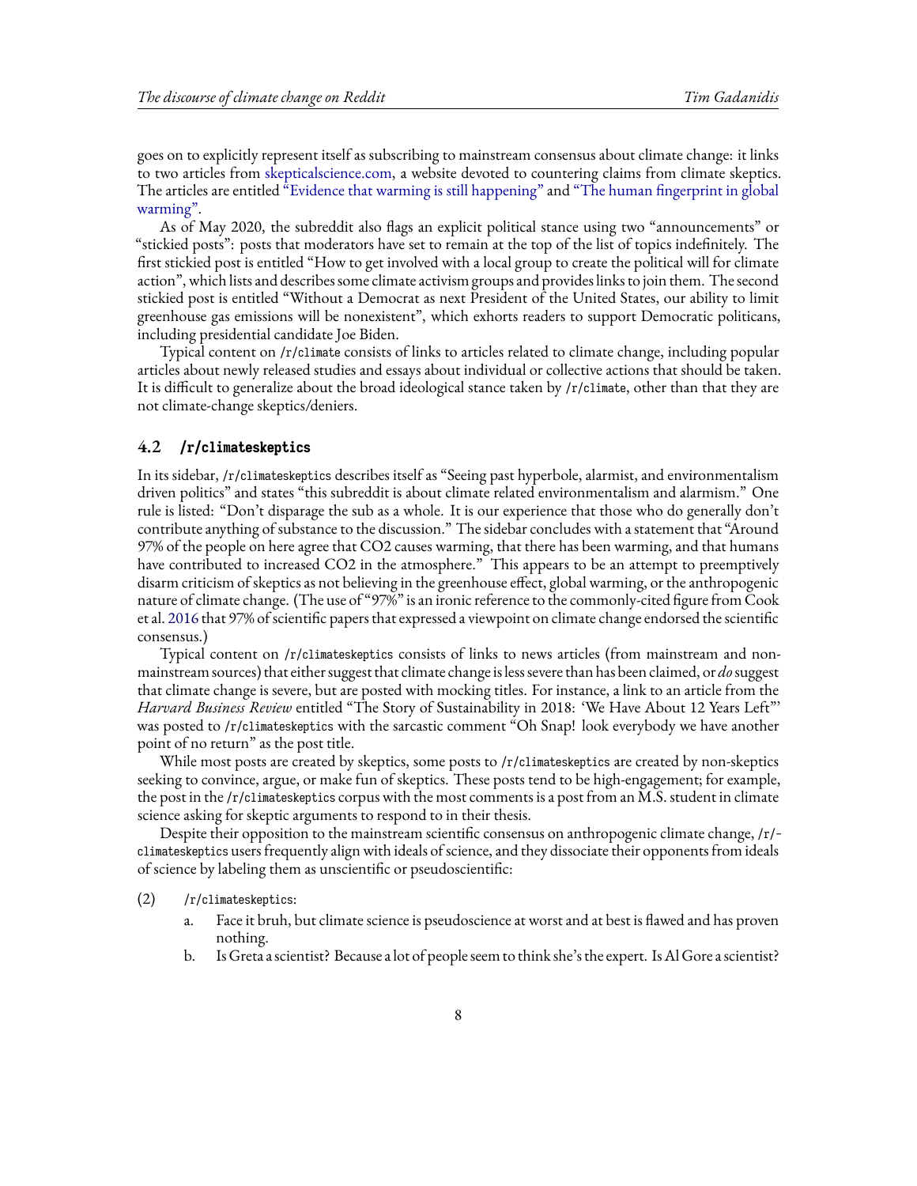goes on to explicitly represent itself as subscribing to mainstream consensus about climate change: it links to two articles from skepticalscience.com, a website devoted to countering claims from climate skeptics. The articles are entitled "Evidence that warming is still happening" and "The human fingerprint in global warming".

As of May 2020, the subreddit also flags an explicit political stance using two "announcements" or "stickied posts": posts that moderators have set to remain at the top of the list of topics indefinitely. The first stickied post is entitled "How to get involved with a local group to create the political will for climate action", which lists and describes some climate activism groups and provides links to join them. The second stickied post is entitled "Without a Democrat as next President of the United States, our ability to limit greenhouse gas emissions will be nonexistent", which exhorts readers to support Democratic politicans, including presidential candidate Joe Biden.

Typical content on `/r/climate` consists of links to articles related to climate change, including popular articles about newly released studies and essays about individual or collective actions that should be taken. It is difficult to generalize about the broad ideological stance taken by `/r/climate`, other than that they are not climate-change skeptics/deniers.

### 4.2 `/r/climateskeptics`

In its sidebar, `/r/climateskeptics` describes itself as "Seeing past hyperbole, alarmist, and environmentalism driven politics" and states "this subreddit is about climate related environmentalism and alarmism." One rule is listed: "Don't disparage the sub as a whole. It is our experience that those who do generally don't contribute anything of substance to the discussion." The sidebar concludes with a statement that "Around 97% of the people on here agree that CO2 causes warming, that there has been warming, and that humans have contributed to increased CO2 in the atmosphere." This appears to be an attempt to preemptively disarm criticism of skeptics as not believing in the greenhouse effect, global warming, or the anthropogenic nature of climate change. (The use of "97%" is an ironic reference to the commonly-cited figure from Cook et al. 2016 that 97% of scientific papers that expressed a viewpoint on climate change endorsed the scientific consensus.)

Typical content on `/r/climateskeptics` consists of links to news articles (from mainstream and non-mainstream sources) that either suggest that climate change is less severe than has been claimed, or *do* suggest that climate change is severe, but are posted with mocking titles. For instance, a link to an article from the *Harvard Business Review* entitled "The Story of Sustainability in 2018: 'We Have About 12 Years Left'" was posted to `/r/climateskeptics` with the sarcastic comment "Oh Snap! look everybody we have another point of no return" as the post title.

While most posts are created by skeptics, some posts to `/r/climateskeptics` are created by non-skeptics seeking to convince, argue, or make fun of skeptics. These posts tend to be high-engagement; for example, the post in the `/r/climateskeptics` corpus with the most comments is a post from an M.S. student in climate science asking for skeptic arguments to respond to in their thesis.

Despite their opposition to the mainstream scientific consensus on anthropogenic climate change, `/r/climateskeptics` users frequently align with ideals of science, and they dissociate their opponents from ideals of science by labeling them as unscientific or pseudoscientific:

(2) `/r/climateskeptics`:

a. Face it bruh, but climate science is pseudoscience at worst and at best is flawed and has proven nothing.

b. Is Greta a scientist? Because a lot of people seem to think she's the expert. Is Al Gore a scientist?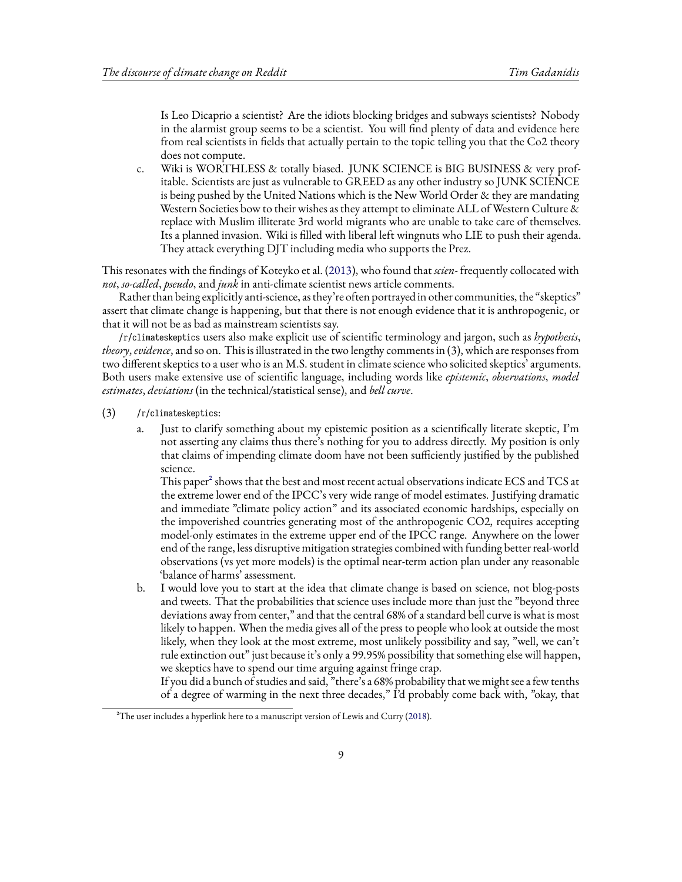Is Leo Dicaprio a scientist? Are the idiots blocking bridges and subways scientists? Nobody in the alarmist group seems to be a scientist. You will find plenty of data and evidence here from real scientists in fields that actually pertain to the topic telling you that the Co2 theory does not compute.

c. Wiki is WORTHLESS & totally biased. JUNK SCIENCE is BIG BUSINESS & very profitable. Scientists are just as vulnerable to GREED as any other industry so JUNK SCIENCE is being pushed by the United Nations which is the New World Order & they are mandating Western Societies bow to their wishes as they attempt to eliminate ALL of Western Culture & replace with Muslim illiterate 3rd world migrants who are unable to take care of themselves. Its a planned invasion. Wiki is filled with liberal left wingnuts who LIE to push their agenda. They attack everything DJT including media who supports the Prez.

This resonates with the findings of Koteyko et al. (2013), who found that *scien-* frequently collocated with *not*, *so-called*, *pseudo*, and *junk* in anti-climate scientist news article comments.

Rather than being explicitly anti-science, as they're often portrayed in other communities, the "skeptics" assert that climate change is happening, but that there is not enough evidence that it is anthropogenic, or that it will not be as bad as mainstream scientists say.

`/r/climateskeptics` users also make explicit use of scientific terminology and jargon, such as *hypothesis*, *theory*, *evidence*, and so on. This is illustrated in the two lengthy comments in (3), which are responses from two different skeptics to a user who is an M.S. student in climate science who solicited skeptics' arguments. Both users make extensive use of scientific language, including words like *epistemic*, *observations*, *model estimates*, *deviations* (in the technical/statistical sense), and *bell curve*.

(3) `/r/climateskeptics`:

a. Just to clarify something about my epistemic position as a scientifically literate skeptic, I'm not asserting any claims thus there's nothing for you to address directly. My position is only that claims of impending climate doom have not been sufficiently justified by the published science.

This paper[2] shows that the best and most recent actual observations indicate ECS and TCS at the extreme lower end of the IPCC's very wide range of model estimates. Justifying dramatic and immediate "climate policy action" and its associated economic hardships, especially on the impoverished countries generating most of the anthropogenic CO2, requires accepting model-only estimates in the extreme upper end of the IPCC range. Anywhere on the lower end of the range, less disruptive mitigation strategies combined with funding better real-world observations (vs yet more models) is the optimal near-term action plan under any reasonable 'balance of harms' assessment.

b. I would love you to start at the idea that climate change is based on science, not blog-posts and tweets. That the probabilities that science uses include more than just the "beyond three deviations away from center," and that the central 68% of a standard bell curve is what is most likely to happen. When the media gives all of the press to people who look at outside the most likely, when they look at the most extreme, most unlikely possibility and say, "well, we can't rule extinction out" just because it's only a 99.95% possibility that something else will happen, we skeptics have to spend our time arguing against fringe crap.

If you did a bunch of studies and said, "there's a 68% probability that we might see a few tenths of a degree of warming in the next three decades," I'd probably come back with, "okay, that

[2] The user includes a hyperlink here to a manuscript version of Lewis and Curry (2018).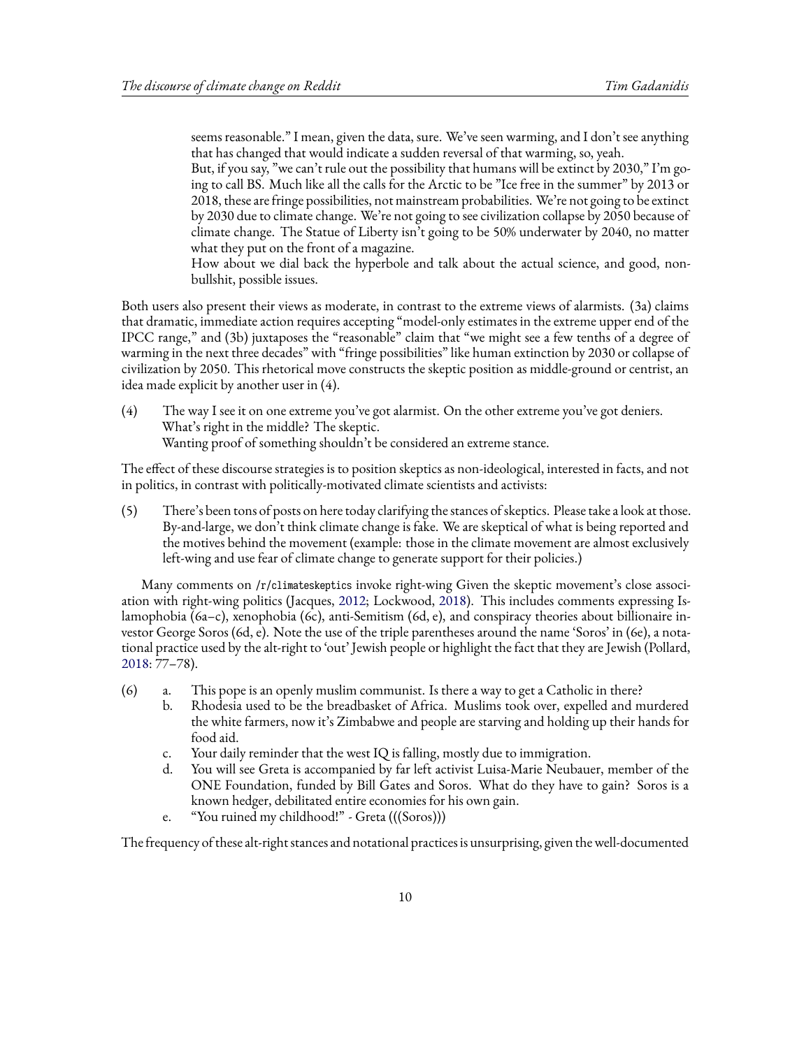seems reasonable." I mean, given the data, sure. We've seen warming, and I don't see anything that has changed that would indicate a sudden reversal of that warming, so, yeah.

But, if you say, "we can't rule out the possibility that humans will be extinct by 2030," I'm going to call BS. Much like all the calls for the Arctic to be "Ice free in the summer" by 2013 or 2018, these are fringe possibilities, not mainstream probabilities. We're not going to be extinct by 2030 due to climate change. We're not going to see civilization collapse by 2050 because of climate change. The Statue of Liberty isn't going to be 50% underwater by 2040, no matter what they put on the front of a magazine.

How about we dial back the hyperbole and talk about the actual science, and good, non-bullshit, possible issues.

Both users also present their views as moderate, in contrast to the extreme views of alarmists. (3a) claims that dramatic, immediate action requires accepting "model-only estimates in the extreme upper end of the IPCC range," and (3b) juxtaposes the "reasonable" claim that "we might see a few tenths of a degree of warming in the next three decades" with "fringe possibilities" like human extinction by 2030 or collapse of civilization by 2050. This rhetorical move constructs the skeptic position as middle-ground or centrist, an idea made explicit by another user in (4).

(4) The way I see it on one extreme you've got alarmist. On the other extreme you've got deniers. What's right in the middle? The skeptic.
Wanting proof of something shouldn't be considered an extreme stance.

The effect of these discourse strategies is to position skeptics as non-ideological, interested in facts, and not in politics, in contrast with politically-motivated climate scientists and activists:

(5) There's been tons of posts on here today clarifying the stances of skeptics. Please take a look at those. By-and-large, we don't think climate change is fake. We are skeptical of what is being reported and the motives behind the movement (example: those in the climate movement are almost exclusively left-wing and use fear of climate change to generate support for their policies.)

Many comments on `/r/climateskeptics` invoke right-wing Given the skeptic movement's close association with right-wing politics (Jacques, 2012; Lockwood, 2018). This includes comments expressing Islamophobia (6a–c), xenophobia (6c), anti-Semitism (6d, e), and conspiracy theories about billionaire investor George Soros (6d, e). Note the use of the triple parentheses around the name 'Soros' in (6e), a notational practice used by the alt-right to 'out' Jewish people or highlight the fact that they are Jewish (Pollard, 2018: 77–78).

(6) a. This pope is an openly muslim communist. Is there a way to get a Catholic in there?
b. Rhodesia used to be the breadbasket of Africa. Muslims took over, expelled and murdered the white farmers, now it's Zimbabwe and people are starving and holding up their hands for food aid.
c. Your daily reminder that the west IQ is falling, mostly due to immigration.
d. You will see Greta is accompanied by far left activist Luisa-Marie Neubauer, member of the ONE Foundation, funded by Bill Gates and Soros. What do they have to gain? Soros is a known hedger, debilitated entire economies for his own gain.
e. "You ruined my childhood!" - Greta (((Soros)))

The frequency of these alt-right stances and notational practices is unsurprising, given the well-documented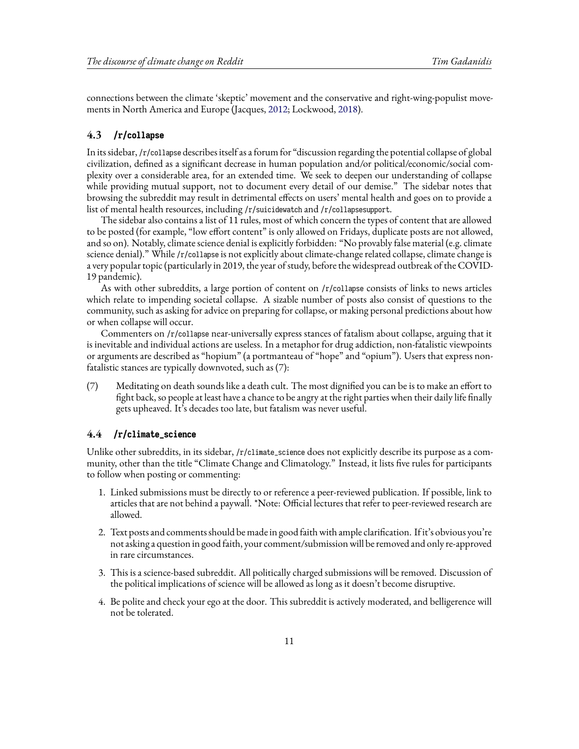connections between the climate 'skeptic' movement and the conservative and right-wing-populist movements in North America and Europe (Jacques, 2012; Lockwood, 2018).

### 4.3 /r/collapse

In its sidebar, /r/collapse describes itself as a forum for "discussion regarding the potential collapse of global civilization, defined as a significant decrease in human population and/or political/economic/social complexity over a considerable area, for an extended time. We seek to deepen our understanding of collapse while providing mutual support, not to document every detail of our demise." The sidebar notes that browsing the subreddit may result in detrimental effects on users' mental health and goes on to provide a list of mental health resources, including /r/suicidewatch and /r/collapsesupport.

The sidebar also contains a list of 11 rules, most of which concern the types of content that are allowed to be posted (for example, "low effort content" is only allowed on Fridays, duplicate posts are not allowed, and so on). Notably, climate science denial is explicitly forbidden: "No provably false material (e.g. climate science denial)." While /r/collapse is not explicitly about climate-change related collapse, climate change is a very popular topic (particularly in 2019, the year of study, before the widespread outbreak of the COVID-19 pandemic).

As with other subreddits, a large portion of content on /r/collapse consists of links to news articles which relate to impending societal collapse. A sizable number of posts also consist of questions to the community, such as asking for advice on preparing for collapse, or making personal predictions about how or when collapse will occur.

Commenters on /r/collapse near-universally express stances of fatalism about collapse, arguing that it is inevitable and individual actions are useless. In a metaphor for drug addiction, non-fatalistic viewpoints or arguments are described as "hopium" (a portmanteau of "hope" and "opium"). Users that express non-fatalistic stances are typically downvoted, such as (7):

(7) Meditating on death sounds like a death cult. The most dignified you can be is to make an effort to fight back, so people at least have a chance to be angry at the right parties when their daily life finally gets upheaved. It's decades too late, but fatalism was never useful.

### 4.4 /r/climate_science

Unlike other subreddits, in its sidebar, /r/climate_science does not explicitly describe its purpose as a community, other than the title "Climate Change and Climatology." Instead, it lists five rules for participants to follow when posting or commenting:

1. Linked submissions must be directly to or reference a peer-reviewed publication. If possible, link to articles that are not behind a paywall. *Note: Official lectures that refer to peer-reviewed research are allowed.
2. Text posts and comments should be made in good faith with ample clarification. If it's obvious you're not asking a question in good faith, your comment/submission will be removed and only re-approved in rare circumstances.
3. This is a science-based subreddit. All politically charged submissions will be removed. Discussion of the political implications of science will be allowed as long as it doesn't become disruptive.
4. Be polite and check your ego at the door. This subreddit is actively moderated, and belligerence will not be tolerated.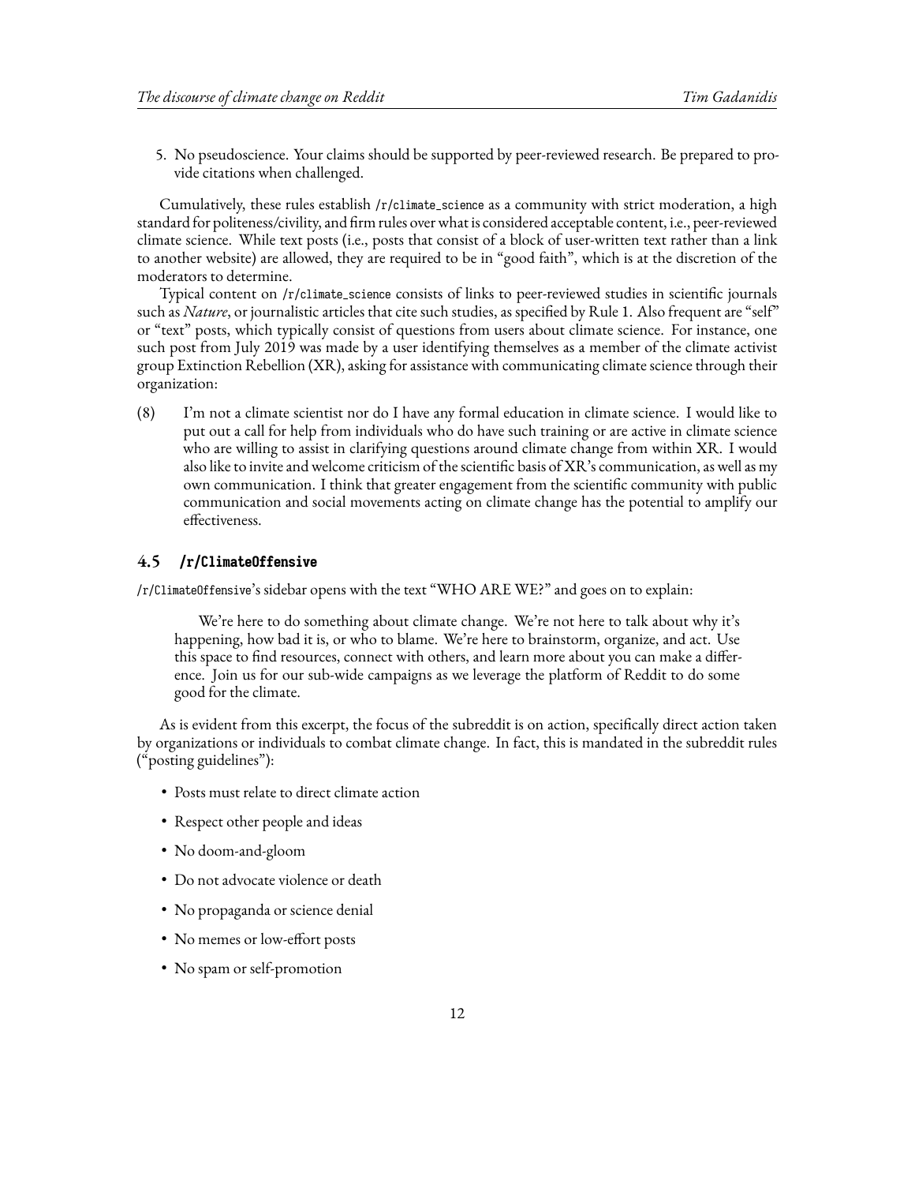5. No pseudoscience. Your claims should be supported by peer-reviewed research. Be prepared to provide citations when challenged.

Cumulatively, these rules establish /r/climate_science as a community with strict moderation, a high standard for politeness/civility, and firm rules over what is considered acceptable content, i.e., peer-reviewed climate science. While text posts (i.e., posts that consist of a block of user-written text rather than a link to another website) are allowed, they are required to be in "good faith", which is at the discretion of the moderators to determine.

Typical content on /r/climate_science consists of links to peer-reviewed studies in scientific journals such as *Nature*, or journalistic articles that cite such studies, as specified by Rule 1. Also frequent are "self" or "text" posts, which typically consist of questions from users about climate science. For instance, one such post from July 2019 was made by a user identifying themselves as a member of the climate activist group Extinction Rebellion (XR), asking for assistance with communicating climate science through their organization:

(8) I'm not a climate scientist nor do I have any formal education in climate science. I would like to put out a call for help from individuals who do have such training or are active in climate science who are willing to assist in clarifying questions around climate change from within XR. I would also like to invite and welcome criticism of the scientific basis of XR's communication, as well as my own communication. I think that greater engagement from the scientific community with public communication and social movements acting on climate change has the potential to amplify our effectiveness.

### 4.5 /r/ClimateOffensive

/r/ClimateOffensive's sidebar opens with the text "WHO ARE WE?" and goes on to explain:

> We're here to do something about climate change. We're not here to talk about why it's happening, how bad it is, or who to blame. We're here to brainstorm, organize, and act. Use this space to find resources, connect with others, and learn more about you can make a difference. Join us for our sub-wide campaigns as we leverage the platform of Reddit to do some good for the climate.

As is evident from this excerpt, the focus of the subreddit is on action, specifically direct action taken by organizations or individuals to combat climate change. In fact, this is mandated in the subreddit rules ("posting guidelines"):

- Posts must relate to direct climate action
- Respect other people and ideas
- No doom-and-gloom
- Do not advocate violence or death
- No propaganda or science denial
- No memes or low-effort posts
- No spam or self-promotion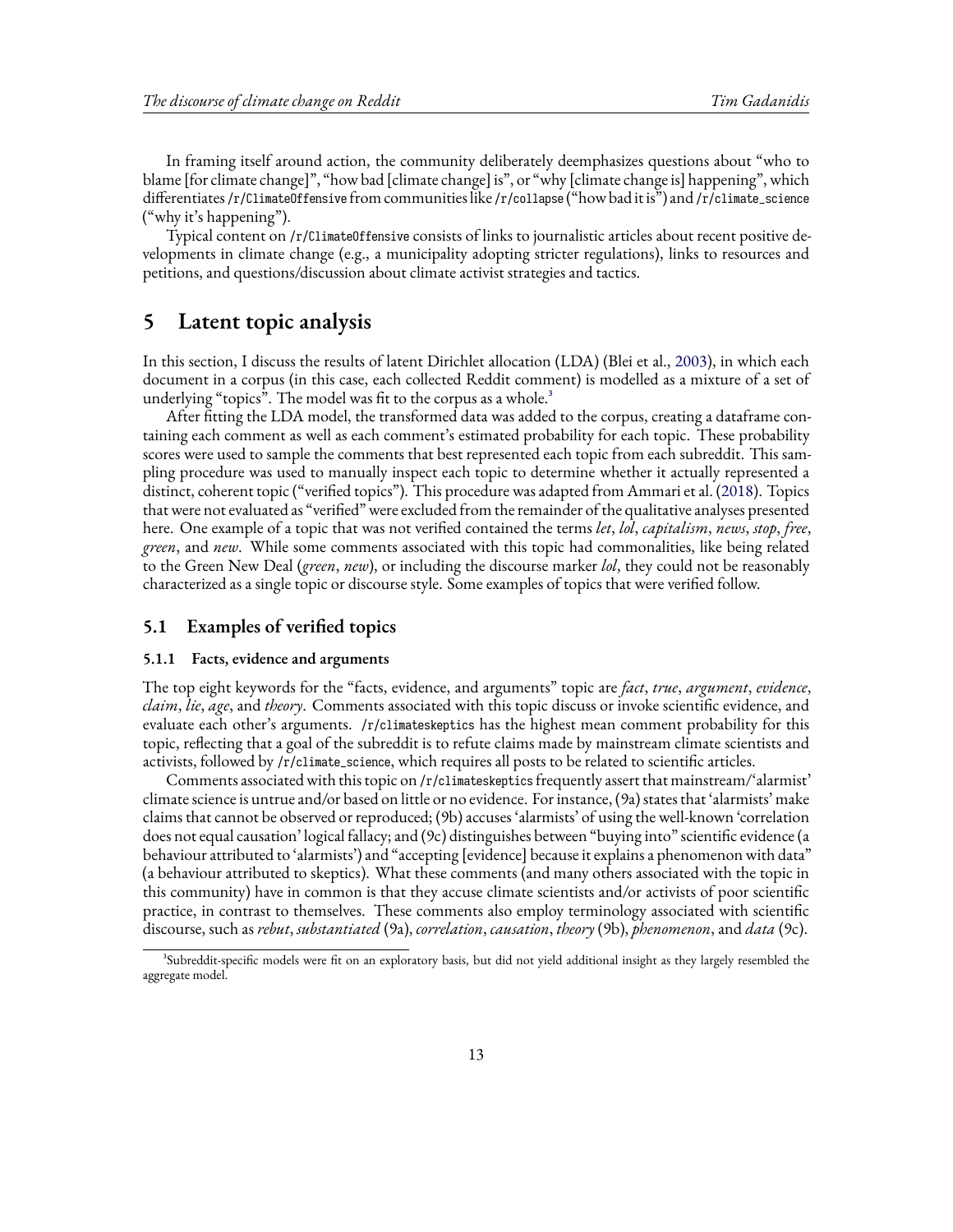In framing itself around action, the community deliberately deemphasizes questions about "who to blame [for climate change]", "how bad [climate change] is", or "why [climate change is] happening", which differentiates `/r/ClimateOffensive` from communities like `/r/collapse` ("how bad it is") and `/r/climate_science` ("why it's happening").

Typical content on `/r/ClimateOffensive` consists of links to journalistic articles about recent positive developments in climate change (e.g., a municipality adopting stricter regulations), links to resources and petitions, and questions/discussion about climate activist strategies and tactics.

# 5 Latent topic analysis

In this section, I discuss the results of latent Dirichlet allocation (LDA) (Blei et al., 2003), in which each document in a corpus (in this case, each collected Reddit comment) is modelled as a mixture of a set of underlying "topics". The model was fit to the corpus as a whole.[3]

After fitting the LDA model, the transformed data was added to the corpus, creating a dataframe containing each comment as well as each comment's estimated probability for each topic. These probability scores were used to sample the comments that best represented each topic from each subreddit. This sampling procedure was used to manually inspect each topic to determine whether it actually represented a distinct, coherent topic ("verified topics"). This procedure was adapted from Ammari et al. (2018). Topics that were not evaluated as "verified" were excluded from the remainder of the qualitative analyses presented here. One example of a topic that was not verified contained the terms *let*, *lol*, *capitalism*, *news*, *stop*, *free*, *green*, and *new*. While some comments associated with this topic had commonalities, like being related to the Green New Deal (*green*, *new*), or including the discourse marker *lol*, they could not be reasonably characterized as a single topic or discourse style. Some examples of topics that were verified follow.

## 5.1 Examples of verified topics

### 5.1.1 Facts, evidence and arguments

The top eight keywords for the "facts, evidence, and arguments" topic are *fact*, *true*, *argument*, *evidence*, *claim*, *lie*, *age*, and *theory*. Comments associated with this topic discuss or invoke scientific evidence, and evaluate each other's arguments. `/r/climateskeptics` has the highest mean comment probability for this topic, reflecting that a goal of the subreddit is to refute claims made by mainstream climate scientists and activists, followed by `/r/climate_science`, which requires all posts to be related to scientific articles.

Comments associated with this topic on `/r/climateskeptics` frequently assert that mainstream/'alarmist' climate science is untrue and/or based on little or no evidence. For instance, (9a) states that 'alarmists' make claims that cannot be observed or reproduced; (9b) accuses 'alarmists' of using the well-known 'correlation does not equal causation' logical fallacy; and (9c) distinguishes between "buying into" scientific evidence (a behaviour attributed to 'alarmists') and "accepting [evidence] because it explains a phenomenon with data" (a behaviour attributed to skeptics). What these comments (and many others associated with the topic in this community) have in common is that they accuse climate scientists and/or activists of poor scientific practice, in contrast to themselves. These comments also employ terminology associated with scientific discourse, such as *rebut*, *substantiated* (9a), *correlation*, *causation*, *theory* (9b), *phenomenon*, and *data* (9c).

[3] Subreddit-specific models were fit on an exploratory basis, but did not yield additional insight as they largely resembled the aggregate model.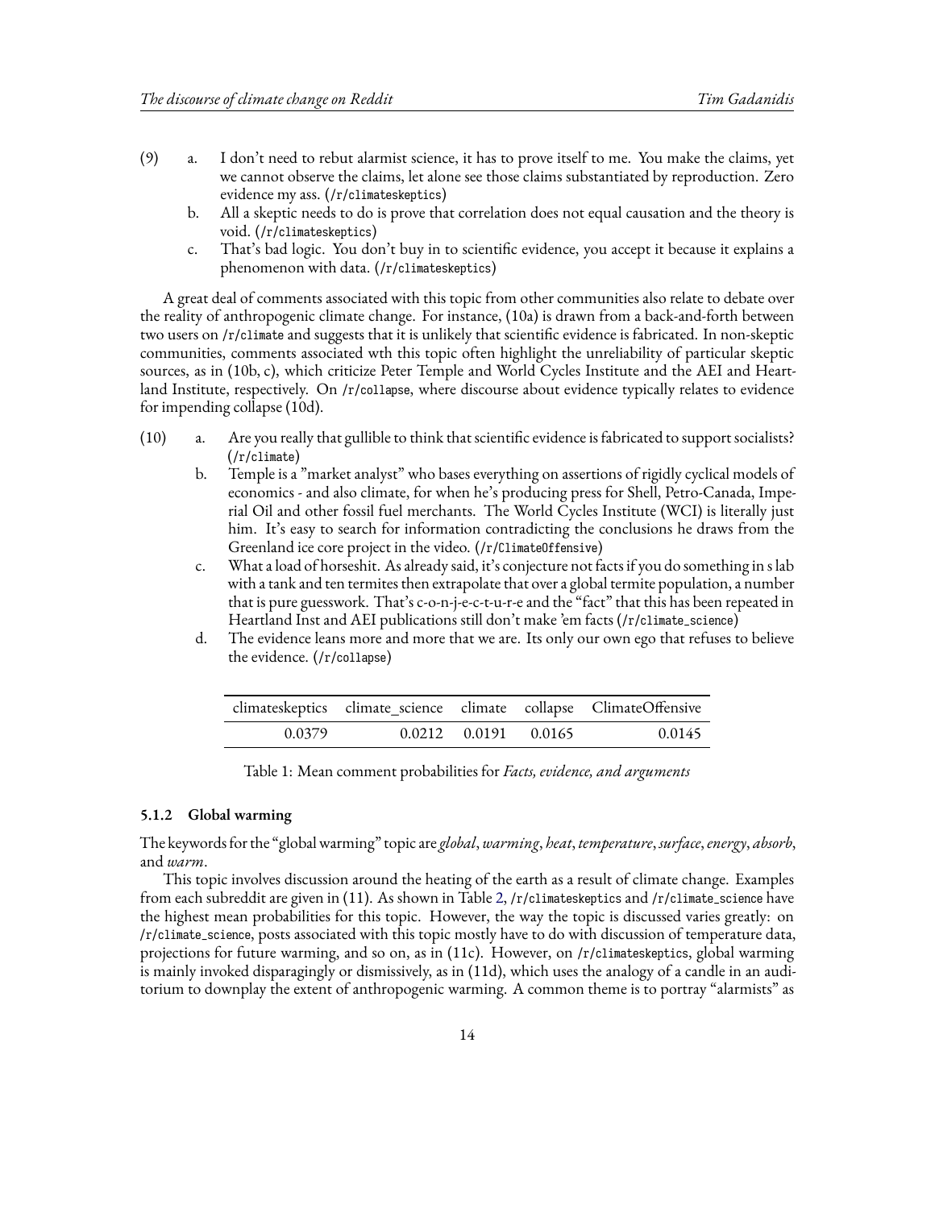(9)

a. I don't need to rebut alarmist science, it has to prove itself to me. You make the claims, yet we cannot observe the claims, let alone see those claims substantiated by reproduction. Zero evidence my ass. (`/r/climateskeptics`)

b. All a skeptic needs to do is prove that correlation does not equal causation and the theory is void. (`/r/climateskeptics`)

c. That's bad logic. You don't buy in to scientific evidence, you accept it because it explains a phenomenon with data. (`/r/climateskeptics`)

A great deal of comments associated with this topic from other communities also relate to debate over the reality of anthropogenic climate change. For instance, (10a) is drawn from a back-and-forth between two users on `/r/climate` and suggests that it is unlikely that scientific evidence is fabricated. In non-skeptic communities, comments associated wth this topic often highlight the unreliability of particular skeptic sources, as in (10b, c), which criticize Peter Temple and World Cycles Institute and the AEI and Heartland Institute, respectively. On `/r/collapse`, where discourse about evidence typically relates to evidence for impending collapse (10d).

(10)

a. Are you really that gullible to think that scientific evidence is fabricated to support socialists? (`/r/climate`)

b. Temple is a "market analyst" who bases everything on assertions of rigidly cyclical models of economics - and also climate, for when he's producing press for Shell, Petro-Canada, Imperial Oil and other fossil fuel merchants. The World Cycles Institute (WCI) is literally just him. It's easy to search for information contradicting the conclusions he draws from the Greenland ice core project in the video. (`/r/ClimateOffensive`)

c. What a load of horseshit. As already said, it's conjecture not facts if you do something in s lab with a tank and ten termites then extrapolate that over a global termite population, a number that is pure guesswork. That's c-o-n-j-e-c-t-u-r-e and the "fact" that this has been repeated in Heartland Inst and AEI publications still don't make 'em facts (`/r/climate_science`)

d. The evidence leans more and more that we are. Its only our own ego that refuses to believe the evidence. (`/r/collapse`)

| climateskeptics | climate_science | climate | collapse | ClimateOffensive |
|---|---|---|---|---|
| 0.0379 | 0.0212 | 0.0191 | 0.0165 | 0.0145 |

Table 1: Mean comment probabilities for *Facts, evidence, and arguments*

#### 5.1.2 Global warming

The keywords for the "global warming" topic are *global*, *warming*, *heat*, *temperature*, *surface*, *energy*, *absorb*, and *warm*.

This topic involves discussion around the heating of the earth as a result of climate change. Examples from each subreddit are given in (11). As shown in Table 2, `/r/climateskeptics` and `/r/climate_science` have the highest mean probabilities for this topic. However, the way the topic is discussed varies greatly: on `/r/climate_science`, posts associated with this topic mostly have to do with discussion of temperature data, projections for future warming, and so on, as in (11c). However, on `/r/climateskeptics`, global warming is mainly invoked disparagingly or dismissively, as in (11d), which uses the analogy of a candle in an auditorium to downplay the extent of anthropogenic warming. A common theme is to portray "alarmists" as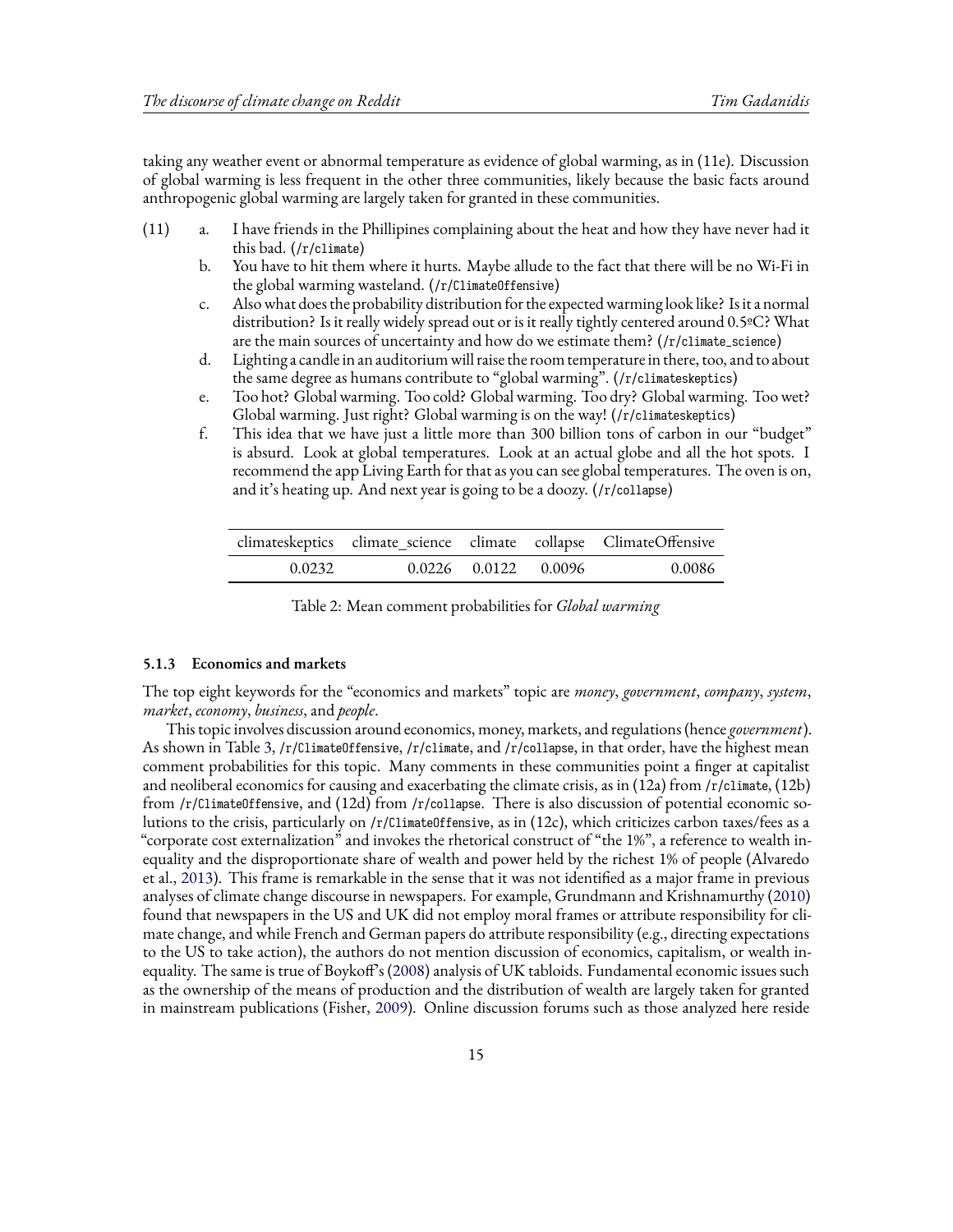taking any weather event or abnormal temperature as evidence of global warming, as in (11e). Discussion of global warming is less frequent in the other three communities, likely because the basic facts around anthropogenic global warming are largely taken for granted in these communities.

(11) a. I have friends in the Phillipines complaining about the heat and how they have never had it this bad. (`/r/climate`)

b. You have to hit them where it hurts. Maybe allude to the fact that there will be no Wi-Fi in the global warming wasteland. (`/r/ClimateOffensive`)

c. Also what does the probability distribution for the expected warming look like? Is it a normal distribution? Is it really widely spread out or is it really tightly centered around 0.5ºC? What are the main sources of uncertainty and how do we estimate them? (`/r/climate_science`)

d. Lighting a candle in an auditorium will raise the room temperature in there, too, and to about the same degree as humans contribute to "global warming". (`/r/climateskeptics`)

e. Too hot? Global warming. Too cold? Global warming. Too dry? Global warming. Too wet? Global warming. Just right? Global warming is on the way! (`/r/climateskeptics`)

f. This idea that we have just a little more than 300 billion tons of carbon in our "budget" is absurd. Look at global temperatures. Look at an actual globe and all the hot spots. I recommend the app Living Earth for that as you can see global temperatures. The oven is on, and it's heating up. And next year is going to be a doozy. (`/r/collapse`)

| climateskeptics | climate_science | climate | collapse | ClimateOffensive |
|---|---|---|---|---|
| 0.0232 | 0.0226 | 0.0122 | 0.0096 | 0.0086 |

Table 2: Mean comment probabilities for *Global warming*

#### 5.1.3 Economics and markets

The top eight keywords for the "economics and markets" topic are *money*, *government*, *company*, *system*, *market*, *economy*, *business*, and *people*.

This topic involves discussion around economics, money, markets, and regulations (hence *government*). As shown in Table 3, `/r/ClimateOffensive`, `/r/climate`, and `/r/collapse`, in that order, have the highest mean comment probabilities for this topic. Many comments in these communities point a finger at capitalist and neoliberal economics for causing and exacerbating the climate crisis, as in (12a) from `/r/climate`, (12b) from `/r/ClimateOffensive`, and (12d) from `/r/collapse`. There is also discussion of potential economic solutions to the crisis, particularly on `/r/ClimateOffensive`, as in (12c), which criticizes carbon taxes/fees as a "corporate cost externalization" and invokes the rhetorical construct of "the 1%", a reference to wealth inequality and the disproportionate share of wealth and power held by the richest 1% of people (Alvaredo et al., 2013). This frame is remarkable in the sense that it was not identified as a major frame in previous analyses of climate change discourse in newspapers. For example, Grundmann and Krishnamurthy (2010) found that newspapers in the US and UK did not employ moral frames or attribute responsibility for climate change, and while French and German papers do attribute responsibility (e.g., directing expectations to the US to take action), the authors do not mention discussion of economics, capitalism, or wealth inequality. The same is true of Boykoff's (2008) analysis of UK tabloids. Fundamental economic issues such as the ownership of the means of production and the distribution of wealth are largely taken for granted in mainstream publications (Fisher, 2009). Online discussion forums such as those analyzed here reside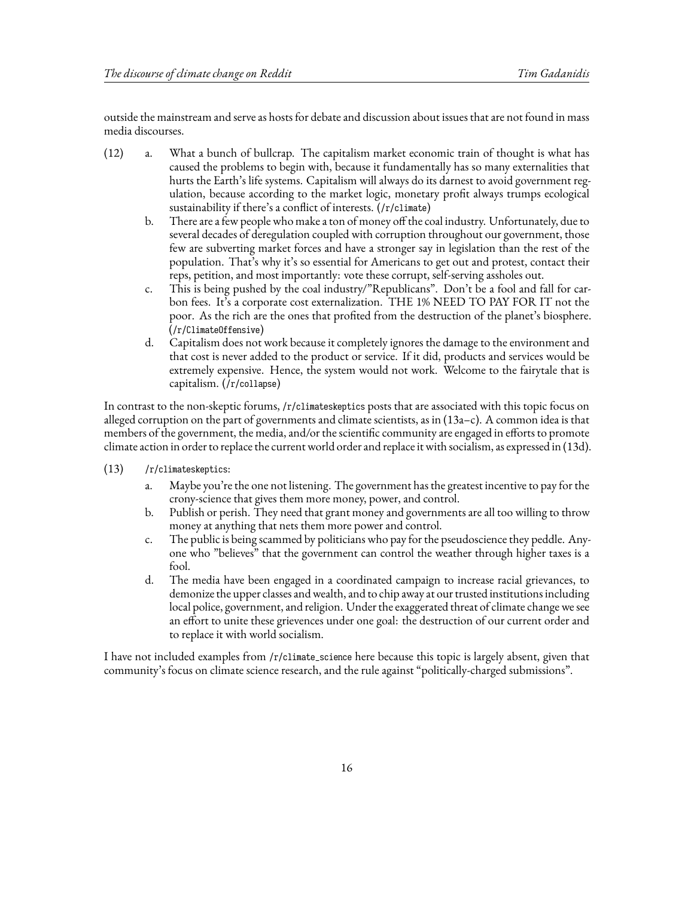outside the mainstream and serve as hosts for debate and discussion about issues that are not found in mass media discourses.

(12)

a. What a bunch of bullcrap. The capitalism market economic train of thought is what has caused the problems to begin with, because it fundamentally has so many externalities that hurts the Earth's life systems. Capitalism will always do its darnest to avoid government regulation, because according to the market logic, monetary profit always trumps ecological sustainability if there's a conflict of interests. (`/r/climate`)

b. There are a few people who make a ton of money off the coal industry. Unfortunately, due to several decades of deregulation coupled with corruption throughout our government, those few are subverting market forces and have a stronger say in legislation than the rest of the population. That's why it's so essential for Americans to get out and protest, contact their reps, petition, and most importantly: vote these corrupt, self-serving assholes out.

c. This is being pushed by the coal industry/"Republicans". Don't be a fool and fall for carbon fees. It's a corporate cost externalization. THE 1% NEED TO PAY FOR IT not the poor. As the rich are the ones that profited from the destruction of the planet's biosphere. (`/r/ClimateOffensive`)

d. Capitalism does not work because it completely ignores the damage to the environment and that cost is never added to the product or service. If it did, products and services would be extremely expensive. Hence, the system would not work. Welcome to the fairytale that is capitalism. (`/r/collapse`)

In contrast to the non-skeptic forums, `/r/climateskeptics` posts that are associated with this topic focus on alleged corruption on the part of governments and climate scientists, as in (13a–c). A common idea is that members of the government, the media, and/or the scientific community are engaged in efforts to promote climate action in order to replace the current world order and replace it with socialism, as expressed in (13d).

(13) `/r/climateskeptics`:

a. Maybe you're the one not listening. The government has the greatest incentive to pay for the crony-science that gives them more money, power, and control.

b. Publish or perish. They need that grant money and governments are all too willing to throw money at anything that nets them more power and control.

c. The public is being scammed by politicians who pay for the pseudoscience they peddle. Anyone who "believes" that the government can control the weather through higher taxes is a fool.

d. The media have been engaged in a coordinated campaign to increase racial grievances, to demonize the upper classes and wealth, and to chip away at our trusted institutions including local police, government, and religion. Under the exaggerated threat of climate change we see an effort to unite these grievences under one goal: the destruction of our current order and to replace it with world socialism.

I have not included examples from `/r/climate_science` here because this topic is largely absent, given that community's focus on climate science research, and the rule against "politically-charged submissions".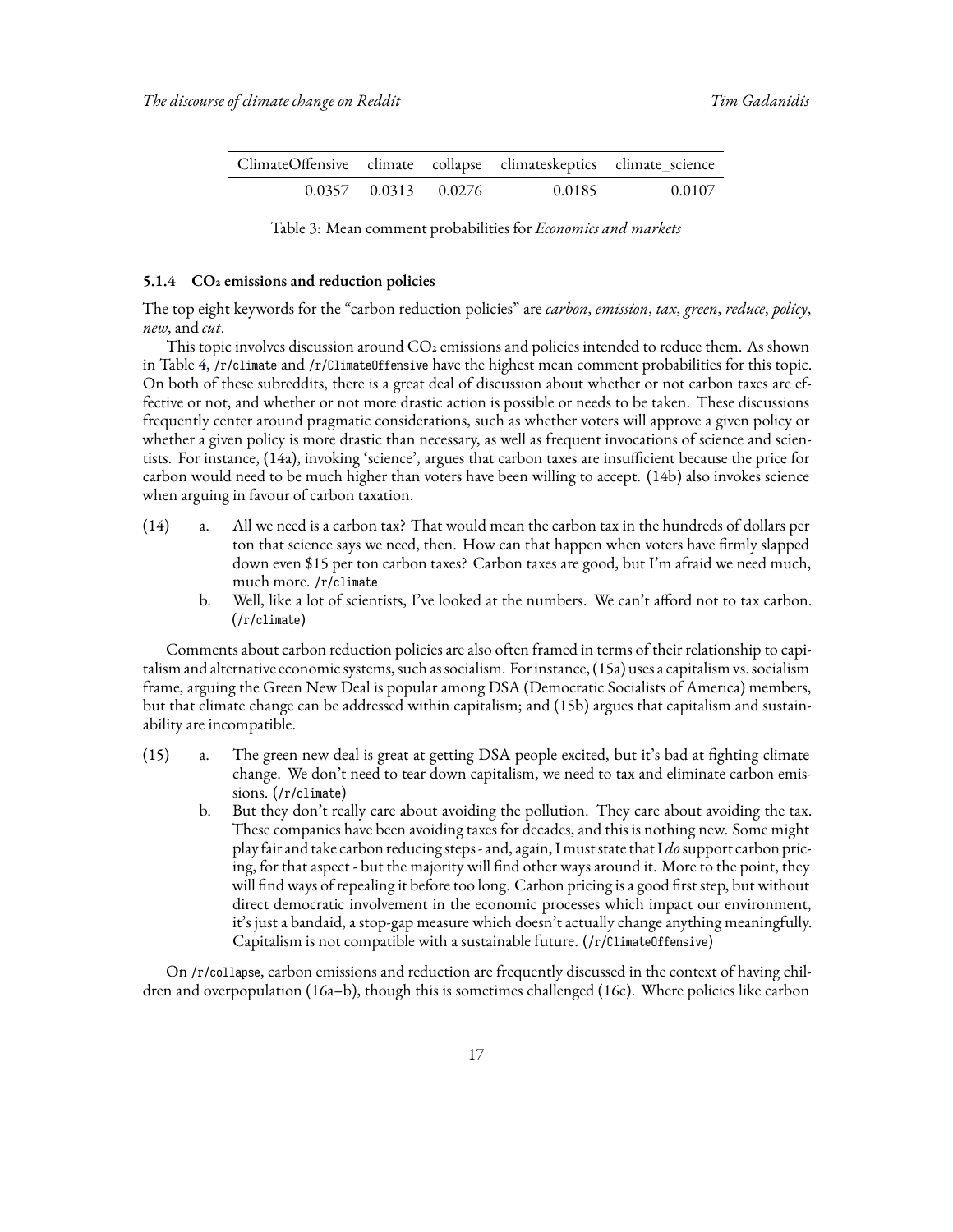| ClimateOffensive | climate | collapse | climateskeptics | climate_science |
|---|---|---|---|---|
| 0.0357 | 0.0313 | 0.0276 | 0.0185 | 0.0107 |

Table 3: Mean comment probabilities for *Economics and markets*

#### 5.1.4 $CO_2$ emissions and reduction policies

The top eight keywords for the "carbon reduction policies" are *carbon*, *emission*, *tax*, *green*, *reduce*, *policy*, *new*, and *cut*.

This topic involves discussion around $CO_2$ emissions and policies intended to reduce them. As shown in Table 4, /r/climate and /r/ClimateOffensive have the highest mean comment probabilities for this topic. On both of these subreddits, there is a great deal of discussion about whether or not carbon taxes are effective or not, and whether or not more drastic action is possible or needs to be taken. These discussions frequently center around pragmatic considerations, such as whether voters will approve a given policy or whether a given policy is more drastic than necessary, as well as frequent invocations of science and scientists. For instance, (14a), invoking 'science', argues that carbon taxes are insufficient because the price for carbon would need to be much higher than voters have been willing to accept. (14b) also invokes science when arguing in favour of carbon taxation.

(14) a. All we need is a carbon tax? That would mean the carbon tax in the hundreds of dollars per ton that science says we need, then. How can that happen when voters have firmly slapped down even $15 per ton carbon taxes? Carbon taxes are good, but I'm afraid we need much, much more. /r/climate

b. Well, like a lot of scientists, I've looked at the numbers. We can't afford not to tax carbon. (/r/climate)

Comments about carbon reduction policies are also often framed in terms of their relationship to capitalism and alternative economic systems, such as socialism. For instance, (15a) uses a capitalism vs. socialism frame, arguing the Green New Deal is popular among DSA (Democratic Socialists of America) members, but that climate change can be addressed within capitalism; and (15b) argues that capitalism and sustainability are incompatible.

(15) a. The green new deal is great at getting DSA people excited, but it's bad at fighting climate change. We don't need to tear down capitalism, we need to tax and eliminate carbon emissions. (/r/climate)

b. But they don't really care about avoiding the pollution. They care about avoiding the tax. These companies have been avoiding taxes for decades, and this is nothing new. Some might play fair and take carbon reducing steps - and, again, I must state that I *do* support carbon pricing, for that aspect - but the majority will find other ways around it. More to the point, they will find ways of repealing it before too long. Carbon pricing is a good first step, but without direct democratic involvement in the economic processes which impact our environment, it's just a bandaid, a stop-gap measure which doesn't actually change anything meaningfully. Capitalism is not compatible with a sustainable future. (/r/ClimateOffensive)

On /r/collapse, carbon emissions and reduction are frequently discussed in the context of having children and overpopulation (16a–b), though this is sometimes challenged (16c). Where policies like carbon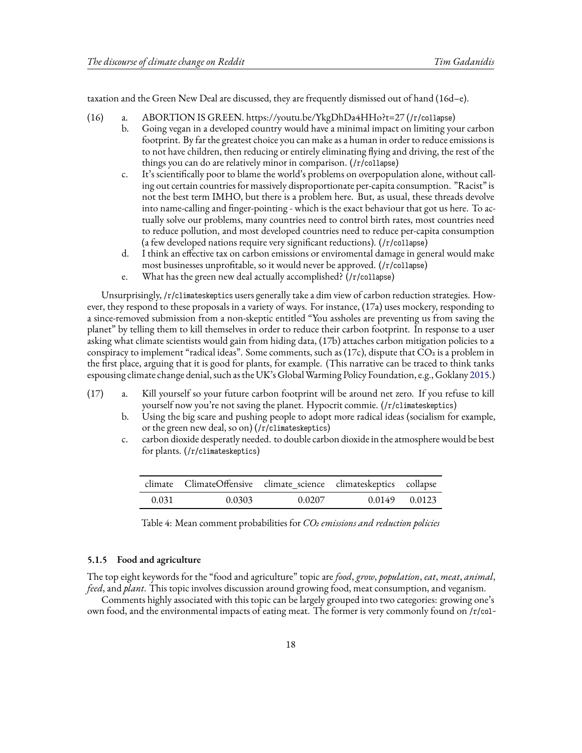taxation and the Green New Deal are discussed, they are frequently dismissed out of hand (16d–e).

(16)
a. ABORTION IS GREEN. https://youtu.be/YkgDhDa4HHo?t=27 (`/r/collapse`)
b. Going vegan in a developed country would have a minimal impact on limiting your carbon footprint. By far the greatest choice you can make as a human in order to reduce emissions is to not have children, then reducing or entirely eliminating flying and driving, the rest of the things you can do are relatively minor in comparison. (`/r/collapse`)
c. It's scientifically poor to blame the world's problems on overpopulation alone, without calling out certain countries for massively disproportionate per-capita consumption. "Racist" is not the best term IMHO, but there is a problem here. But, as usual, these threads devolve into name-calling and finger-pointing - which is the exact behaviour that got us here. To actually solve our problems, many countries need to control birth rates, most countries need to reduce pollution, and most developed countries need to reduce per-capita consumption (a few developed nations require very significant reductions). (`/r/collapse`)
d. I think an effective tax on carbon emissions or enviromental damage in general would make most businesses unprofitable, so it would never be approved. (`/r/collapse`)
e. What has the green new deal actually accomplished? (`/r/collapse`)

Unsurprisingly, `/r/climateskeptics` users generally take a dim view of carbon reduction strategies. However, they respond to these proposals in a variety of ways. For instance, (17a) uses mockery, responding to a since-removed submission from a non-skeptic entitled "You assholes are preventing us from saving the planet" by telling them to kill themselves in order to reduce their carbon footprint. In response to a user asking what climate scientists would gain from hiding data, (17b) attaches carbon mitigation policies to a conspiracy to implement "radical ideas". Some comments, such as (17c), dispute that $CO_2$ is a problem in the first place, arguing that it is good for plants, for example. (This narrative can be traced to think tanks espousing climate change denial, such as the UK's Global Warming Policy Foundation, e.g., Goklany 2015.)

(17)
a. Kill yourself so your future carbon footprint will be around net zero. If you refuse to kill yourself now you're not saving the planet. Hypocrit commie. (`/r/climateskeptics`)
b. Using the big scare and pushing people to adopt more radical ideas (socialism for example, or the green new deal, so on) (`/r/climateskeptics`)
c. carbon dioxide desperatly needed. to double carbon dioxide in the atmosphere would be best for plants. (`/r/climateskeptics`)

| climate | ClimateOffensive | climate_science | climateskeptics | collapse |
|---|---|---|---|---|
| 0.031 | 0.0303 | 0.0207 | 0.0149 | 0.0123 |

Table 4: Mean comment probabilities for *$CO_2$ emissions and reduction policies*

#### 5.1.5 Food and agriculture

The top eight keywords for the "food and agriculture" topic are *food*, *grow*, *population*, *eat*, *meat*, *animal*, *feed*, and *plant*. This topic involves discussion around growing food, meat consumption, and veganism.

Comments highly associated with this topic can be largely grouped into two categories: growing one's own food, and the environmental impacts of eating meat. The former is very commonly found on `/r/col-`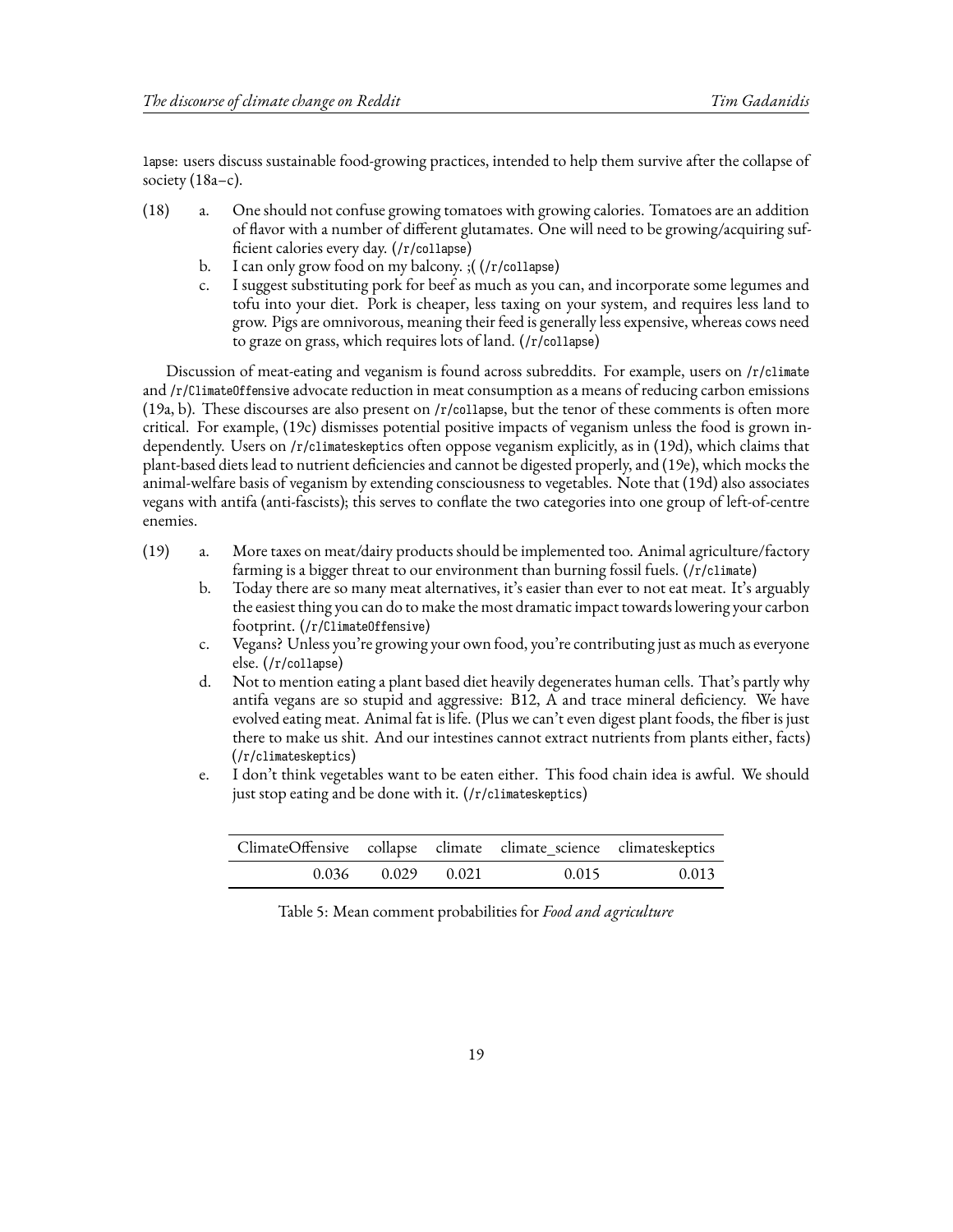lapse: users discuss sustainable food-growing practices, intended to help them survive after the collapse of society (18a–c).

(18)
a. One should not confuse growing tomatoes with growing calories. Tomatoes are an addition of flavor with a number of different glutamates. One will need to be growing/acquiring sufficient calories every day. (/r/collapse)
b. I can only grow food on my balcony. ;( (/r/collapse)
c. I suggest substituting pork for beef as much as you can, and incorporate some legumes and tofu into your diet. Pork is cheaper, less taxing on your system, and requires less land to grow. Pigs are omnivorous, meaning their feed is generally less expensive, whereas cows need to graze on grass, which requires lots of land. (/r/collapse)

Discussion of meat-eating and veganism is found across subreddits. For example, users on /r/climate and /r/ClimateOffensive advocate reduction in meat consumption as a means of reducing carbon emissions (19a, b). These discourses are also present on /r/collapse, but the tenor of these comments is often more critical. For example, (19c) dismisses potential positive impacts of veganism unless the food is grown independently. Users on /r/climateskeptics often oppose veganism explicitly, as in (19d), which claims that plant-based diets lead to nutrient deficiencies and cannot be digested properly, and (19e), which mocks the animal-welfare basis of veganism by extending consciousness to vegetables. Note that (19d) also associates vegans with antifa (anti-fascists); this serves to conflate the two categories into one group of left-of-centre enemies.

(19)
a. More taxes on meat/dairy products should be implemented too. Animal agriculture/factory farming is a bigger threat to our environment than burning fossil fuels. (/r/climate)
b. Today there are so many meat alternatives, it's easier than ever to not eat meat. It's arguably the easiest thing you can do to make the most dramatic impact towards lowering your carbon footprint. (/r/ClimateOffensive)
c. Vegans? Unless you're growing your own food, you're contributing just as much as everyone else. (/r/collapse)
d. Not to mention eating a plant based diet heavily degenerates human cells. That's partly why antifa vegans are so stupid and aggressive: B12, A and trace mineral deficiency. We have evolved eating meat. Animal fat is life. (Plus we can't even digest plant foods, the fiber is just there to make us shit. And our intestines cannot extract nutrients from plants either, facts) (/r/climateskeptics)
e. I don't think vegetables want to be eaten either. This food chain idea is awful. We should just stop eating and be done with it. (/r/climateskeptics)

| ClimateOffensive | collapse | climate | climate_science | climateskeptics |
|---|---|---|---|---|
| 0.036 | 0.029 | 0.021 | 0.015 | 0.013 |

Table 5: Mean comment probabilities for *Food and agriculture*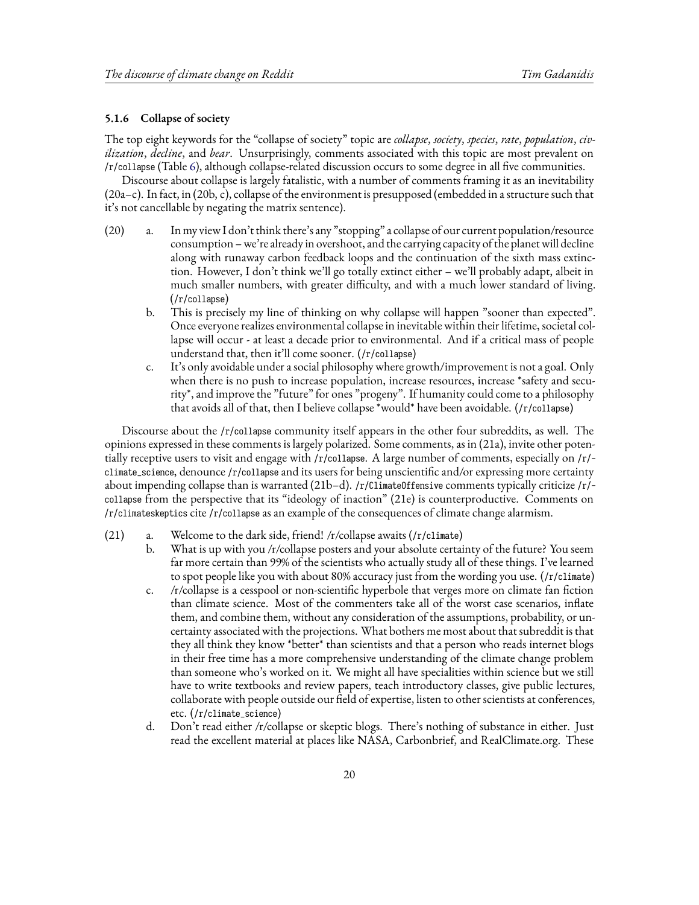#### 5.1.6 Collapse of society

The top eight keywords for the "collapse of society" topic are *collapse*, *society*, *species*, *rate*, *population*, *civilization*, *decline*, and *bear*. Unsurprisingly, comments associated with this topic are most prevalent on /r/collapse (Table 6), although collapse-related discussion occurs to some degree in all five communities.

Discourse about collapse is largely fatalistic, with a number of comments framing it as an inevitability (20a–c). In fact, in (20b, c), collapse of the environment is presupposed (embedded in a structure such that it's not cancellable by negating the matrix sentence).

(20)
- a. In my view I don't think there's any "stopping" a collapse of our current population/resource consumption – we're already in overshoot, and the carrying capacity of the planet will decline along with runaway carbon feedback loops and the continuation of the sixth mass extinction. However, I don't think we'll go totally extinct either – we'll probably adapt, albeit in much smaller numbers, with greater difficulty, and with a much lower standard of living. (/r/collapse)
- b. This is precisely my line of thinking on why collapse will happen "sooner than expected". Once everyone realizes environmental collapse in inevitable within their lifetime, societal collapse will occur - at least a decade prior to environmental. And if a critical mass of people understand that, then it'll come sooner. (/r/collapse)
- c. It's only avoidable under a social philosophy where growth/improvement is not a goal. Only when there is no push to increase population, increase resources, increase *safety and security*, and improve the "future" for ones "progeny". If humanity could come to a philosophy that avoids all of that, then I believe collapse *would* have been avoidable. (/r/collapse)

Discourse about the /r/collapse community itself appears in the other four subreddits, as well. The opinions expressed in these comments is largely polarized. Some comments, as in (21a), invite other potentially receptive users to visit and engage with /r/collapse. A large number of comments, especially on /r/climate_science, denounce /r/collapse and its users for being unscientific and/or expressing more certainty about impending collapse than is warranted (21b–d). /r/ClimateOffensive comments typically criticize /r/collapse from the perspective that its "ideology of inaction" (21e) is counterproductive. Comments on /r/climateskeptics cite /r/collapse as an example of the consequences of climate change alarmism.

(21)
- a. Welcome to the dark side, friend! /r/collapse awaits (/r/climate)
- b. What is up with you /r/collapse posters and your absolute certainty of the future? You seem far more certain than 99% of the scientists who actually study all of these things. I've learned to spot people like you with about 80% accuracy just from the wording you use. (/r/climate)
- c. /r/collapse is a cesspool or non-scientific hyperbole that verges more on climate fan fiction than climate science. Most of the commenters take all of the worst case scenarios, inflate them, and combine them, without any consideration of the assumptions, probability, or uncertainty associated with the projections. What bothers me most about that subreddit is that they all think they know *better* than scientists and that a person who reads internet blogs in their free time has a more comprehensive understanding of the climate change problem than someone who's worked on it. We might all have specialities within science but we still have to write textbooks and review papers, teach introductory classes, give public lectures, collaborate with people outside our field of expertise, listen to other scientists at conferences, etc. (/r/climate_science)
- d. Don't read either /r/collapse or skeptic blogs. There's nothing of substance in either. Just read the excellent material at places like NASA, Carbonbrief, and RealClimate.org. These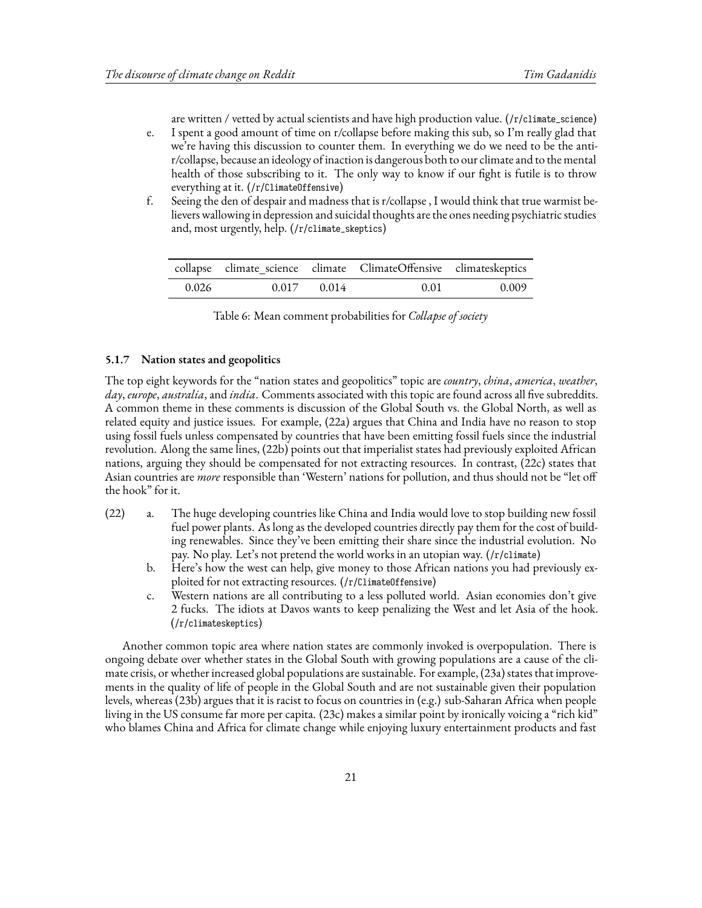are written / vetted by actual scientists and have high production value. (/r/climate_science)

e. I spent a good amount of time on r/collapse before making this sub, so I'm really glad that we're having this discussion to counter them. In everything we do we need to be the anti-r/collapse, because an ideology of inaction is dangerous both to our climate and to the mental health of those subscribing to it. The only way to know if our fight is futile is to throw everything at it. (/r/ClimateOffensive)

f. Seeing the den of despair and madness that is r/collapse , I would think that true warmist believers wallowing in depression and suicidal thoughts are the ones needing psychiatric studies and, most urgently, help. (/r/climate_skeptics)

| collapse | climate_science | climate | ClimateOffensive | climateskeptics |
|---|---|---|---|---|
| 0.026 | 0.017 | 0.014 | 0.01 | 0.009 |

Table 6: Mean comment probabilities for *Collapse of society*

### 5.1.7 Nation states and geopolitics

The top eight keywords for the "nation states and geopolitics" topic are *country*, *china*, *america*, *weather*, *day*, *europe*, *australia*, and *india*. Comments associated with this topic are found across all five subreddits. A common theme in these comments is discussion of the Global South vs. the Global North, as well as related equity and justice issues. For example, (22a) argues that China and India have no reason to stop using fossil fuels unless compensated by countries that have been emitting fossil fuels since the industrial revolution. Along the same lines, (22b) points out that imperialist states had previously exploited African nations, arguing they should be compensated for not extracting resources. In contrast, (22c) states that Asian countries are *more* responsible than 'Western' nations for pollution, and thus should not be "let off the hook" for it.

(22) a. The huge developing countries like China and India would love to stop building new fossil fuel power plants. As long as the developed countries directly pay them for the cost of building renewables. Since they've been emitting their share since the industrial evolution. No pay. No play. Let's not pretend the world works in an utopian way. (/r/climate)

b. Here's how the west can help, give money to those African nations you had previously exploited for not extracting resources. (/r/ClimateOffensive)

c. Western nations are all contributing to a less polluted world. Asian economies don't give 2 fucks. The idiots at Davos wants to keep penalizing the West and let Asia of the hook. (/r/climateskeptics)

Another common topic area where nation states are commonly invoked is overpopulation. There is ongoing debate over whether states in the Global South with growing populations are a cause of the climate crisis, or whether increased global populations are sustainable. For example, (23a) states that improvements in the quality of life of people in the Global South and are not sustainable given their population levels, whereas (23b) argues that it is racist to focus on countries in (e.g.) sub-Saharan Africa when people living in the US consume far more per capita. (23c) makes a similar point by ironically voicing a "rich kid" who blames China and Africa for climate change while enjoying luxury entertainment products and fast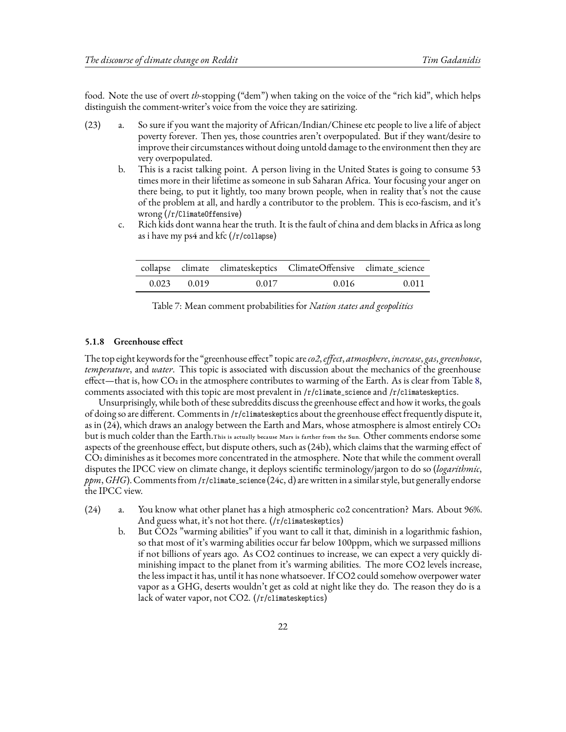food. Note the use of overt *th*-stopping ("dem") when taking on the voice of the "rich kid", which helps distinguish the comment-writer's voice from the voice they are satirizing.

(23)

a. So sure if you want the majority of African/Indian/Chinese etc people to live a life of abject poverty forever. Then yes, those countries aren't overpopulated. But if they want/desire to improve their circumstances without doing untold damage to the environment then they are very overpopulated.

b. This is a racist talking point. A person living in the United States is going to consume 53 times more in their lifetime as someone in sub Saharan Africa. Your focusing your anger on there being, to put it lightly, too many brown people, when in reality that's not the cause of the problem at all, and hardly a contributor to the problem. This is eco-fascism, and it's wrong (`/r/ClimateOffensive`)

c. Rich kids dont wanna hear the truth. It is the fault of china and dem blacks in Africa as long as i have my ps4 and kfc (`/r/collapse`)

| collapse | climate | climateskeptics | ClimateOffensive | climate_science |
|---|---|---|---|---|
| 0.023 | 0.019 | 0.017 | 0.016 | 0.011 |

Table 7: Mean comment probabilities for *Nation states and geopolitics*

#### 5.1.8 Greenhouse effect

The top eight keywords for the "greenhouse effect" topic are *co2*, *effect*, *atmosphere*, *increase*, *gas*, *greenhouse*, *temperature*, and *water*. This topic is associated with discussion about the mechanics of the greenhouse effect—that is, how $CO_2$ in the atmosphere contributes to warming of the Earth. As is clear from Table 8, comments associated with this topic are most prevalent in `/r/climate_science` and `/r/climateskeptics`.

Unsurprisingly, while both of these subreddits discuss the greenhouse effect and how it works, the goals of doing so are different. Comments in `/r/climateskeptics` about the greenhouse effect frequently dispute it, as in (24), which draws an analogy between the Earth and Mars, whose atmosphere is almost entirely $CO_2$ but is much colder than the Earth. This is actually because Mars is farther from the Sun. Other comments endorse some aspects of the greenhouse effect, but dispute others, such as (24b), which claims that the warming effect of $CO_2$ diminishes as it becomes more concentrated in the atmosphere. Note that while the comment overall disputes the IPCC view on climate change, it deploys scientific terminology/jargon to do so (*logarithmic*, *ppm*, *GHG*). Comments from `/r/climate_science` (24c, d) are written in a similar style, but generally endorse the IPCC view.

(24)

a. You know what other planet has a high atmospheric co2 concentration? Mars. About 96%. And guess what, it's not hot there. (`/r/climateskeptics`)

b. But CO2s "warming abilities" if you want to call it that, diminish in a logarithmic fashion, so that most of it's warming abilities occur far below 100ppm, which we surpassed millions if not billions of years ago. As CO2 continues to increase, we can expect a very quickly diminishing impact to the planet from it's warming abilities. The more CO2 levels increase, the less impact it has, until it has none whatsoever. If CO2 could somehow overpower water vapor as a GHG, deserts wouldn't get as cold at night like they do. The reason they do is a lack of water vapor, not CO2. (`/r/climateskeptics`)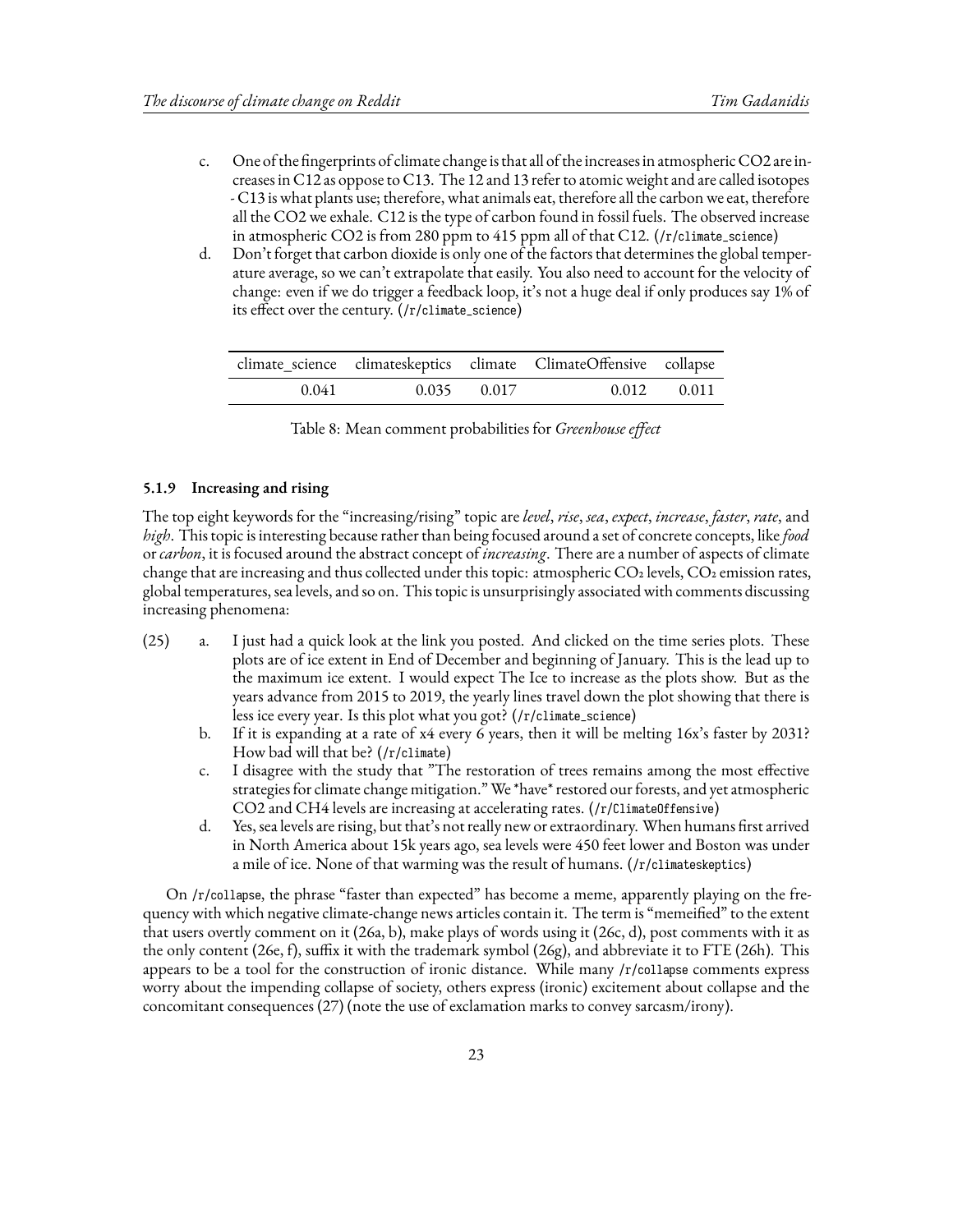c. One of the fingerprints of climate change is that all of the increases in atmospheric CO2 are increases in C12 as oppose to C13. The 12 and 13 refer to atomic weight and are called isotopes - C13 is what plants use; therefore, what animals eat, therefore all the carbon we eat, therefore all the CO2 we exhale. C12 is the type of carbon found in fossil fuels. The observed increase in atmospheric CO2 is from 280 ppm to 415 ppm all of that C12. (`/r/climate_science`)

d. Don't forget that carbon dioxide is only one of the factors that determines the global temperature average, so we can't extrapolate that easily. You also need to account for the velocity of change: even if we do trigger a feedback loop, it's not a huge deal if only produces say 1% of its effect over the century. (`/r/climate_science`)

| climate_science | climateskeptics | climate | ClimateOffensive | collapse |
|---|---|---|---|---|
| 0.041 | 0.035 | 0.017 | 0.012 | 0.011 |

Table 8: Mean comment probabilities for *Greenhouse effect*

### 5.1.9 Increasing and rising

The top eight keywords for the "increasing/rising" topic are *level*, *rise*, *sea*, *expect*, *increase*, *faster*, *rate*, and *high*. This topic is interesting because rather than being focused around a set of concrete concepts, like *food* or *carbon*, it is focused around the abstract concept of *increasing*. There are a number of aspects of climate change that are increasing and thus collected under this topic: atmospheric $CO_2$ levels, $CO_2$ emission rates, global temperatures, sea levels, and so on. This topic is unsurprisingly associated with comments discussing increasing phenomena:

(25)
a. I just had a quick look at the link you posted. And clicked on the time series plots. These plots are of ice extent in End of December and beginning of January. This is the lead up to the maximum ice extent. I would expect The Ice to increase as the plots show. But as the years advance from 2015 to 2019, the yearly lines travel down the plot showing that there is less ice every year. Is this plot what you got? (`/r/climate_science`)

b. If it is expanding at a rate of x4 every 6 years, then it will be melting 16x's faster by 2031? How bad will that be? (`/r/climate`)

c. I disagree with the study that "The restoration of trees remains among the most effective strategies for climate change mitigation." We *have* restored our forests, and yet atmospheric CO2 and CH4 levels are increasing at accelerating rates. (`/r/ClimateOffensive`)

d. Yes, sea levels are rising, but that's not really new or extraordinary. When humans first arrived in North America about 15k years ago, sea levels were 450 feet lower and Boston was under a mile of ice. None of that warming was the result of humans. (`/r/climateskeptics`)

On `/r/collapse`, the phrase "faster than expected" has become a meme, apparently playing on the frequency with which negative climate-change news articles contain it. The term is "memeified" to the extent that users overtly comment on it (26a, b), make plays of words using it (26c, d), post comments with it as the only content (26e, f), suffix it with the trademark symbol (26g), and abbreviate it to FTE (26h). This appears to be a tool for the construction of ironic distance. While many `/r/collapse` comments express worry about the impending collapse of society, others express (ironic) excitement about collapse and the concomitant consequences (27) (note the use of exclamation marks to convey sarcasm/irony).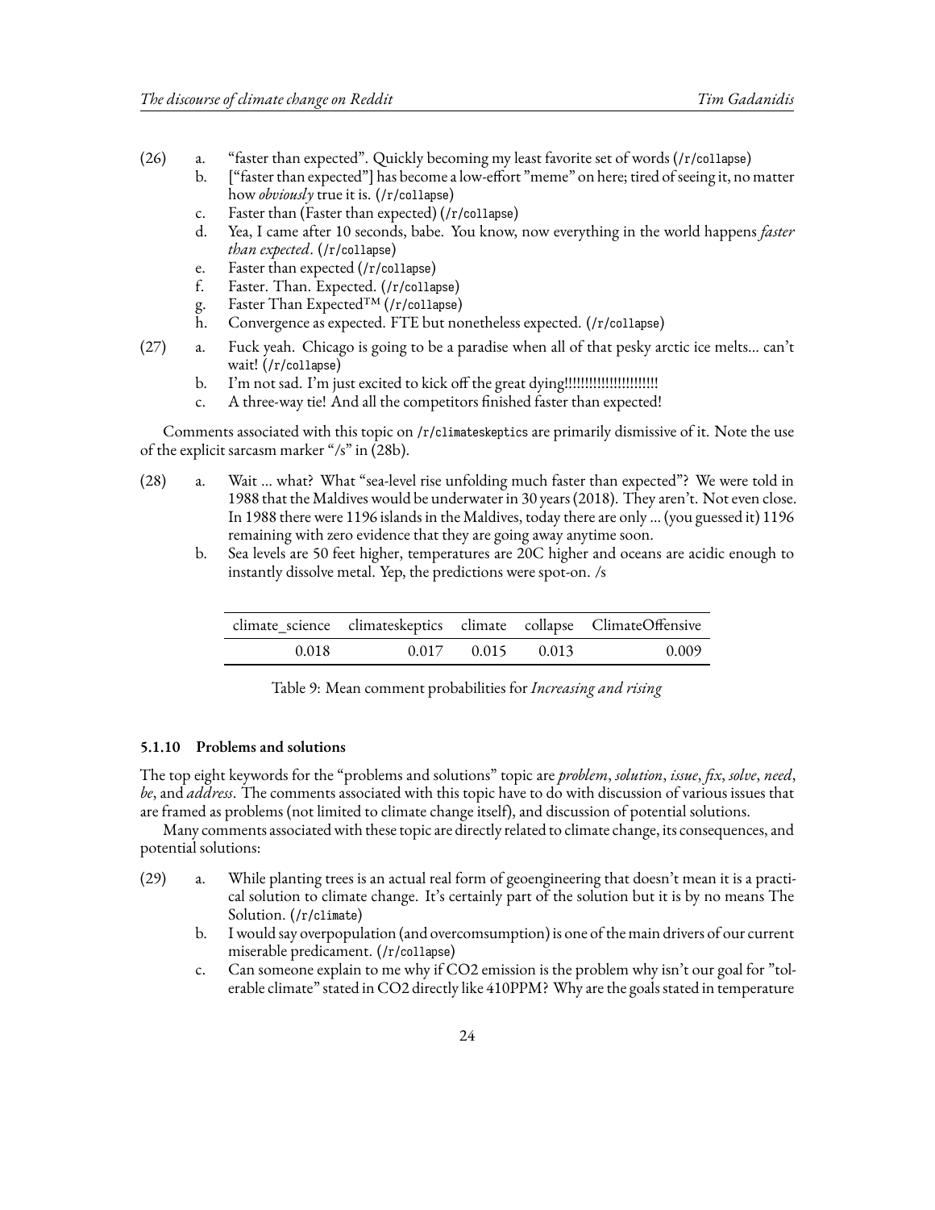(26) a. "faster than expected". Quickly becoming my least favorite set of words (/r/collapse)
   b. ["faster than expected"] has become a low-effort "meme" on here; tired of seeing it, no matter how *obviously* true it is. (/r/collapse)
   c. Faster than (Faster than expected) (/r/collapse)
   d. Yea, I came after 10 seconds, babe. You know, now everything in the world happens *faster than expected*. (/r/collapse)
   e. Faster than expected (/r/collapse)
   f. Faster. Than. Expected. (/r/collapse)
   g. Faster Than Expected™ (/r/collapse)
   h. Convergence as expected. FTE but nonetheless expected. (/r/collapse)

(27) a. Fuck yeah. Chicago is going to be a paradise when all of that pesky arctic ice melts... can't wait! (/r/collapse)
   b. I'm not sad. I'm just excited to kick off the great dying!!!!!!!!!!!!!!!!!!!!!!!
   c. A three-way tie! And all the competitors finished faster than expected!

Comments associated with this topic on /r/climateskeptics are primarily dismissive of it. Note the use of the explicit sarcasm marker "/s" in (28b).

(28) a. Wait ... what? What "sea-level rise unfolding much faster than expected"? We were told in 1988 that the Maldives would be underwater in 30 years (2018). They aren't. Not even close. In 1988 there were 1196 islands in the Maldives, today there are only ... (you guessed it) 1196 remaining with zero evidence that they are going away anytime soon.
   b. Sea levels are 50 feet higher, temperatures are 20C higher and oceans are acidic enough to instantly dissolve metal. Yep, the predictions were spot-on. /s

| climate_science | climateskeptics | climate | collapse | ClimateOffensive |
|---|---|---|---|---|
| 0.018 | 0.017 | 0.015 | 0.013 | 0.009 |

Table 9: Mean comment probabilities for *Increasing and rising*

#### 5.1.10 Problems and solutions

The top eight keywords for the "problems and solutions" topic are *problem*, *solution*, *issue*, *fix*, *solve*, *need*, *be*, and *address*. The comments associated with this topic have to do with discussion of various issues that are framed as problems (not limited to climate change itself), and discussion of potential solutions.

Many comments associated with these topic are directly related to climate change, its consequences, and potential solutions:

(29) a. While planting trees is an actual real form of geoengineering that doesn't mean it is a practical solution to climate change. It's certainly part of the solution but it is by no means The Solution. (/r/climate)
   b. I would say overpopulation (and overcomsumption) is one of the main drivers of our current miserable predicament. (/r/collapse)
   c. Can someone explain to me why if CO2 emission is the problem why isn't our goal for "tolerable climate" stated in CO2 directly like 410PPM? Why are the goals stated in temperature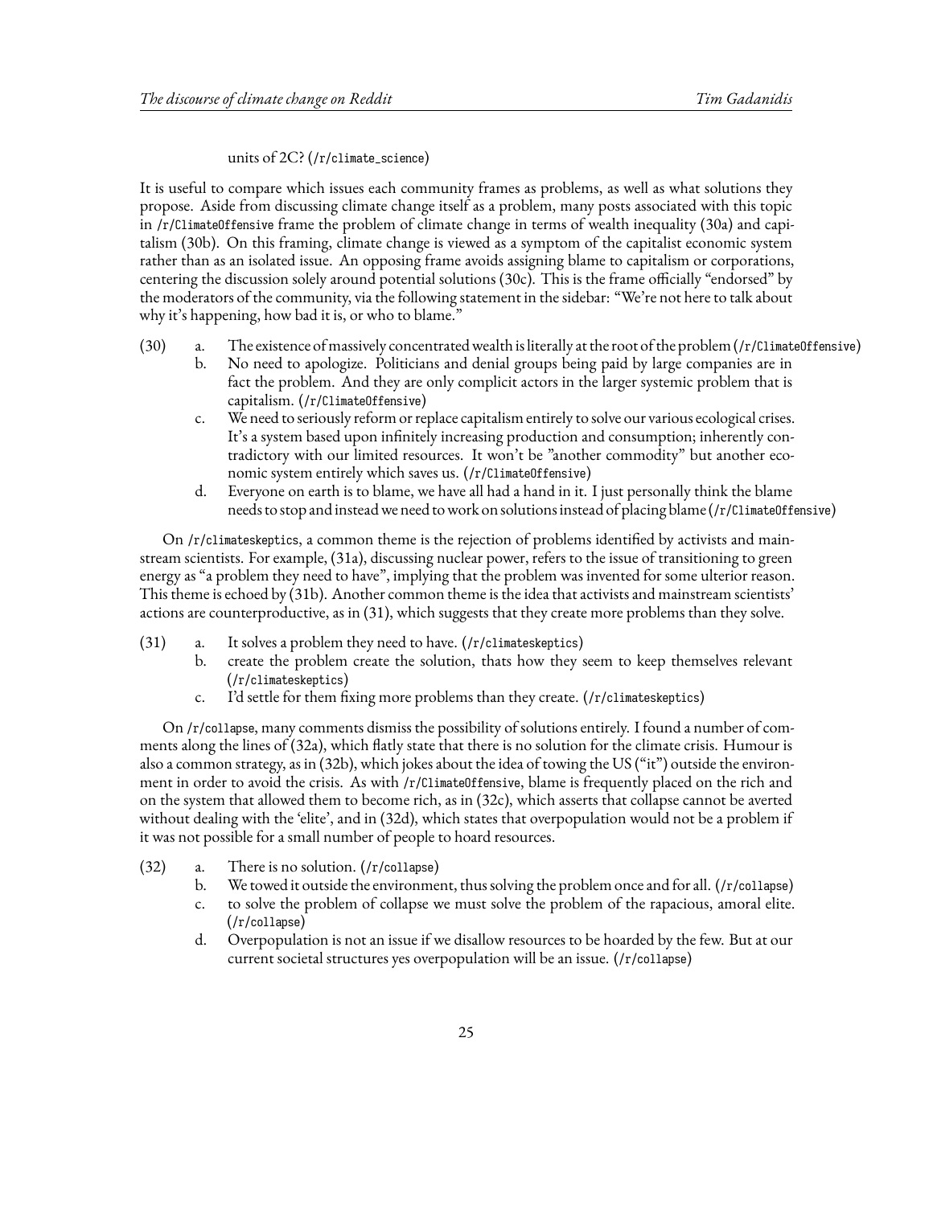units of 2C? (/r/climate_science)

It is useful to compare which issues each community frames as problems, as well as what solutions they propose. Aside from discussing climate change itself as a problem, many posts associated with this topic in /r/ClimateOffensive frame the problem of climate change in terms of wealth inequality (30a) and capitalism (30b). On this framing, climate change is viewed as a symptom of the capitalist economic system rather than as an isolated issue. An opposing frame avoids assigning blame to capitalism or corporations, centering the discussion solely around potential solutions (30c). This is the frame officially "endorsed" by the moderators of the community, via the following statement in the sidebar: "We're not here to talk about why it's happening, how bad it is, or who to blame."

(30)
a. The existence of massively concentrated wealth is literally at the root of the problem (/r/ClimateOffensive)
b. No need to apologize. Politicians and denial groups being paid by large companies are in fact the problem. And they are only complicit actors in the larger systemic problem that is capitalism. (/r/ClimateOffensive)
c. We need to seriously reform or replace capitalism entirely to solve our various ecological crises. It's a system based upon infinitely increasing production and consumption; inherently contradictory with our limited resources. It won't be "another commodity" but another economic system entirely which saves us. (/r/ClimateOffensive)
d. Everyone on earth is to blame, we have all had a hand in it. I just personally think the blame needs to stop and instead we need to work on solutions instead of placing blame (/r/ClimateOffensive)

On /r/climateskeptics, a common theme is the rejection of problems identified by activists and mainstream scientists. For example, (31a), discussing nuclear power, refers to the issue of transitioning to green energy as "a problem they need to have", implying that the problem was invented for some ulterior reason. This theme is echoed by (31b). Another common theme is the idea that activists and mainstream scientists' actions are counterproductive, as in (31), which suggests that they create more problems than they solve.

(31)
a. It solves a problem they need to have. (/r/climateskeptics)
b. create the problem create the solution, thats how they seem to keep themselves relevant (/r/climateskeptics)
c. I'd settle for them fixing more problems than they create. (/r/climateskeptics)

On /r/collapse, many comments dismiss the possibility of solutions entirely. I found a number of comments along the lines of (32a), which flatly state that there is no solution for the climate crisis. Humour is also a common strategy, as in (32b), which jokes about the idea of towing the US ("it") outside the environment in order to avoid the crisis. As with /r/ClimateOffensive, blame is frequently placed on the rich and on the system that allowed them to become rich, as in (32c), which asserts that collapse cannot be averted without dealing with the 'elite', and in (32d), which states that overpopulation would not be a problem if it was not possible for a small number of people to hoard resources.

(32)
a. There is no solution. (/r/collapse)
b. We towed it outside the environment, thus solving the problem once and for all. (/r/collapse)
c. to solve the problem of collapse we must solve the problem of the rapacious, amoral elite. (/r/collapse)
d. Overpopulation is not an issue if we disallow resources to be hoarded by the few. But at our current societal structures yes overpopulation will be an issue. (/r/collapse)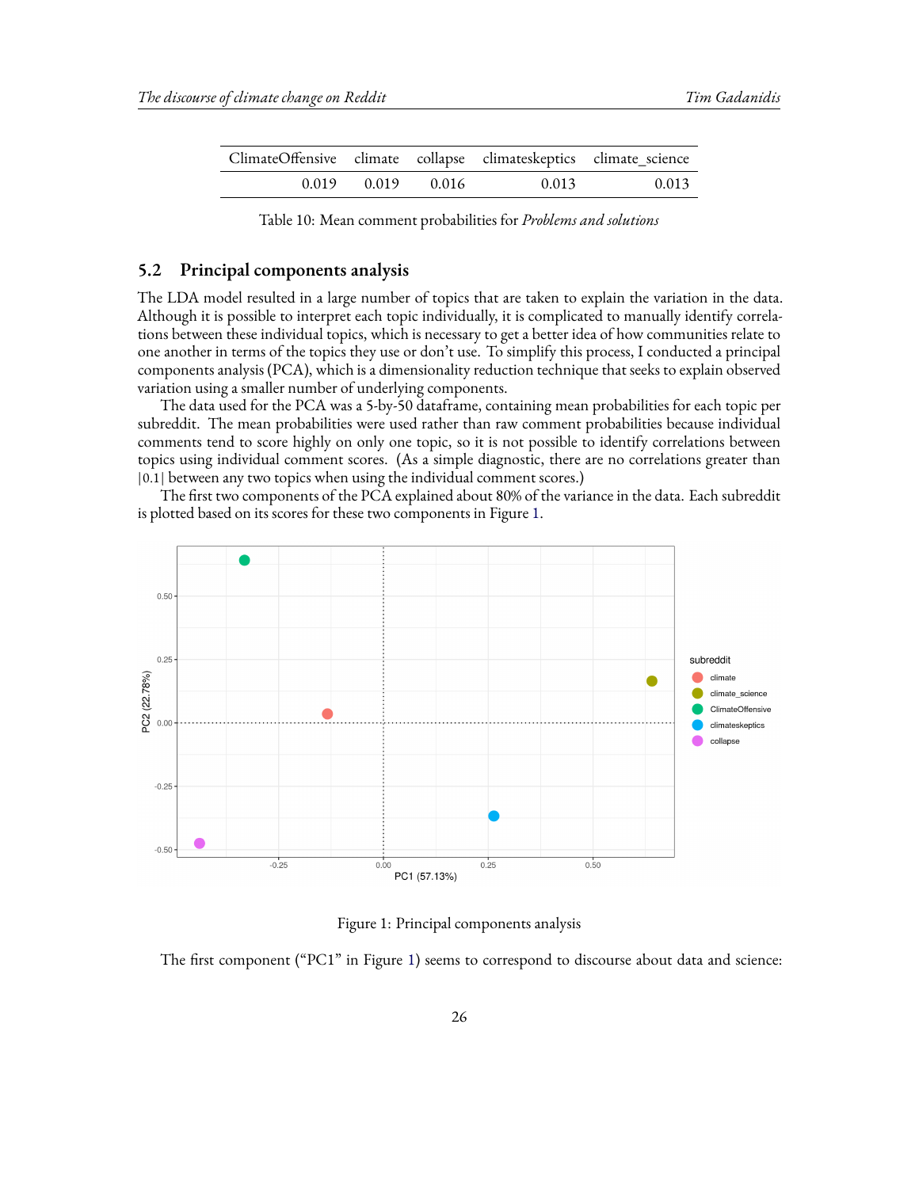| ClimateOffensive | climate | collapse | climateskeptics | climate_science |
|---|---|---|---|---|
| 0.019 | 0.019 | 0.016 | 0.013 | 0.013 |

Table 10: Mean comment probabilities for *Problems and solutions*

### 5.2 Principal components analysis

The LDA model resulted in a large number of topics that are taken to explain the variation in the data. Although it is possible to interpret each topic individually, it is complicated to manually identify correlations between these individual topics, which is necessary to get a better idea of how communities relate to one another in terms of the topics they use or don't use. To simplify this process, I conducted a principal components analysis (PCA), which is a dimensionality reduction technique that seeks to explain observed variation using a smaller number of underlying components.

The data used for the PCA was a 5-by-50 dataframe, containing mean probabilities for each topic per subreddit. The mean probabilities were used rather than raw comment probabilities because individual comments tend to score highly on only one topic, so it is not possible to identify correlations between topics using individual comment scores. (As a simple diagnostic, there are no correlations greater than $|0.1|$ between any two topics when using the individual comment scores.)

The first two components of the PCA explained about 80% of the variance in the data. Each subreddit is plotted based on its scores for these two components in Figure 1.

Figure 1: Principal components analysis

The first component ("PC1" in Figure 1) seems to correspond to discourse about data and science: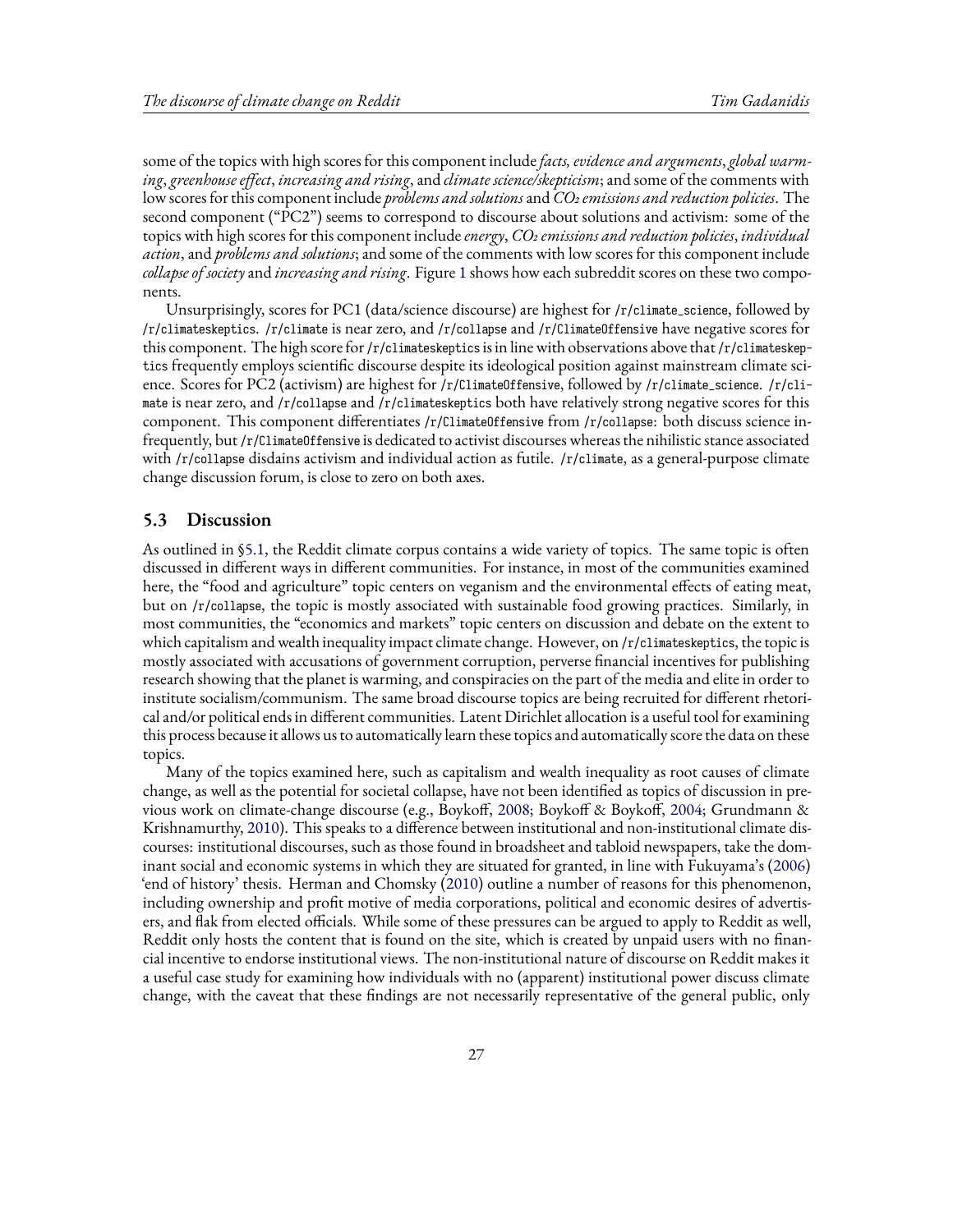some of the topics with high scores for this component include *facts, evidence and arguments*, *global warming*, *greenhouse effect*, *increasing and rising*, and *climate science/skepticism*; and some of the comments with low scores for this component include *problems and solutions* and *$CO_2$ emissions and reduction policies*. The second component ("PC2") seems to correspond to discourse about solutions and activism: some of the topics with high scores for this component include *energy*, *$CO_2$ emissions and reduction policies*, *individual action*, and *problems and solutions*; and some of the comments with low scores for this component include *collapse of society* and *increasing and rising*. Figure 1 shows how each subreddit scores on these two components.

Unsurprisingly, scores for PC1 (data/science discourse) are highest for `/r/climate_science`, followed by `/r/climateskeptics`. `/r/climate` is near zero, and `/r/collapse` and `/r/ClimateOffensive` have negative scores for this component. The high score for `/r/climateskeptics` is in line with observations above that `/r/climateskeptics` frequently employs scientific discourse despite its ideological position against mainstream climate science. Scores for PC2 (activism) are highest for `/r/ClimateOffensive`, followed by `/r/climate_science`. `/r/climate` is near zero, and `/r/collapse` and `/r/climateskeptics` both have relatively strong negative scores for this component. This component differentiates `/r/ClimateOffensive` from `/r/collapse`: both discuss science infrequently, but `/r/ClimateOffensive` is dedicated to activist discourses whereas the nihilistic stance associated with `/r/collapse` disdains activism and individual action as futile. `/r/climate`, as a general-purpose climate change discussion forum, is close to zero on both axes.

### 5.3 Discussion

As outlined in §5.1, the Reddit climate corpus contains a wide variety of topics. The same topic is often discussed in different ways in different communities. For instance, in most of the communities examined here, the "food and agriculture" topic centers on veganism and the environmental effects of eating meat, but on `/r/collapse`, the topic is mostly associated with sustainable food growing practices. Similarly, in most communities, the "economics and markets" topic centers on discussion and debate on the extent to which capitalism and wealth inequality impact climate change. However, on `/r/climateskeptics`, the topic is mostly associated with accusations of government corruption, perverse financial incentives for publishing research showing that the planet is warming, and conspiracies on the part of the media and elite in order to institute socialism/communism. The same broad discourse topics are being recruited for different rhetorical and/or political ends in different communities. Latent Dirichlet allocation is a useful tool for examining this process because it allows us to automatically learn these topics and automatically score the data on these topics.

Many of the topics examined here, such as capitalism and wealth inequality as root causes of climate change, as well as the potential for societal collapse, have not been identified as topics of discussion in previous work on climate-change discourse (e.g., Boykoff, 2008; Boykoff & Boykoff, 2004; Grundmann & Krishnamurthy, 2010). This speaks to a difference between institutional and non-institutional climate discourses: institutional discourses, such as those found in broadsheet and tabloid newspapers, take the dominant social and economic systems in which they are situated for granted, in line with Fukuyama's (2006) 'end of history' thesis. Herman and Chomsky (2010) outline a number of reasons for this phenomenon, including ownership and profit motive of media corporations, political and economic desires of advertisers, and flak from elected officials. While some of these pressures can be argued to apply to Reddit as well, Reddit only hosts the content that is found on the site, which is created by unpaid users with no financial incentive to endorse institutional views. The non-institutional nature of discourse on Reddit makes it a useful case study for examining how individuals with no (apparent) institutional power discuss climate change, with the caveat that these findings are not necessarily representative of the general public, only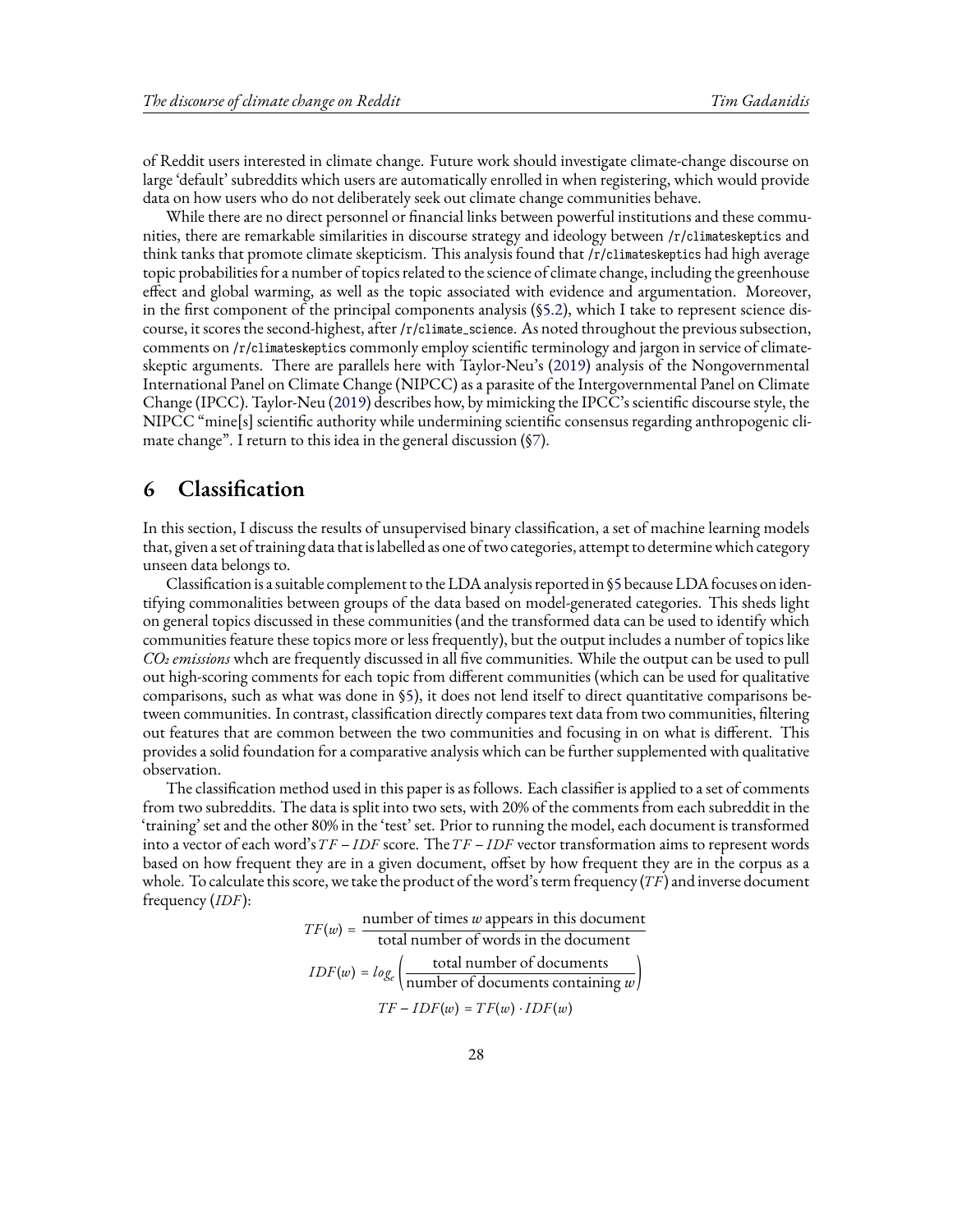of Reddit users interested in climate change. Future work should investigate climate-change discourse on large 'default' subreddits which users are automatically enrolled in when registering, which would provide data on how users who do not deliberately seek out climate change communities behave.

While there are no direct personnel or financial links between powerful institutions and these communities, there are remarkable similarities in discourse strategy and ideology between /r/climateskeptics and think tanks that promote climate skepticism. This analysis found that /r/climateskeptics had high average topic probabilities for a number of topics related to the science of climate change, including the greenhouse effect and global warming, as well as the topic associated with evidence and argumentation. Moreover, in the first component of the principal components analysis (§5.2), which I take to represent science discourse, it scores the second-highest, after /r/climate_science. As noted throughout the previous subsection, comments on /r/climateskeptics commonly employ scientific terminology and jargon in service of climate-skeptic arguments. There are parallels here with Taylor-Neu's (2019) analysis of the Nongovernmental International Panel on Climate Change (NIPCC) as a parasite of the Intergovernmental Panel on Climate Change (IPCC). Taylor-Neu (2019) describes how, by mimicking the IPCC's scientific discourse style, the NIPCC "mine[s] scientific authority while undermining scientific consensus regarding anthropogenic climate change". I return to this idea in the general discussion (§7).

# 6 Classification

In this section, I discuss the results of unsupervised binary classification, a set of machine learning models that, given a set of training data that is labelled as one of two categories, attempt to determine which category unseen data belongs to.

Classification is a suitable complement to the LDA analysis reported in §5 because LDA focuses on identifying commonalities between groups of the data based on model-generated categories. This sheds light on general topics discussed in these communities (and the transformed data can be used to identify which communities feature these topics more or less frequently), but the output includes a number of topics like *$CO_2$ emissions* whch are frequently discussed in all five communities. While the output can be used to pull out high-scoring comments for each topic from different communities (which can be used for qualitative comparisons, such as what was done in §5), it does not lend itself to direct quantitative comparisons between communities. In contrast, classification directly compares text data from two communities, filtering out features that are common between the two communities and focusing in on what is different. This provides a solid foundation for a comparative analysis which can be further supplemented with qualitative observation.

The classification method used in this paper is as follows. Each classifier is applied to a set of comments from two subreddits. The data is split into two sets, with 20% of the comments from each subreddit in the 'training' set and the other 80% in the 'test' set. Prior to running the model, each document is transformed into a vector of each word's $TF-IDF$ score. The $TF-IDF$ vector transformation aims to represent words based on how frequent they are in a given document, offset by how frequent they are in the corpus as a whole. To calculate this score, we take the product of the word's term frequency ($TF$) and inverse document frequency ($IDF$):

$$TF(w) = \frac{\text{number of times } w \text{ appears in this document}}{\text{total number of words in the document}}$$

$$IDF(w) = log_e\left(\frac{\text{total number of documents}}{\text{number of documents containing } w}\right)$$

$$TF-IDF(w) = TF(w) \cdot IDF(w)$$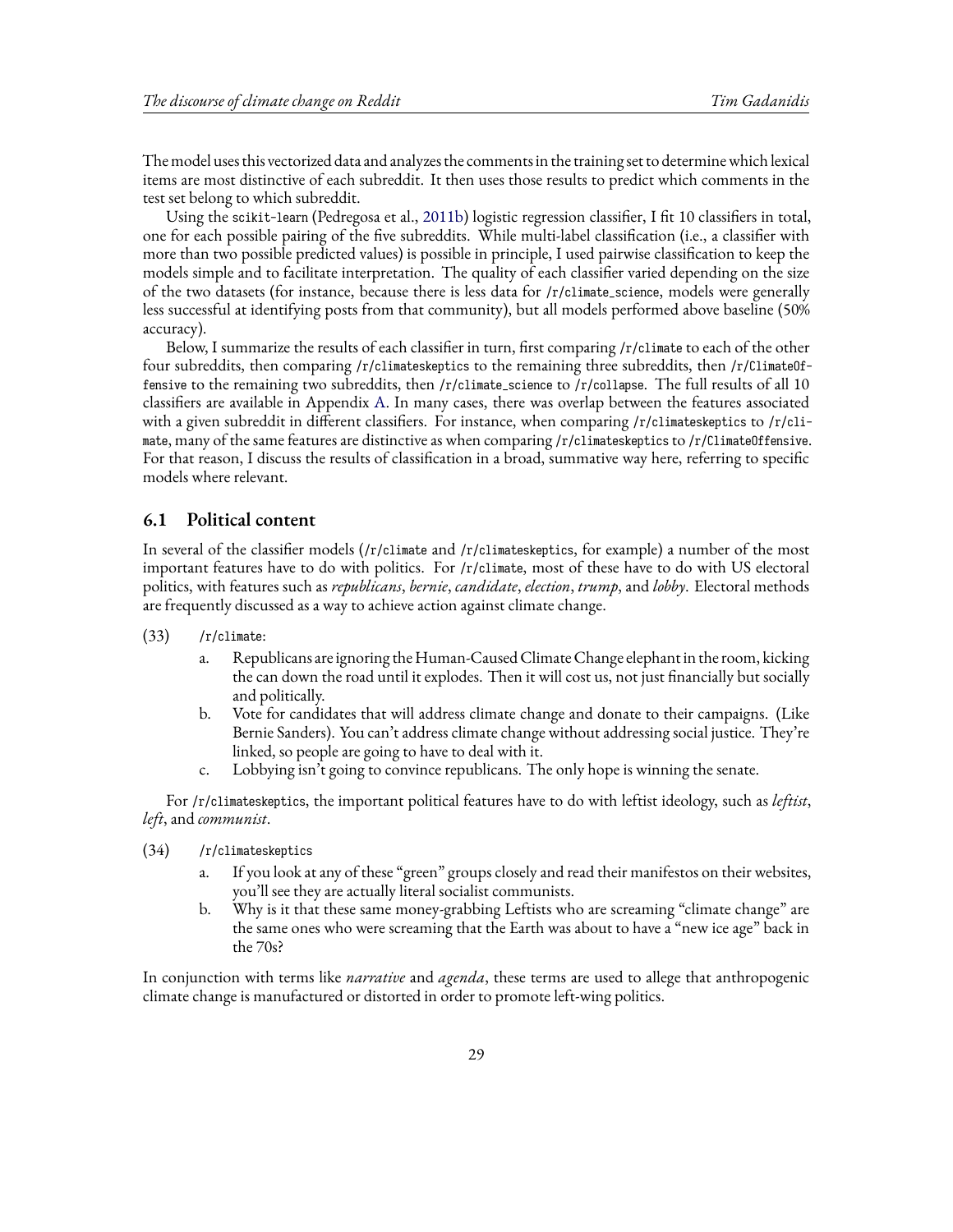The model uses this vectorized data and analyzes the comments in the training set to determine which lexical items are most distinctive of each subreddit. It then uses those results to predict which comments in the test set belong to which subreddit.

Using the `scikit-learn` (Pedregosa et al., 2011b) logistic regression classifier, I fit 10 classifiers in total, one for each possible pairing of the five subreddits. While multi-label classification (i.e., a classifier with more than two possible predicted values) is possible in principle, I used pairwise classification to keep the models simple and to facilitate interpretation. The quality of each classifier varied depending on the size of the two datasets (for instance, because there is less data for `/r/climate_science`, models were generally less successful at identifying posts from that community), but all models performed above baseline (50% accuracy).

Below, I summarize the results of each classifier in turn, first comparing `/r/climate` to each of the other four subreddits, then comparing `/r/climateskeptics` to the remaining three subreddits, then `/r/ClimateOffensive` to the remaining two subreddits, then `/r/climate_science` to `/r/collapse`. The full results of all 10 classifiers are available in Appendix A. In many cases, there was overlap between the features associated with a given subreddit in different classifiers. For instance, when comparing `/r/climateskeptics` to `/r/climate`, many of the same features are distinctive as when comparing `/r/climateskeptics` to `/r/ClimateOffensive`. For that reason, I discuss the results of classification in a broad, summative way here, referring to specific models where relevant.

## 6.1 Political content

In several of the classifier models (`/r/climate` and `/r/climateskeptics`, for example) a number of the most important features have to do with politics. For `/r/climate`, most of these have to do with US electoral politics, with features such as *republicans*, *bernie*, *candidate*, *election*, *trump*, and *lobby*. Electoral methods are frequently discussed as a way to achieve action against climate change.

(33) `/r/climate`:

a. Republicans are ignoring the Human-Caused Climate Change elephant in the room, kicking the can down the road until it explodes. Then it will cost us, not just financially but socially and politically.

b. Vote for candidates that will address climate change and donate to their campaigns. (Like Bernie Sanders). You can't address climate change without addressing social justice. They're linked, so people are going to have to deal with it.

c. Lobbying isn't going to convince republicans. The only hope is winning the senate.

For `/r/climateskeptics`, the important political features have to do with leftist ideology, such as *leftist*, *left*, and *communist*.

(34) `/r/climateskeptics`

a. If you look at any of these "green" groups closely and read their manifestos on their websites, you'll see they are actually literal socialist communists.

b. Why is it that these same money-grabbing Leftists who are screaming "climate change" are the same ones who were screaming that the Earth was about to have a "new ice age" back in the 70s?

In conjunction with terms like *narrative* and *agenda*, these terms are used to allege that anthropogenic climate change is manufactured or distorted in order to promote left-wing politics.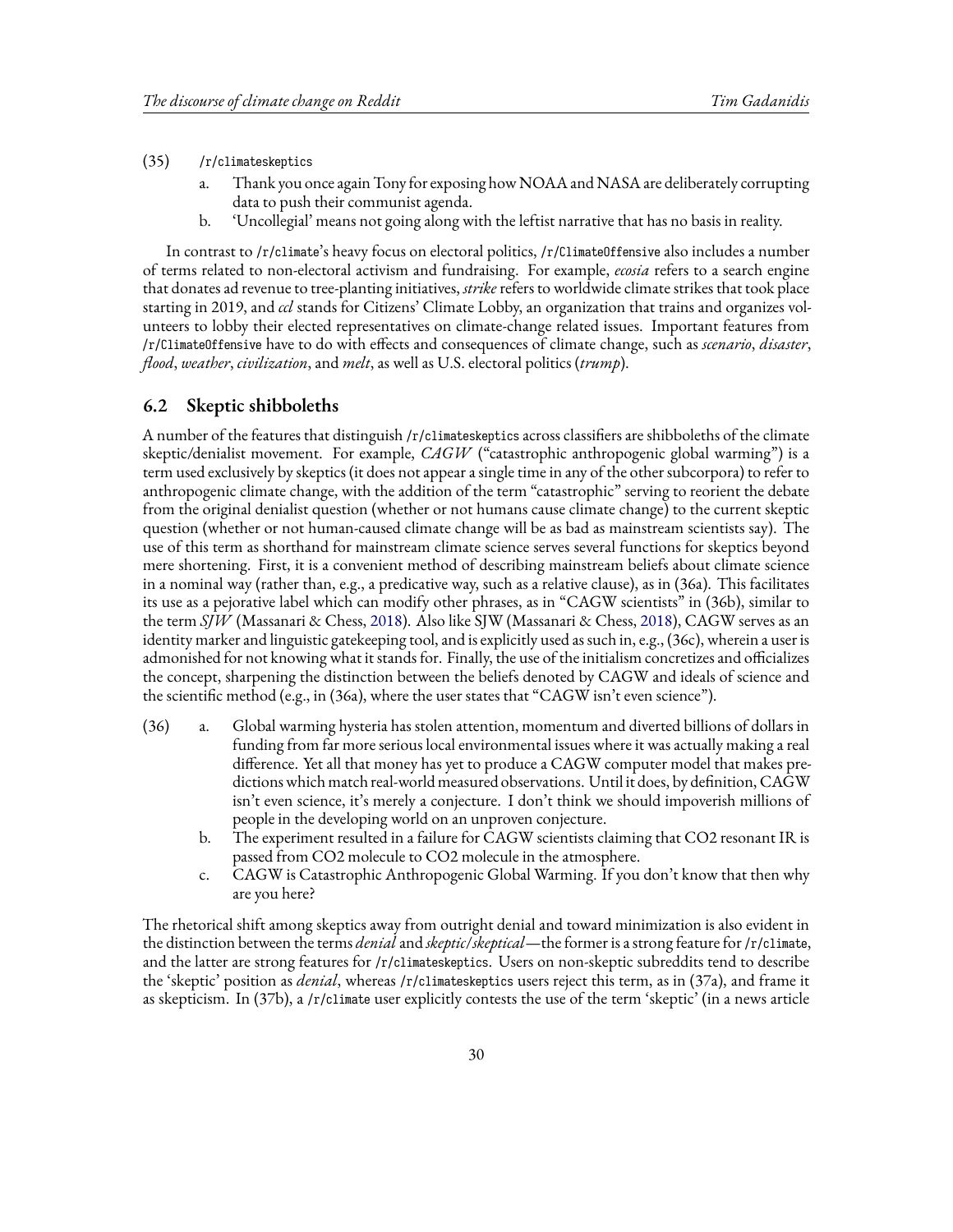(35) `/r/climateskeptics`

a. Thank you once again Tony for exposing how NOAA and NASA are deliberately corrupting data to push their communist agenda.

b. 'Uncollegial' means not going along with the leftist narrative that has no basis in reality.

In contrast to `/r/climate`'s heavy focus on electoral politics, `/r/ClimateOffensive` also includes a number of terms related to non-electoral activism and fundraising. For example, *ecosia* refers to a search engine that donates ad revenue to tree-planting initiatives, *strike* refers to worldwide climate strikes that took place starting in 2019, and *ccl* stands for Citizens' Climate Lobby, an organization that trains and organizes volunteers to lobby their elected representatives on climate-change related issues. Important features from `/r/ClimateOffensive` have to do with effects and consequences of climate change, such as *scenario*, *disaster*, *flood*, *weather*, *civilization*, and *melt*, as well as U.S. electoral politics (*trump*).

## 6.2 Skeptic shibboleths

A number of the features that distinguish `/r/climateskeptics` across classifiers are shibboleths of the climate skeptic/denialist movement. For example, *CAGW* ("catastrophic anthropogenic global warming") is a term used exclusively by skeptics (it does not appear a single time in any of the other subcorpora) to refer to anthropogenic climate change, with the addition of the term "catastrophic" serving to reorient the debate from the original denialist question (whether or not humans cause climate change) to the current skeptic question (whether or not human-caused climate change will be as bad as mainstream scientists say). The use of this term as shorthand for mainstream climate science serves several functions for skeptics beyond mere shortening. First, it is a convenient method of describing mainstream beliefs about climate science in a nominal way (rather than, e.g., a predicative way, such as a relative clause), as in (36a). This facilitates its use as a pejorative label which can modify other phrases, as in "CAGW scientists" in (36b), similar to the term *SJW* (Massanari & Chess, 2018). Also like SJW (Massanari & Chess, 2018), CAGW serves as an identity marker and linguistic gatekeeping tool, and is explicitly used as such in, e.g., (36c), wherein a user is admonished for not knowing what it stands for. Finally, the use of the initialism concretizes and officializes the concept, sharpening the distinction between the beliefs denoted by CAGW and ideals of science and the scientific method (e.g., in (36a), where the user states that "CAGW isn't even science").

(36)

a. Global warming hysteria has stolen attention, momentum and diverted billions of dollars in funding from far more serious local environmental issues where it was actually making a real difference. Yet all that money has yet to produce a CAGW computer model that makes predictions which match real-world measured observations. Until it does, by definition, CAGW isn't even science, it's merely a conjecture. I don't think we should impoverish millions of people in the developing world on an unproven conjecture.

b. The experiment resulted in a failure for CAGW scientists claiming that CO2 resonant IR is passed from CO2 molecule to CO2 molecule in the atmosphere.

c. CAGW is Catastrophic Anthropogenic Global Warming. If you don't know that then why are you here?

The rhetorical shift among skeptics away from outright denial and toward minimization is also evident in the distinction between the terms *denial* and *skeptic/skeptical*—the former is a strong feature for `/r/climate`, and the latter are strong features for `/r/climateskeptics`. Users on non-skeptic subreddits tend to describe the 'skeptic' position as *denial*, whereas `/r/climateskeptics` users reject this term, as in (37a), and frame it as skepticism. In (37b), a `/r/climate` user explicitly contests the use of the term 'skeptic' (in a news article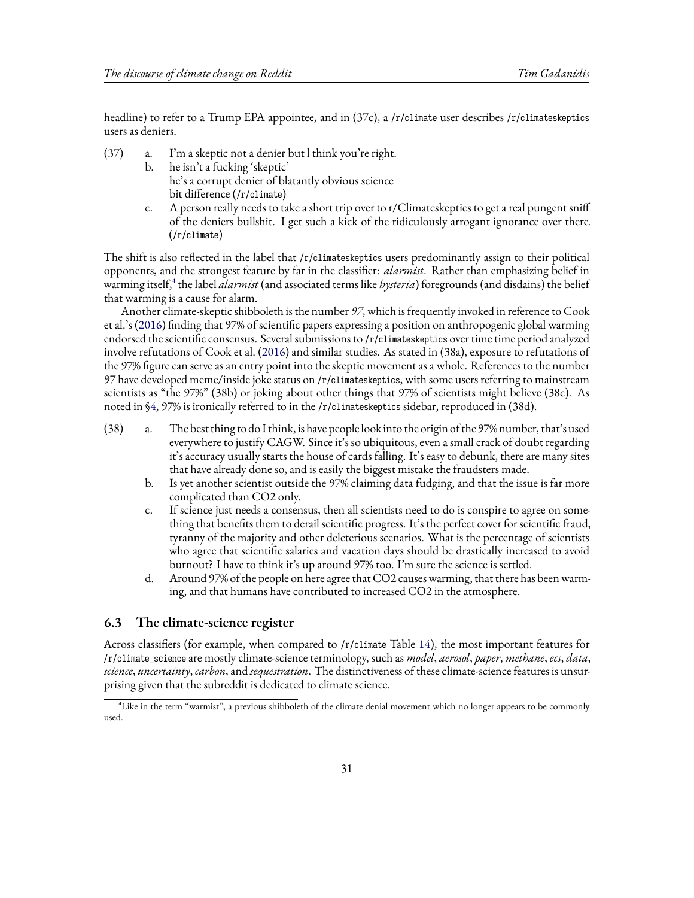headline) to refer to a Trump EPA appointee, and in (37c), a /r/climate user describes /r/climateskeptics users as deniers.

(37) a. I'm a skeptic not a denier but l think you're right.
b. he isn't a fucking 'skeptic'
he's a corrupt denier of blatantly obvious science
bit difference (/r/climate)
c. A person really needs to take a short trip over to r/Climateskeptics to get a real pungent sniff of the deniers bullshit. I get such a kick of the ridiculously arrogant ignorance over there. (/r/climate)

The shift is also reflected in the label that /r/climateskeptics users predominantly assign to their political opponents, and the strongest feature by far in the classifier: *alarmist*. Rather than emphasizing belief in warming itself,[4] the label *alarmist* (and associated terms like *hysteria*) foregrounds (and disdains) the belief that warming is a cause for alarm.

Another climate-skeptic shibboleth is the number *97*, which is frequently invoked in reference to Cook et al.'s (2016) finding that 97% of scientific papers expressing a position on anthropogenic global warming endorsed the scientific consensus. Several submissions to /r/climateskeptics over time time period analyzed involve refutations of Cook et al. (2016) and similar studies. As stated in (38a), exposure to refutations of the 97% figure can serve as an entry point into the skeptic movement as a whole. References to the number 97 have developed meme/inside joke status on /r/climateskeptics, with some users referring to mainstream scientists as "the 97%" (38b) or joking about other things that 97% of scientists might believe (38c). As noted in §4, 97% is ironically referred to in the /r/climateskeptics sidebar, reproduced in (38d).

(38) a. The best thing to do I think, is have people look into the origin of the 97% number, that's used everywhere to justify CAGW. Since it's so ubiquitous, even a small crack of doubt regarding it's accuracy usually starts the house of cards falling. It's easy to debunk, there are many sites that have already done so, and is easily the biggest mistake the fraudsters made.
b. Is yet another scientist outside the 97% claiming data fudging, and that the issue is far more complicated than CO2 only.
c. If science just needs a consensus, then all scientists need to do is conspire to agree on something that benefits them to derail scientific progress. It's the perfect cover for scientific fraud, tyranny of the majority and other deleterious scenarios. What is the percentage of scientists who agree that scientific salaries and vacation days should be drastically increased to avoid burnout? I have to think it's up around 97% too. I'm sure the science is settled.
d. Around 97% of the people on here agree that CO2 causes warming, that there has been warming, and that humans have contributed to increased CO2 in the atmosphere.

### 6.3 The climate-science register

Across classifiers (for example, when compared to /r/climate Table 14), the most important features for /r/climate_science are mostly climate-science terminology, such as *model*, *aerosol*, *paper*, *methane*, *ecs*, *data*, *science*, *uncertainty*, *carbon*, and *sequestration*. The distinctiveness of these climate-science features is unsurprising given that the subreddit is dedicated to climate science.

[4] Like in the term "warmist", a previous shibboleth of the climate denial movement which no longer appears to be commonly used.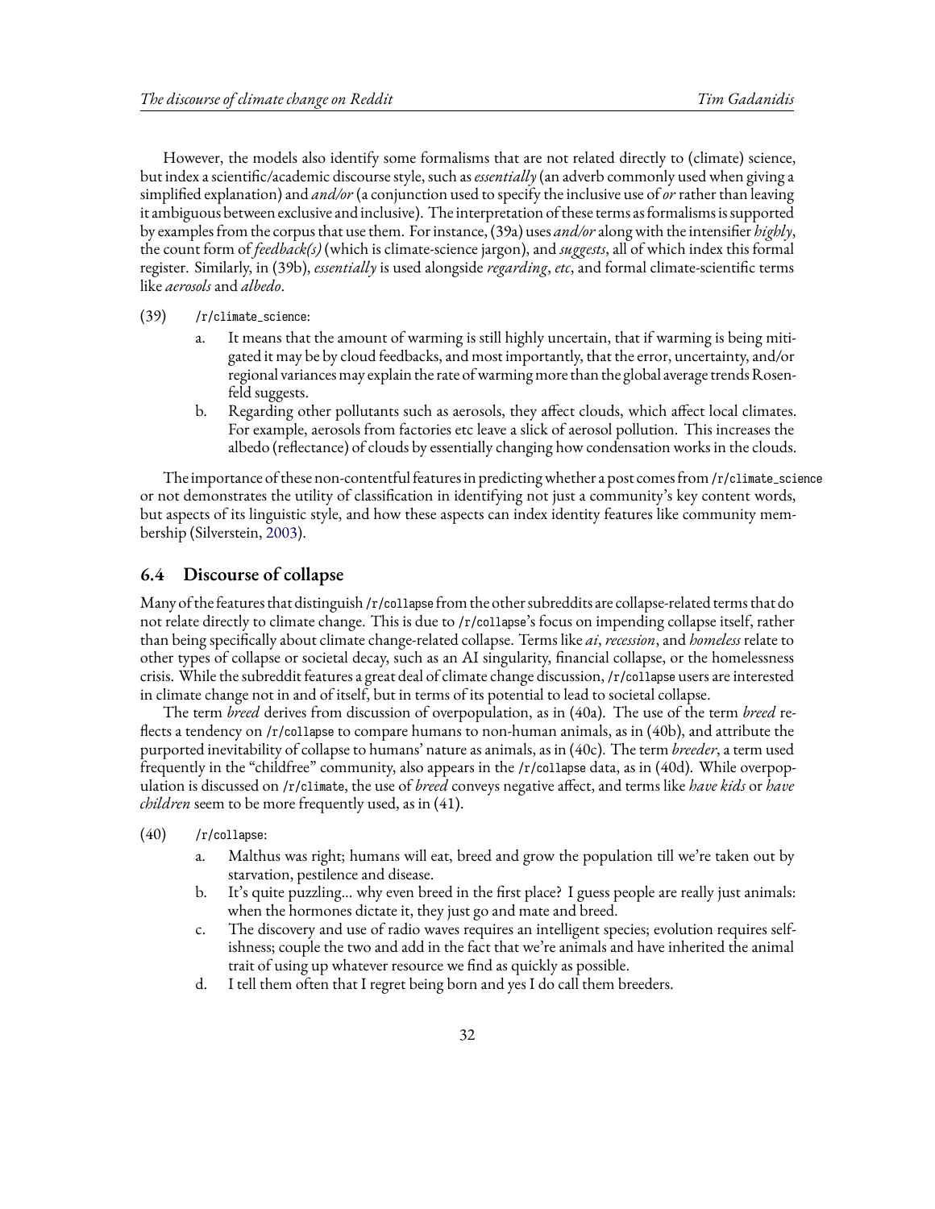However, the models also identify some formalisms that are not related directly to (climate) science, but index a scientific/academic discourse style, such as *essentially* (an adverb commonly used when giving a simplified explanation) and *and/or* (a conjunction used to specify the inclusive use of *or* rather than leaving it ambiguous between exclusive and inclusive). The interpretation of these terms as formalisms is supported by examples from the corpus that use them. For instance, (39a) uses *and/or* along with the intensifier *highly*, the count form of *feedback(s)* (which is climate-science jargon), and *suggests*, all of which index this formal register. Similarly, in (39b), *essentially* is used alongside *regarding*, *etc*, and formal climate-scientific terms like *aerosols* and *albedo*.

(39) `/r/climate_science`:

a. It means that the amount of warming is still highly uncertain, that if warming is being mitigated it may be by cloud feedbacks, and most importantly, that the error, uncertainty, and/or regional variances may explain the rate of warming more than the global average trends Rosenfeld suggests.

b. Regarding other pollutants such as aerosols, they affect clouds, which affect local climates. For example, aerosols from factories etc leave a slick of aerosol pollution. This increases the albedo (reflectance) of clouds by essentially changing how condensation works in the clouds.

The importance of these non-contentful features in predicting whether a post comes from `/r/climate_science` or not demonstrates the utility of classification in identifying not just a community's key content words, but aspects of its linguistic style, and how these aspects can index identity features like community membership (Silverstein, 2003).

## 6.4 Discourse of collapse

Many of the features that distinguish `/r/collapse` from the other subreddits are collapse-related terms that do not relate directly to climate change. This is due to `/r/collapse`'s focus on impending collapse itself, rather than being specifically about climate change-related collapse. Terms like *ai*, *recession*, and *homeless* relate to other types of collapse or societal decay, such as an AI singularity, financial collapse, or the homelessness crisis. While the subreddit features a great deal of climate change discussion, `/r/collapse` users are interested in climate change not in and of itself, but in terms of its potential to lead to societal collapse.

The term *breed* derives from discussion of overpopulation, as in (40a). The use of the term *breed* reflects a tendency on `/r/collapse` to compare humans to non-human animals, as in (40b), and attribute the purported inevitability of collapse to humans' nature as animals, as in (40c). The term *breeder*, a term used frequently in the "childfree" community, also appears in the `/r/collapse` data, as in (40d). While overpopulation is discussed on `/r/climate`, the use of *breed* conveys negative affect, and terms like *have kids* or *have children* seem to be more frequently used, as in (41).

(40) `/r/collapse`:

a. Malthus was right; humans will eat, breed and grow the population till we're taken out by starvation, pestilence and disease.

b. It's quite puzzling... why even breed in the first place? I guess people are really just animals: when the hormones dictate it, they just go and mate and breed.

c. The discovery and use of radio waves requires an intelligent species; evolution requires selfishness; couple the two and add in the fact that we're animals and have inherited the animal trait of using up whatever resource we find as quickly as possible.

d. I tell them often that I regret being born and yes I do call them breeders.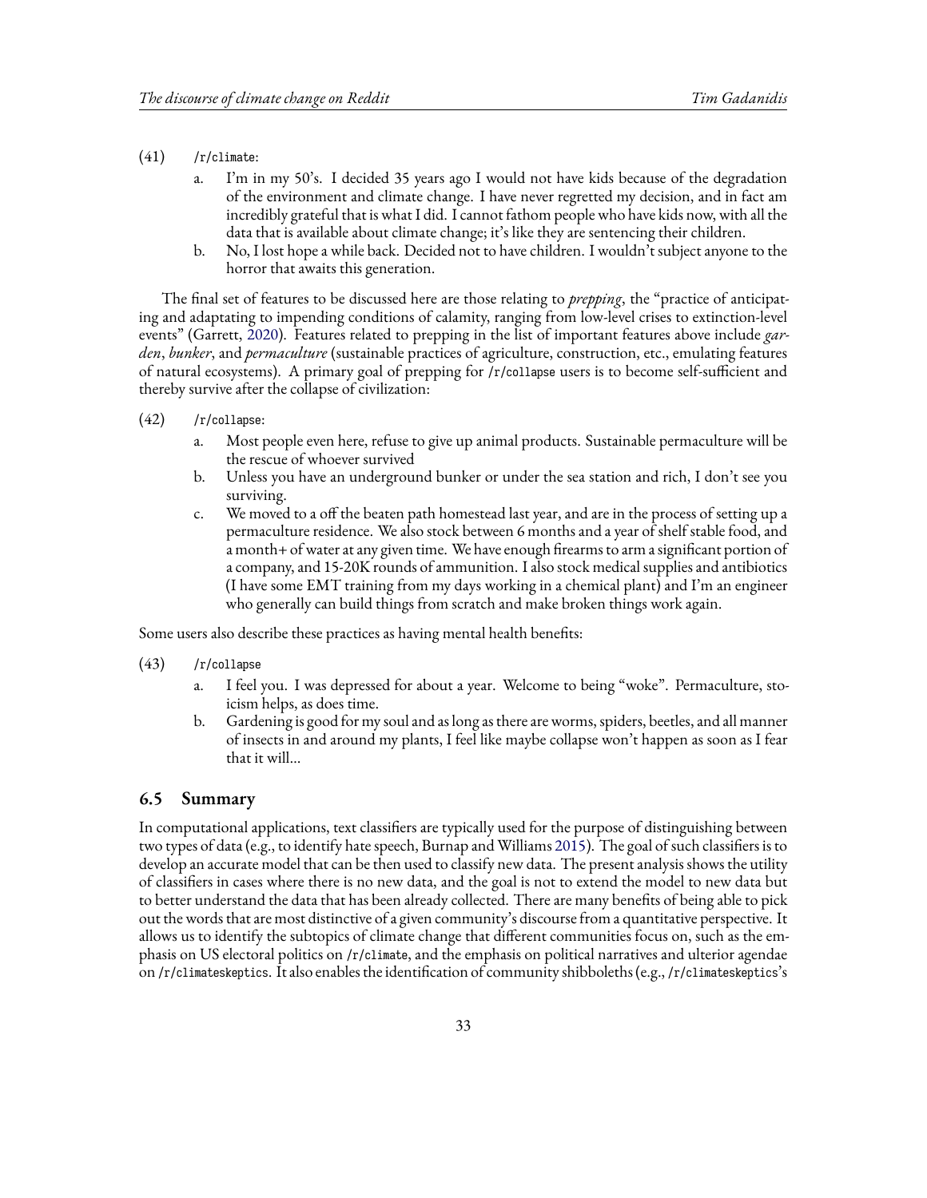(41) `/r/climate`:

a. I'm in my 50's. I decided 35 years ago I would not have kids because of the degradation of the environment and climate change. I have never regretted my decision, and in fact am incredibly grateful that is what I did. I cannot fathom people who have kids now, with all the data that is available about climate change; it's like they are sentencing their children.

b. No, I lost hope a while back. Decided not to have children. I wouldn't subject anyone to the horror that awaits this generation.

The final set of features to be discussed here are those relating to *prepping*, the "practice of anticipating and adaptating to impending conditions of calamity, ranging from low-level crises to extinction-level events" (Garrett, 2020). Features related to prepping in the list of important features above include *garden*, *bunker*, and *permaculture* (sustainable practices of agriculture, construction, etc., emulating features of natural ecosystems). A primary goal of prepping for `/r/collapse` users is to become self-sufficient and thereby survive after the collapse of civilization:

(42) `/r/collapse`:

a. Most people even here, refuse to give up animal products. Sustainable permaculture will be the rescue of whoever survived

b. Unless you have an underground bunker or under the sea station and rich, I don't see you surviving.

c. We moved to a off the beaten path homestead last year, and are in the process of setting up a permaculture residence. We also stock between 6 months and a year of shelf stable food, and a month+ of water at any given time. We have enough firearms to arm a significant portion of a company, and 15-20K rounds of ammunition. I also stock medical supplies and antibiotics (I have some EMT training from my days working in a chemical plant) and I'm an engineer who generally can build things from scratch and make broken things work again.

Some users also describe these practices as having mental health benefits:

(43) `/r/collapse`

a. I feel you. I was depressed for about a year. Welcome to being "woke". Permaculture, stoicism helps, as does time.

b. Gardening is good for my soul and as long as there are worms, spiders, beetles, and all manner of insects in and around my plants, I feel like maybe collapse won't happen as soon as I fear that it will...

## 6.5 Summary

In computational applications, text classifiers are typically used for the purpose of distinguishing between two types of data (e.g., to identify hate speech, Burnap and Williams 2015). The goal of such classifiers is to develop an accurate model that can be then used to classify new data. The present analysis shows the utility of classifiers in cases where there is no new data, and the goal is not to extend the model to new data but to better understand the data that has been already collected. There are many benefits of being able to pick out the words that are most distinctive of a given community's discourse from a quantitative perspective. It allows us to identify the subtopics of climate change that different communities focus on, such as the emphasis on US electoral politics on `/r/climate`, and the emphasis on political narratives and ulterior agendae on `/r/climateskeptics`. It also enables the identification of community shibboleths (e.g., `/r/climateskeptics`'s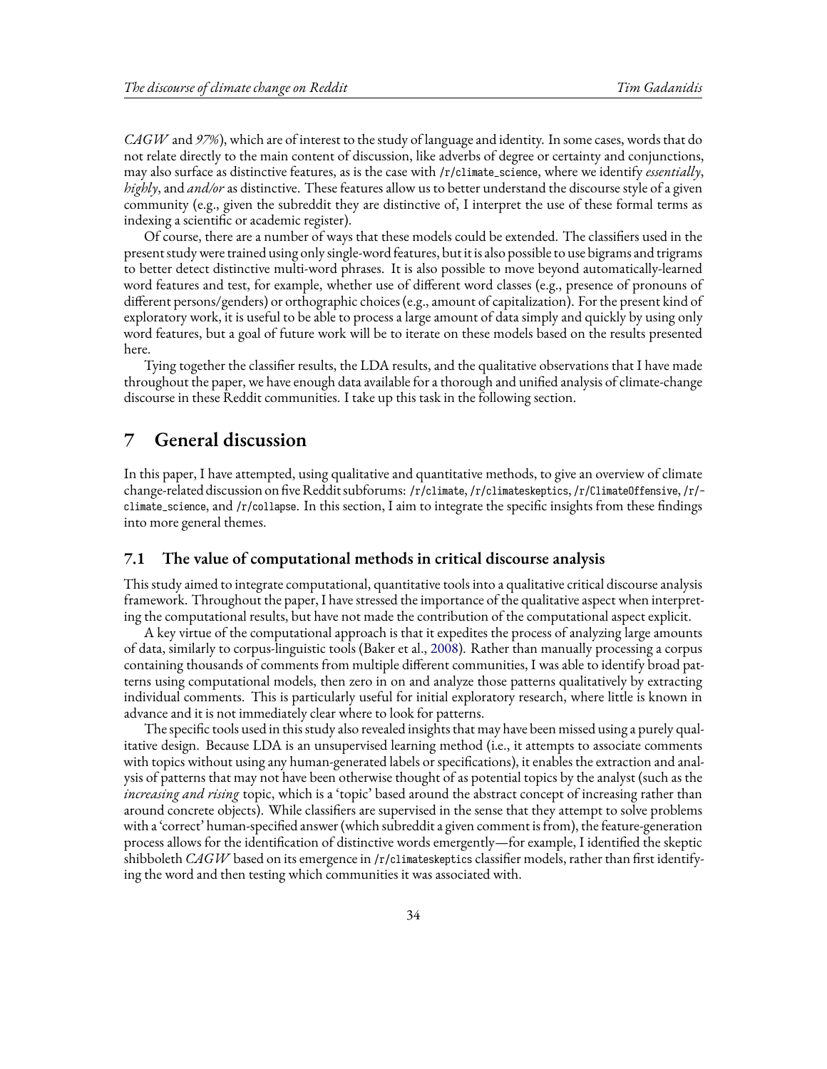*CAGW* and *97%*), which are of interest to the study of language and identity. In some cases, words that do not relate directly to the main content of discussion, like adverbs of degree or certainty and conjunctions, may also surface as distinctive features, as is the case with `/r/climate_science`, where we identify *essentially*, *highly*, and *and/or* as distinctive. These features allow us to better understand the discourse style of a given community (e.g., given the subreddit they are distinctive of, I interpret the use of these formal terms as indexing a scientific or academic register).

Of course, there are a number of ways that these models could be extended. The classifiers used in the present study were trained using only single-word features, but it is also possible to use bigrams and trigrams to better detect distinctive multi-word phrases. It is also possible to move beyond automatically-learned word features and test, for example, whether use of different word classes (e.g., presence of pronouns of different persons/genders) or orthographic choices (e.g., amount of capitalization). For the present kind of exploratory work, it is useful to be able to process a large amount of data simply and quickly by using only word features, but a goal of future work will be to iterate on these models based on the results presented here.

Tying together the classifier results, the LDA results, and the qualitative observations that I have made throughout the paper, we have enough data available for a thorough and unified analysis of climate-change discourse in these Reddit communities. I take up this task in the following section.

# 7 General discussion

In this paper, I have attempted, using qualitative and quantitative methods, to give an overview of climate change-related discussion on five Reddit subforums: `/r/climate`, `/r/climateskeptics`, `/r/ClimateOffensive`, `/r/climate_science`, and `/r/collapse`. In this section, I aim to integrate the specific insights from these findings into more general themes.

## 7.1 The value of computational methods in critical discourse analysis

This study aimed to integrate computational, quantitative tools into a qualitative critical discourse analysis framework. Throughout the paper, I have stressed the importance of the qualitative aspect when interpreting the computational results, but have not made the contribution of the computational aspect explicit.

A key virtue of the computational approach is that it expedites the process of analyzing large amounts of data, similarly to corpus-linguistic tools (Baker et al., 2008). Rather than manually processing a corpus containing thousands of comments from multiple different communities, I was able to identify broad patterns using computational models, then zero in on and analyze those patterns qualitatively by extracting individual comments. This is particularly useful for initial exploratory research, where little is known in advance and it is not immediately clear where to look for patterns.

The specific tools used in this study also revealed insights that may have been missed using a purely qualitative design. Because LDA is an unsupervised learning method (i.e., it attempts to associate comments with topics without using any human-generated labels or specifications), it enables the extraction and analysis of patterns that may not have been otherwise thought of as potential topics by the analyst (such as the *increasing and rising* topic, which is a 'topic' based around the abstract concept of increasing rather than around concrete objects). While classifiers are supervised in the sense that they attempt to solve problems with a 'correct' human-specified answer (which subreddit a given comment is from), the feature-generation process allows for the identification of distinctive words emergently—for example, I identified the skeptic shibboleth *CAGW* based on its emergence in `/r/climateskeptics` classifier models, rather than first identifying the word and then testing which communities it was associated with.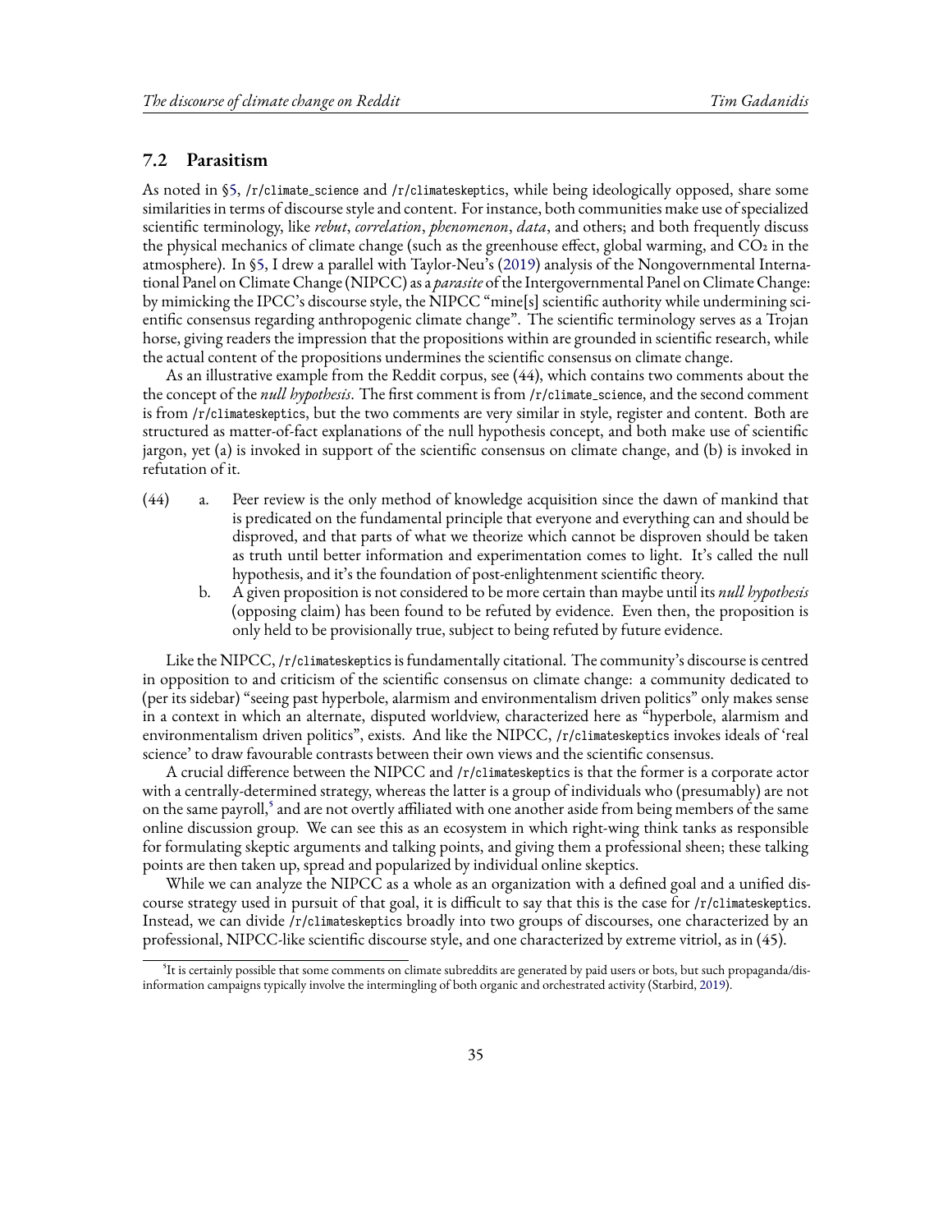### 7.2 Parasitism

As noted in §5, /r/climate_science and /r/climateskeptics, while being ideologically opposed, share some similarities in terms of discourse style and content. For instance, both communities make use of specialized scientific terminology, like *rebut*, *correlation*, *phenomenon*, *data*, and others; and both frequently discuss the physical mechanics of climate change (such as the greenhouse effect, global warming, and $CO_2$ in the atmosphere). In §5, I drew a parallel with Taylor-Neu's (2019) analysis of the Nongovernmental International Panel on Climate Change (NIPCC) as a *parasite* of the Intergovernmental Panel on Climate Change: by mimicking the IPCC's discourse style, the NIPCC "mine[s] scientific authority while undermining scientific consensus regarding anthropogenic climate change". The scientific terminology serves as a Trojan horse, giving readers the impression that the propositions within are grounded in scientific research, while the actual content of the propositions undermines the scientific consensus on climate change.

As an illustrative example from the Reddit corpus, see (44), which contains two comments about the the concept of the *null hypothesis*. The first comment is from /r/climate_science, and the second comment is from /r/climateskeptics, but the two comments are very similar in style, register and content. Both are structured as matter-of-fact explanations of the null hypothesis concept, and both make use of scientific jargon, yet (a) is invoked in support of the scientific consensus on climate change, and (b) is invoked in refutation of it.

(44)
  a. Peer review is the only method of knowledge acquisition since the dawn of mankind that is predicated on the fundamental principle that everyone and everything can and should be disproved, and that parts of what we theorize which cannot be disproven should be taken as truth until better information and experimentation comes to light. It's called the null hypothesis, and it's the foundation of post-enlightenment scientific theory.
  b. A given proposition is not considered to be more certain than maybe until its *null hypothesis* (opposing claim) has been found to be refuted by evidence. Even then, the proposition is only held to be provisionally true, subject to being refuted by future evidence.

Like the NIPCC, /r/climateskeptics is fundamentally citational. The community's discourse is centred in opposition to and criticism of the scientific consensus on climate change: a community dedicated to (per its sidebar) "seeing past hyperbole, alarmism and environmentalism driven politics" only makes sense in a context in which an alternate, disputed worldview, characterized here as "hyperbole, alarmism and environmentalism driven politics", exists. And like the NIPCC, /r/climateskeptics invokes ideals of 'real science' to draw favourable contrasts between their own views and the scientific consensus.

A crucial difference between the NIPCC and /r/climateskeptics is that the former is a corporate actor with a centrally-determined strategy, whereas the latter is a group of individuals who (presumably) are not on the same payroll,[5] and are not overtly affiliated with one another aside from being members of the same online discussion group. We can see this as an ecosystem in which right-wing think tanks as responsible for formulating skeptic arguments and talking points, and giving them a professional sheen; these talking points are then taken up, spread and popularized by individual online skeptics.

While we can analyze the NIPCC as a whole as an organization with a defined goal and a unified discourse strategy used in pursuit of that goal, it is difficult to say that this is the case for /r/climateskeptics. Instead, we can divide /r/climateskeptics broadly into two groups of discourses, one characterized by an professional, NIPCC-like scientific discourse style, and one characterized by extreme vitriol, as in (45).

[5] It is certainly possible that some comments on climate subreddits are generated by paid users or bots, but such propaganda/disinformation campaigns typically involve the intermingling of both organic and orchestrated activity (Starbird, 2019).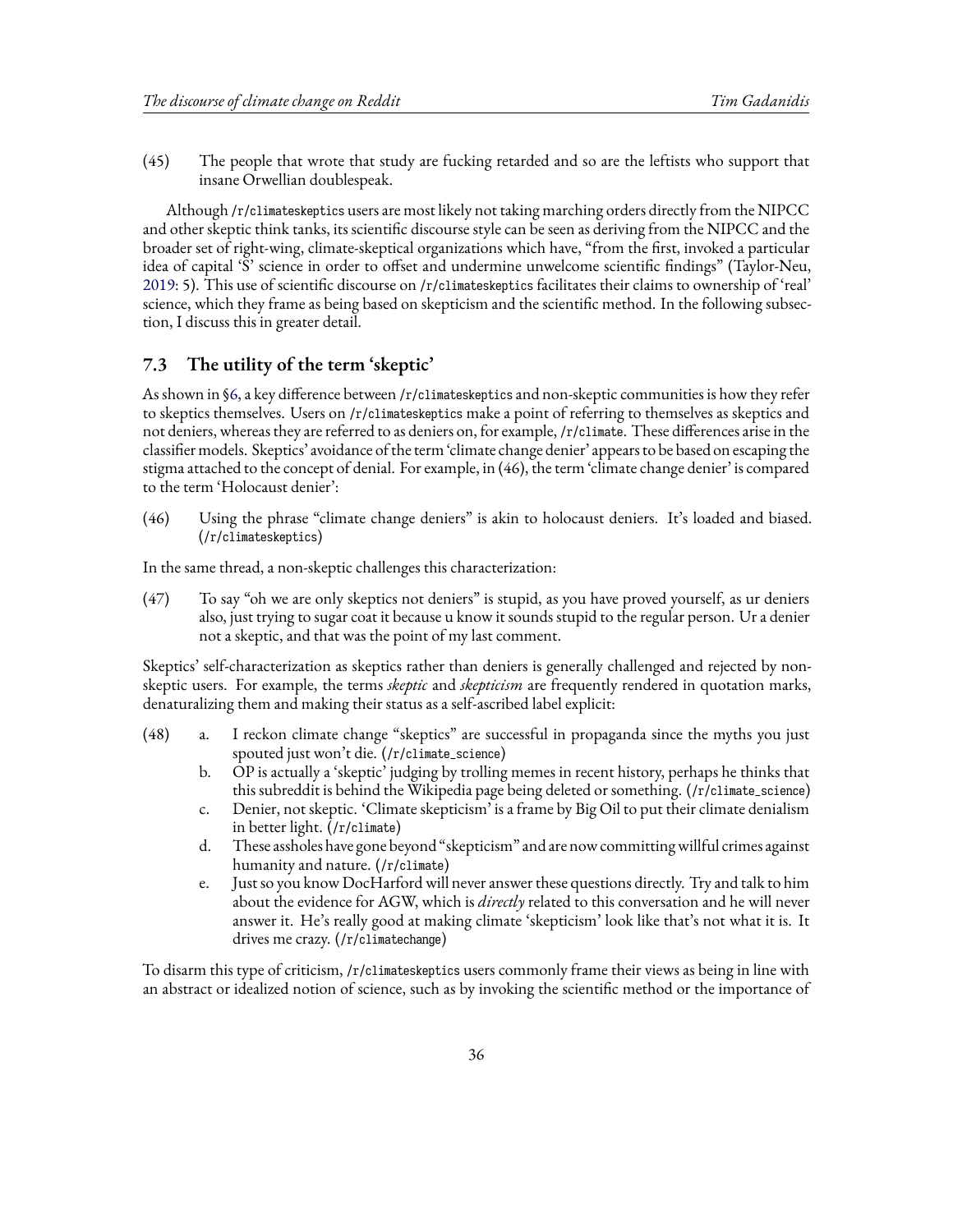(45) The people that wrote that study are fucking retarded and so are the leftists who support that insane Orwellian doublespeak.

Although /r/climateskeptics users are most likely not taking marching orders directly from the NIPCC and other skeptic think tanks, its scientific discourse style can be seen as deriving from the NIPCC and the broader set of right-wing, climate-skeptical organizations which have, "from the first, invoked a particular idea of capital 'S' science in order to offset and undermine unwelcome scientific findings" (Taylor-Neu, 2019: 5). This use of scientific discourse on /r/climateskeptics facilitates their claims to ownership of 'real' science, which they frame as being based on skepticism and the scientific method. In the following subsection, I discuss this in greater detail.

### 7.3 The utility of the term 'skeptic'

As shown in §6, a key difference between /r/climateskeptics and non-skeptic communities is how they refer to skeptics themselves. Users on /r/climateskeptics make a point of referring to themselves as skeptics and not deniers, whereas they are referred to as deniers on, for example, /r/climate. These differences arise in the classifier models. Skeptics' avoidance of the term 'climate change denier' appears to be based on escaping the stigma attached to the concept of denial. For example, in (46), the term 'climate change denier' is compared to the term 'Holocaust denier':

(46) Using the phrase "climate change deniers" is akin to holocaust deniers. It's loaded and biased. (/r/climateskeptics)

In the same thread, a non-skeptic challenges this characterization:

(47) To say "oh we are only skeptics not deniers" is stupid, as you have proved yourself, as ur deniers also, just trying to sugar coat it because u know it sounds stupid to the regular person. Ur a denier not a skeptic, and that was the point of my last comment.

Skeptics' self-characterization as skeptics rather than deniers is generally challenged and rejected by non-skeptic users. For example, the terms *skeptic* and *skepticism* are frequently rendered in quotation marks, denaturalizing them and making their status as a self-ascribed label explicit:

(48)
  a. I reckon climate change "skeptics" are successful in propaganda since the myths you just spouted just won't die. (/r/climate_science)
  b. OP is actually a 'skeptic' judging by trolling memes in recent history, perhaps he thinks that this subreddit is behind the Wikipedia page being deleted or something. (/r/climate_science)
  c. Denier, not skeptic. 'Climate skepticism' is a frame by Big Oil to put their climate denialism in better light. (/r/climate)
  d. These assholes have gone beyond "skepticism" and are now committing willful crimes against humanity and nature. (/r/climate)
  e. Just so you know DocHarford will never answer these questions directly. Try and talk to him about the evidence for AGW, which is *directly* related to this conversation and he will never answer it. He's really good at making climate 'skepticism' look like that's not what it is. It drives me crazy. (/r/climatechange)

To disarm this type of criticism, /r/climateskeptics users commonly frame their views as being in line with an abstract or idealized notion of science, such as by invoking the scientific method or the importance of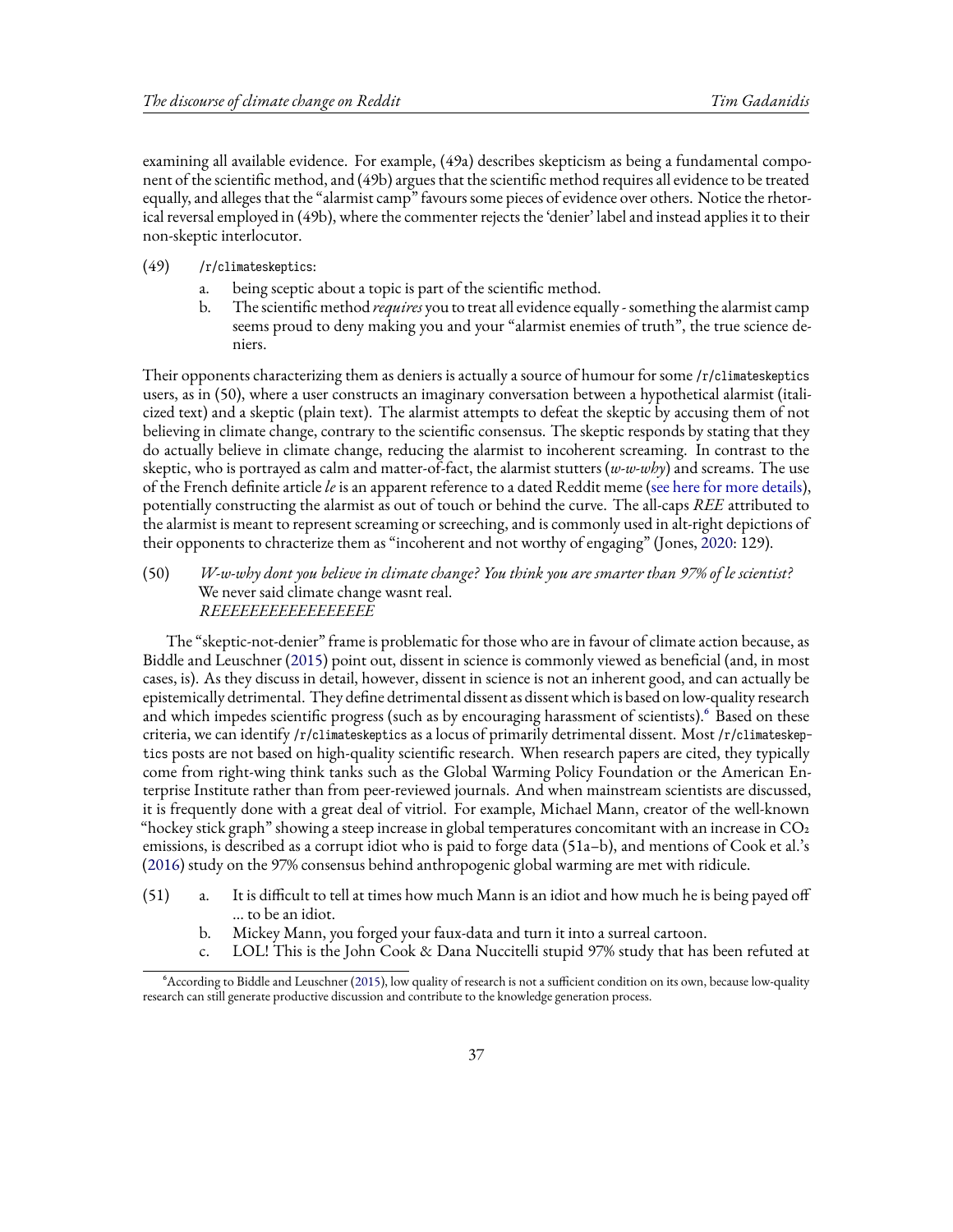examining all available evidence. For example, (49a) describes skepticism as being a fundamental component of the scientific method, and (49b) argues that the scientific method requires all evidence to be treated equally, and alleges that the "alarmist camp" favours some pieces of evidence over others. Notice the rhetorical reversal employed in (49b), where the commenter rejects the 'denier' label and instead applies it to their non-skeptic interlocutor.

(49) `/r/climateskeptics`:

a. being sceptic about a topic is part of the scientific method.

b. The scientific method *requires* you to treat all evidence equally - something the alarmist camp seems proud to deny making you and your "alarmist enemies of truth", the true science deniers.

Their opponents characterizing them as deniers is actually a source of humour for some `/r/climateskeptics` users, as in (50), where a user constructs an imaginary conversation between a hypothetical alarmist (italicized text) and a skeptic (plain text). The alarmist attempts to defeat the skeptic by accusing them of not believing in climate change, contrary to the scientific consensus. The skeptic responds by stating that they do actually believe in climate change, reducing the alarmist to incoherent screaming. In contrast to the skeptic, who is portrayed as calm and matter-of-fact, the alarmist stutters (*w-w-why*) and screams. The use of the French definite article *le* is an apparent reference to a dated Reddit meme (see here for more details), potentially constructing the alarmist as out of touch or behind the curve. The all-caps *REE* attributed to the alarmist is meant to represent screaming or screeching, and is commonly used in alt-right depictions of their opponents to chracterize them as "incoherent and not worthy of engaging" (Jones, 2020: 129).

(50) *W-w-why dont you believe in climate change? You think you are smarter than 97% of le scientist?*
We never said climate change wasnt real.
*REEEEEEEEEEEEEEEE*

The "skeptic-not-denier" frame is problematic for those who are in favour of climate action because, as Biddle and Leuschner (2015) point out, dissent in science is commonly viewed as beneficial (and, in most cases, is). As they discuss in detail, however, dissent in science is not an inherent good, and can actually be epistemically detrimental. They define detrimental dissent as dissent which is based on low-quality research and which impedes scientific progress (such as by encouraging harassment of scientists).[6] Based on these criteria, we can identify `/r/climateskeptics` as a locus of primarily detrimental dissent. Most `/r/climateskeptics` posts are not based on high-quality scientific research. When research papers are cited, they typically come from right-wing think tanks such as the Global Warming Policy Foundation or the American Enterprise Institute rather than from peer-reviewed journals. And when mainstream scientists are discussed, it is frequently done with a great deal of vitriol. For example, Michael Mann, creator of the well-known "hockey stick graph" showing a steep increase in global temperatures concomitant with an increase in $CO_2$ emissions, is described as a corrupt idiot who is paid to forge data (51a–b), and mentions of Cook et al.'s (2016) study on the 97% consensus behind anthropogenic global warming are met with ridicule.

(51) a. It is difficult to tell at times how much Mann is an idiot and how much he is being payed off ... to be an idiot.

b. Mickey Mann, you forged your faux-data and turn it into a surreal cartoon.

c. LOL! This is the John Cook & Dana Nuccitelli stupid 97% study that has been refuted at

[6] According to Biddle and Leuschner (2015), low quality of research is not a sufficient condition on its own, because low-quality research can still generate productive discussion and contribute to the knowledge generation process.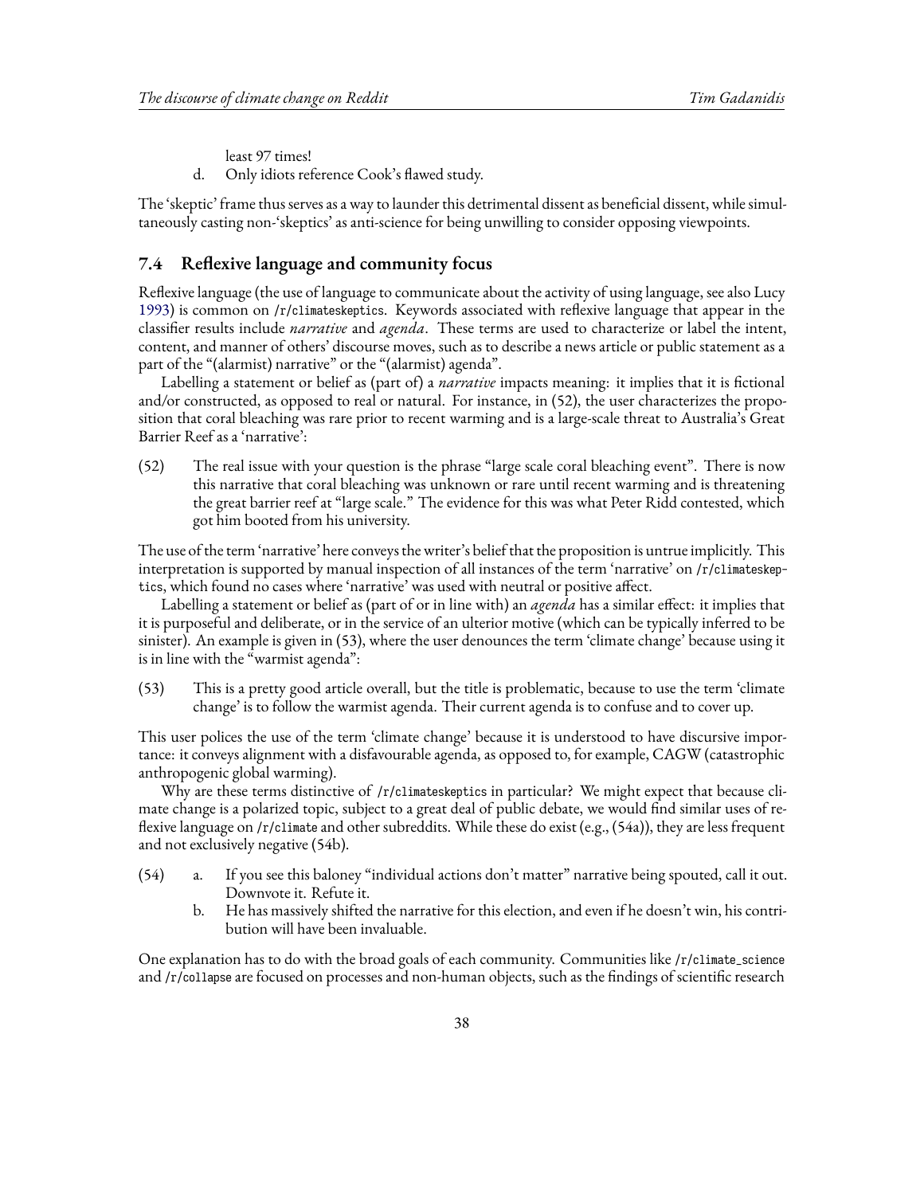least 97 times!

d. Only idiots reference Cook's flawed study.

The 'skeptic' frame thus serves as a way to launder this detrimental dissent as beneficial dissent, while simultaneously casting non-'skeptics' as anti-science for being unwilling to consider opposing viewpoints.

### 7.4 Reflexive language and community focus

Reflexive language (the use of language to communicate about the activity of using language, see also Lucy 1993) is common on /r/climateskeptics. Keywords associated with reflexive language that appear in the classifier results include *narrative* and *agenda*. These terms are used to characterize or label the intent, content, and manner of others' discourse moves, such as to describe a news article or public statement as a part of the "(alarmist) narrative" or the "(alarmist) agenda".

Labelling a statement or belief as (part of) a *narrative* impacts meaning: it implies that it is fictional and/or constructed, as opposed to real or natural. For instance, in (52), the user characterizes the proposition that coral bleaching was rare prior to recent warming and is a large-scale threat to Australia's Great Barrier Reef as a 'narrative':

(52) The real issue with your question is the phrase "large scale coral bleaching event". There is now this narrative that coral bleaching was unknown or rare until recent warming and is threatening the great barrier reef at "large scale." The evidence for this was what Peter Ridd contested, which got him booted from his university.

The use of the term 'narrative' here conveys the writer's belief that the proposition is untrue implicitly. This interpretation is supported by manual inspection of all instances of the term 'narrative' on /r/climateskeptics, which found no cases where 'narrative' was used with neutral or positive affect.

Labelling a statement or belief as (part of or in line with) an *agenda* has a similar effect: it implies that it is purposeful and deliberate, or in the service of an ulterior motive (which can be typically inferred to be sinister). An example is given in (53), where the user denounces the term 'climate change' because using it is in line with the "warmist agenda":

(53) This is a pretty good article overall, but the title is problematic, because to use the term 'climate change' is to follow the warmist agenda. Their current agenda is to confuse and to cover up.

This user polices the use of the term 'climate change' because it is understood to have discursive importance: it conveys alignment with a disfavourable agenda, as opposed to, for example, CAGW (catastrophic anthropogenic global warming).

Why are these terms distinctive of /r/climateskeptics in particular? We might expect that because climate change is a polarized topic, subject to a great deal of public debate, we would find similar uses of reflexive language on /r/climate and other subreddits. While these do exist (e.g., (54a)), they are less frequent and not exclusively negative (54b).

(54) a. If you see this baloney "individual actions don't matter" narrative being spouted, call it out. Downvote it. Refute it.

b. He has massively shifted the narrative for this election, and even if he doesn't win, his contribution will have been invaluable.

One explanation has to do with the broad goals of each community. Communities like /r/climate_science and /r/collapse are focused on processes and non-human objects, such as the findings of scientific research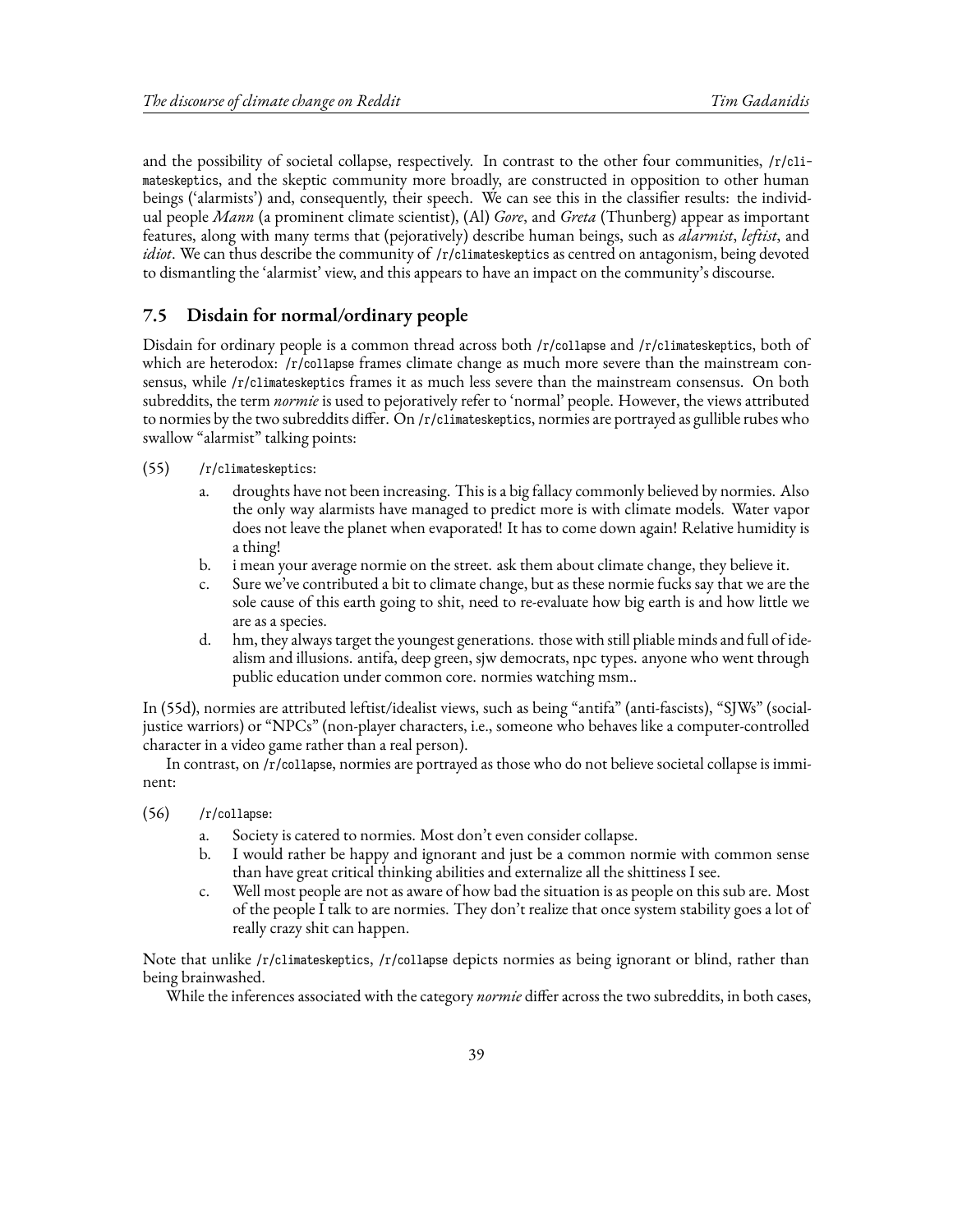and the possibility of societal collapse, respectively. In contrast to the other four communities, `/r/climateskeptics`, and the skeptic community more broadly, are constructed in opposition to other human beings ('alarmists') and, consequently, their speech. We can see this in the classifier results: the individual people *Mann* (a prominent climate scientist), (Al) *Gore*, and *Greta* (Thunberg) appear as important features, along with many terms that (pejoratively) describe human beings, such as *alarmist*, *leftist*, and *idiot*. We can thus describe the community of `/r/climateskeptics` as centred on antagonism, being devoted to dismantling the 'alarmist' view, and this appears to have an impact on the community's discourse.

## 7.5 Disdain for normal/ordinary people

Disdain for ordinary people is a common thread across both `/r/collapse` and `/r/climateskeptics`, both of which are heterodox: `/r/collapse` frames climate change as much more severe than the mainstream consensus, while `/r/climateskeptics` frames it as much less severe than the mainstream consensus. On both subreddits, the term *normie* is used to pejoratively refer to 'normal' people. However, the views attributed to normies by the two subreddits differ. On `/r/climateskeptics`, normies are portrayed as gullible rubes who swallow "alarmist" talking points:

(55) `/r/climateskeptics`:

a. droughts have not been increasing. This is a big fallacy commonly believed by normies. Also the only way alarmists have managed to predict more is with climate models. Water vapor does not leave the planet when evaporated! It has to come down again! Relative humidity is a thing!

b. i mean your average normie on the street. ask them about climate change, they believe it.

c. Sure we've contributed a bit to climate change, but as these normie fucks say that we are the sole cause of this earth going to shit, need to re-evaluate how big earth is and how little we are as a species.

d. hm, they always target the youngest generations. those with still pliable minds and full of idealism and illusions. antifa, deep green, sjw democrats, npc types. anyone who went through public education under common core. normies watching msm..

In (55d), normies are attributed leftist/idealist views, such as being "antifa" (anti-fascists), "SJWs" (social-justice warriors) or "NPCs" (non-player characters, i.e., someone who behaves like a computer-controlled character in a video game rather than a real person).

In contrast, on `/r/collapse`, normies are portrayed as those who do not believe societal collapse is imminent:

(56) `/r/collapse`:

a. Society is catered to normies. Most don't even consider collapse.

b. I would rather be happy and ignorant and just be a common normie with common sense than have great critical thinking abilities and externalize all the shittiness I see.

c. Well most people are not as aware of how bad the situation is as people on this sub are. Most of the people I talk to are normies. They don't realize that once system stability goes a lot of really crazy shit can happen.

Note that unlike `/r/climateskeptics`, `/r/collapse` depicts normies as being ignorant or blind, rather than being brainwashed.

While the inferences associated with the category *normie* differ across the two subreddits, in both cases,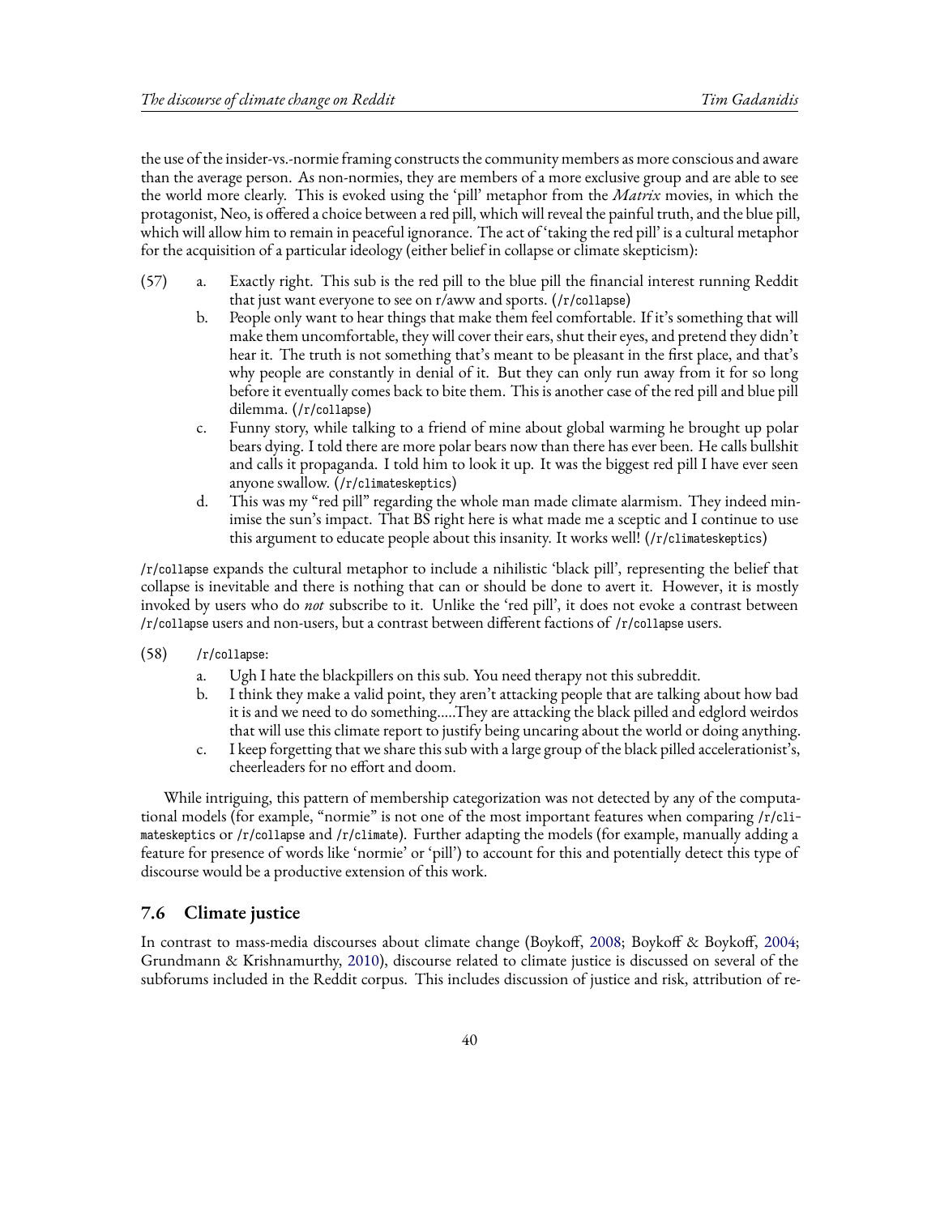the use of the insider-vs.-normie framing constructs the community members as more conscious and aware than the average person. As non-normies, they are members of a more exclusive group and are able to see the world more clearly. This is evoked using the 'pill' metaphor from the *Matrix* movies, in which the protagonist, Neo, is offered a choice between a red pill, which will reveal the painful truth, and the blue pill, which will allow him to remain in peaceful ignorance. The act of 'taking the red pill' is a cultural metaphor for the acquisition of a particular ideology (either belief in collapse or climate skepticism):

(57)
a. Exactly right. This sub is the red pill to the blue pill the financial interest running Reddit that just want everyone to see on r/aww and sports. (`/r/collapse`)
b. People only want to hear things that make them feel comfortable. If it's something that will make them uncomfortable, they will cover their ears, shut their eyes, and pretend they didn't hear it. The truth is not something that's meant to be pleasant in the first place, and that's why people are constantly in denial of it. But they can only run away from it for so long before it eventually comes back to bite them. This is another case of the red pill and blue pill dilemma. (`/r/collapse`)
c. Funny story, while talking to a friend of mine about global warming he brought up polar bears dying. I told there are more polar bears now than there has ever been. He calls bullshit and calls it propaganda. I told him to look it up. It was the biggest red pill I have ever seen anyone swallow. (`/r/climateskeptics`)
d. This was my "red pill" regarding the whole man made climate alarmism. They indeed minimise the sun's impact. That BS right here is what made me a sceptic and I continue to use this argument to educate people about this insanity. It works well! (`/r/climateskeptics`)

`/r/collapse` expands the cultural metaphor to include a nihilistic 'black pill', representing the belief that collapse is inevitable and there is nothing that can or should be done to avert it. However, it is mostly invoked by users who do *not* subscribe to it. Unlike the 'red pill', it does not evoke a contrast between `/r/collapse` users and non-users, but a contrast between different factions of `/r/collapse` users.

(58) `/r/collapse`:
a. Ugh I hate the blackpillers on this sub. You need therapy not this subreddit.
b. I think they make a valid point, they aren't attacking people that are talking about how bad it is and we need to do something.....They are attacking the black pilled and edglord weirdos that will use this climate report to justify being uncaring about the world or doing anything.
c. I keep forgetting that we share this sub with a large group of the black pilled accelerationist's, cheerleaders for no effort and doom.

While intriguing, this pattern of membership categorization was not detected by any of the computational models (for example, "normie" is not one of the most important features when comparing `/r/climateskeptics` or `/r/collapse` and `/r/climate`). Further adapting the models (for example, manually adding a feature for presence of words like 'normie' or 'pill') to account for this and potentially detect this type of discourse would be a productive extension of this work.

### 7.6 Climate justice

In contrast to mass-media discourses about climate change (Boykoff, 2008; Boykoff & Boykoff, 2004; Grundmann & Krishnamurthy, 2010), discourse related to climate justice is discussed on several of the subforums included in the Reddit corpus. This includes discussion of justice and risk, attribution of re-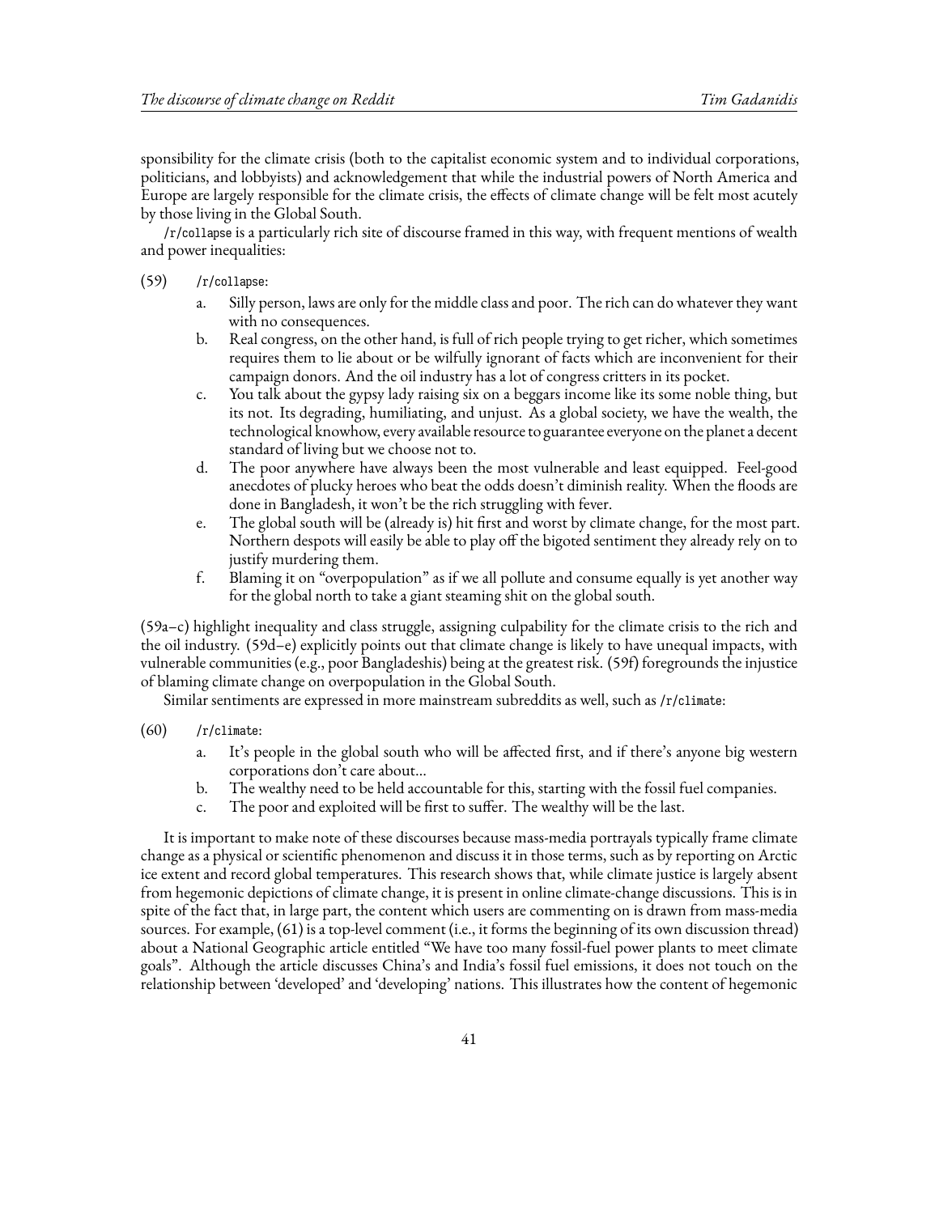sponsibility for the climate crisis (both to the capitalist economic system and to individual corporations, politicians, and lobbyists) and acknowledgement that while the industrial powers of North America and Europe are largely responsible for the climate crisis, the effects of climate change will be felt most acutely by those living in the Global South.

`/r/collapse` is a particularly rich site of discourse framed in this way, with frequent mentions of wealth and power inequalities:

(59) `/r/collapse`:

a. Silly person, laws are only for the middle class and poor. The rich can do whatever they want with no consequences.

b. Real congress, on the other hand, is full of rich people trying to get richer, which sometimes requires them to lie about or be wilfully ignorant of facts which are inconvenient for their campaign donors. And the oil industry has a lot of congress critters in its pocket.

c. You talk about the gypsy lady raising six on a beggars income like its some noble thing, but its not. Its degrading, humiliating, and unjust. As a global society, we have the wealth, the technological knowhow, every available resource to guarantee everyone on the planet a decent standard of living but we choose not to.

d. The poor anywhere have always been the most vulnerable and least equipped. Feel-good anecdotes of plucky heroes who beat the odds doesn't diminish reality. When the floods are done in Bangladesh, it won't be the rich struggling with fever.

e. The global south will be (already is) hit first and worst by climate change, for the most part. Northern despots will easily be able to play off the bigoted sentiment they already rely on to justify murdering them.

f. Blaming it on "overpopulation" as if we all pollute and consume equally is yet another way for the global north to take a giant steaming shit on the global south.

(59a–c) highlight inequality and class struggle, assigning culpability for the climate crisis to the rich and the oil industry. (59d–e) explicitly points out that climate change is likely to have unequal impacts, with vulnerable communities (e.g., poor Bangladeshis) being at the greatest risk. (59f) foregrounds the injustice of blaming climate change on overpopulation in the Global South.

Similar sentiments are expressed in more mainstream subreddits as well, such as `/r/climate`:

(60) `/r/climate`:

a. It's people in the global south who will be affected first, and if there's anyone big western corporations don't care about...

b. The wealthy need to be held accountable for this, starting with the fossil fuel companies.

c. The poor and exploited will be first to suffer. The wealthy will be the last.

It is important to make note of these discourses because mass-media portrayals typically frame climate change as a physical or scientific phenomenon and discuss it in those terms, such as by reporting on Arctic ice extent and record global temperatures. This research shows that, while climate justice is largely absent from hegemonic depictions of climate change, it is present in online climate-change discussions. This is in spite of the fact that, in large part, the content which users are commenting on is drawn from mass-media sources. For example, (61) is a top-level comment (i.e., it forms the beginning of its own discussion thread) about a National Geographic article entitled "We have too many fossil-fuel power plants to meet climate goals". Although the article discusses China's and India's fossil fuel emissions, it does not touch on the relationship between 'developed' and 'developing' nations. This illustrates how the content of hegemonic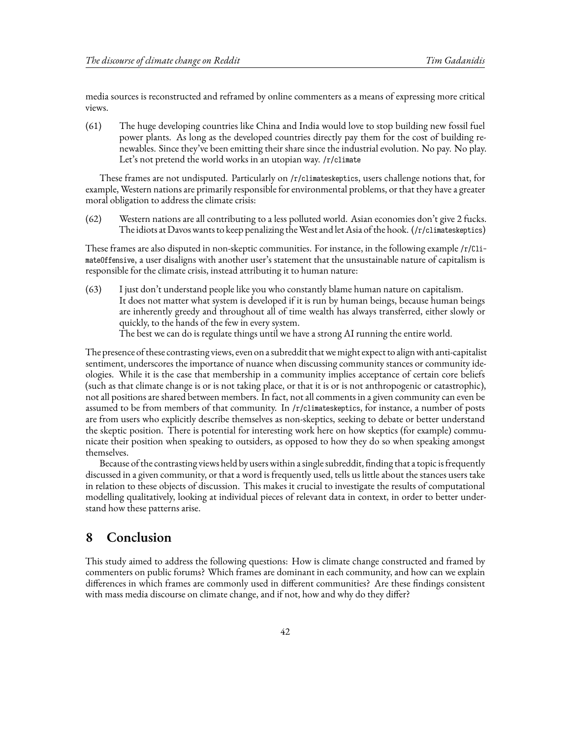media sources is reconstructed and reframed by online commenters as a means of expressing more critical views.

(61) The huge developing countries like China and India would love to stop building new fossil fuel power plants. As long as the developed countries directly pay them for the cost of building renewables. Since they've been emitting their share since the industrial evolution. No pay. No play. Let's not pretend the world works in an utopian way. `/r/climate`

These frames are not undisputed. Particularly on `/r/climateskeptics`, users challenge notions that, for example, Western nations are primarily responsible for environmental problems, or that they have a greater moral obligation to address the climate crisis:

(62) Western nations are all contributing to a less polluted world. Asian economies don't give 2 fucks. The idiots at Davos wants to keep penalizing the West and let Asia of the hook. (`/r/climateskeptics`)

These frames are also disputed in non-skeptic communities. For instance, in the following example `/r/ClimateOffensive`, a user disaligns with another user's statement that the unsustainable nature of capitalism is responsible for the climate crisis, instead attributing it to human nature:

(63) I just don't understand people like you who constantly blame human nature on capitalism.
It does not matter what system is developed if it is run by human beings, because human beings are inherently greedy and throughout all of time wealth has always transferred, either slowly or quickly, to the hands of the few in every system.
The best we can do is regulate things until we have a strong AI running the entire world.

The presence of these contrasting views, even on a subreddit that we might expect to align with anti-capitalist sentiment, underscores the importance of nuance when discussing community stances or community ideologies. While it is the case that membership in a community implies acceptance of certain core beliefs (such as that climate change is or is not taking place, or that it is or is not anthropogenic or catastrophic), not all positions are shared between members. In fact, not all comments in a given community can even be assumed to be from members of that community. In `/r/climateskeptics`, for instance, a number of posts are from users who explicitly describe themselves as non-skeptics, seeking to debate or better understand the skeptic position. There is potential for interesting work here on how skeptics (for example) communicate their position when speaking to outsiders, as opposed to how they do so when speaking amongst themselves.

Because of the contrasting views held by users within a single subreddit, finding that a topic is frequently discussed in a given community, or that a word is frequently used, tells us little about the stances users take in relation to these objects of discussion. This makes it crucial to investigate the results of computational modelling qualitatively, looking at individual pieces of relevant data in context, in order to better understand how these patterns arise.

# 8 Conclusion

This study aimed to address the following questions: How is climate change constructed and framed by commenters on public forums? Which frames are dominant in each community, and how can we explain differences in which frames are commonly used in different communities? Are these findings consistent with mass media discourse on climate change, and if not, how and why do they differ?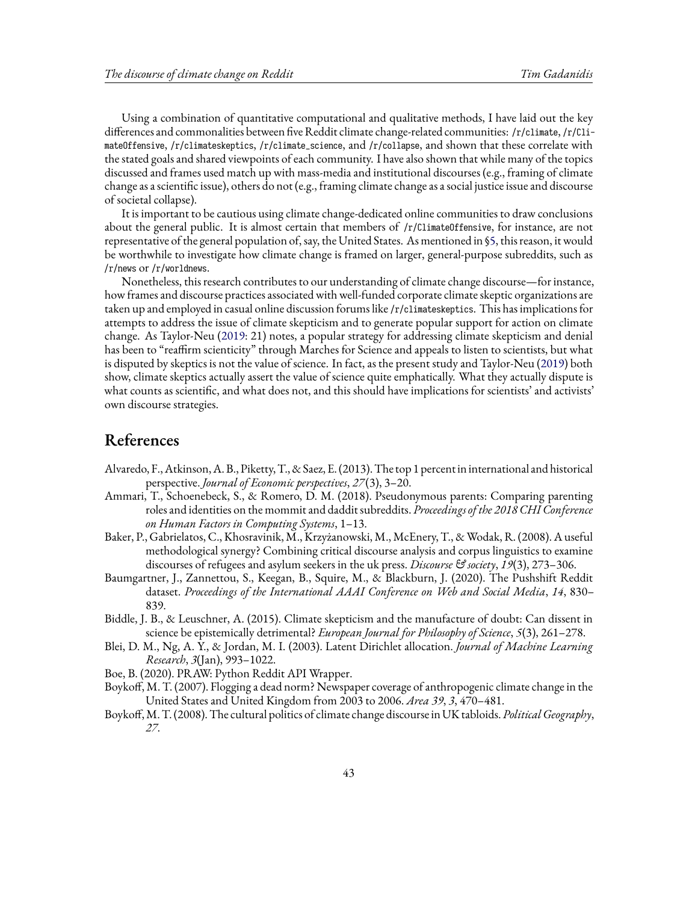Using a combination of quantitative computational and qualitative methods, I have laid out the key differences and commonalities between five Reddit climate change-related communities: /r/climate, /r/ClimateOffensive, /r/climateskeptics, /r/climate_science, and /r/collapse, and shown that these correlate with the stated goals and shared viewpoints of each community. I have also shown that while many of the topics discussed and frames used match up with mass-media and institutional discourses (e.g., framing of climate change as a scientific issue), others do not (e.g., framing climate change as a social justice issue and discourse of societal collapse).

It is important to be cautious using climate change-dedicated online communities to draw conclusions about the general public. It is almost certain that members of /r/ClimateOffensive, for instance, are not representative of the general population of, say, the United States. As mentioned in §5, this reason, it would be worthwhile to investigate how climate change is framed on larger, general-purpose subreddits, such as /r/news or /r/worldnews.

Nonetheless, this research contributes to our understanding of climate change discourse—for instance, how frames and discourse practices associated with well-funded corporate climate skeptic organizations are taken up and employed in casual online discussion forums like /r/climateskeptics. This has implications for attempts to address the issue of climate skepticism and to generate popular support for action on climate change. As Taylor-Neu (2019: 21) notes, a popular strategy for addressing climate skepticism and denial has been to "reaffirm scienticity" through Marches for Science and appeals to listen to scientists, but what is disputed by skeptics is not the value of science. In fact, as the present study and Taylor-Neu (2019) both show, climate skeptics actually assert the value of science quite emphatically. What they actually dispute is what counts as scientific, and what does not, and this should have implications for scientists' and activists' own discourse strategies.

# References

Alvaredo, F., Atkinson, A. B., Piketty, T., & Saez, E. (2013). The top 1 percent in international and historical perspective. *Journal of Economic perspectives*, *27*(3), 3–20.

Ammari, T., Schoenebeck, S., & Romero, D. M. (2018). Pseudonymous parents: Comparing parenting roles and identities on the mommit and daddit subreddits. *Proceedings of the 2018 CHI Conference on Human Factors in Computing Systems*, 1–13.

Baker, P., Gabrielatos, C., Khosravinik, M., Krzyżanowski, M., McEnery, T., & Wodak, R. (2008). A useful methodological synergy? Combining critical discourse analysis and corpus linguistics to examine discourses of refugees and asylum seekers in the uk press. *Discourse & society*, *19*(3), 273–306.

Baumgartner, J., Zannettou, S., Keegan, B., Squire, M., & Blackburn, J. (2020). The Pushshift Reddit dataset. *Proceedings of the International AAAI Conference on Web and Social Media*, *14*, 830–839.

Biddle, J. B., & Leuschner, A. (2015). Climate skepticism and the manufacture of doubt: Can dissent in science be epistemically detrimental? *European Journal for Philosophy of Science*, *5*(3), 261–278.

Blei, D. M., Ng, A. Y., & Jordan, M. I. (2003). Latent Dirichlet allocation. *Journal of Machine Learning Research*, *3*(Jan), 993–1022.

Boe, B. (2020). PRAW: Python Reddit API Wrapper.

Boykoff, M. T. (2007). Flogging a dead norm? Newspaper coverage of anthropogenic climate change in the United States and United Kingdom from 2003 to 2006. *Area 39*, *3*, 470–481.

Boykoff, M. T. (2008). The cultural politics of climate change discourse in UK tabloids. *Political Geography*, *27*.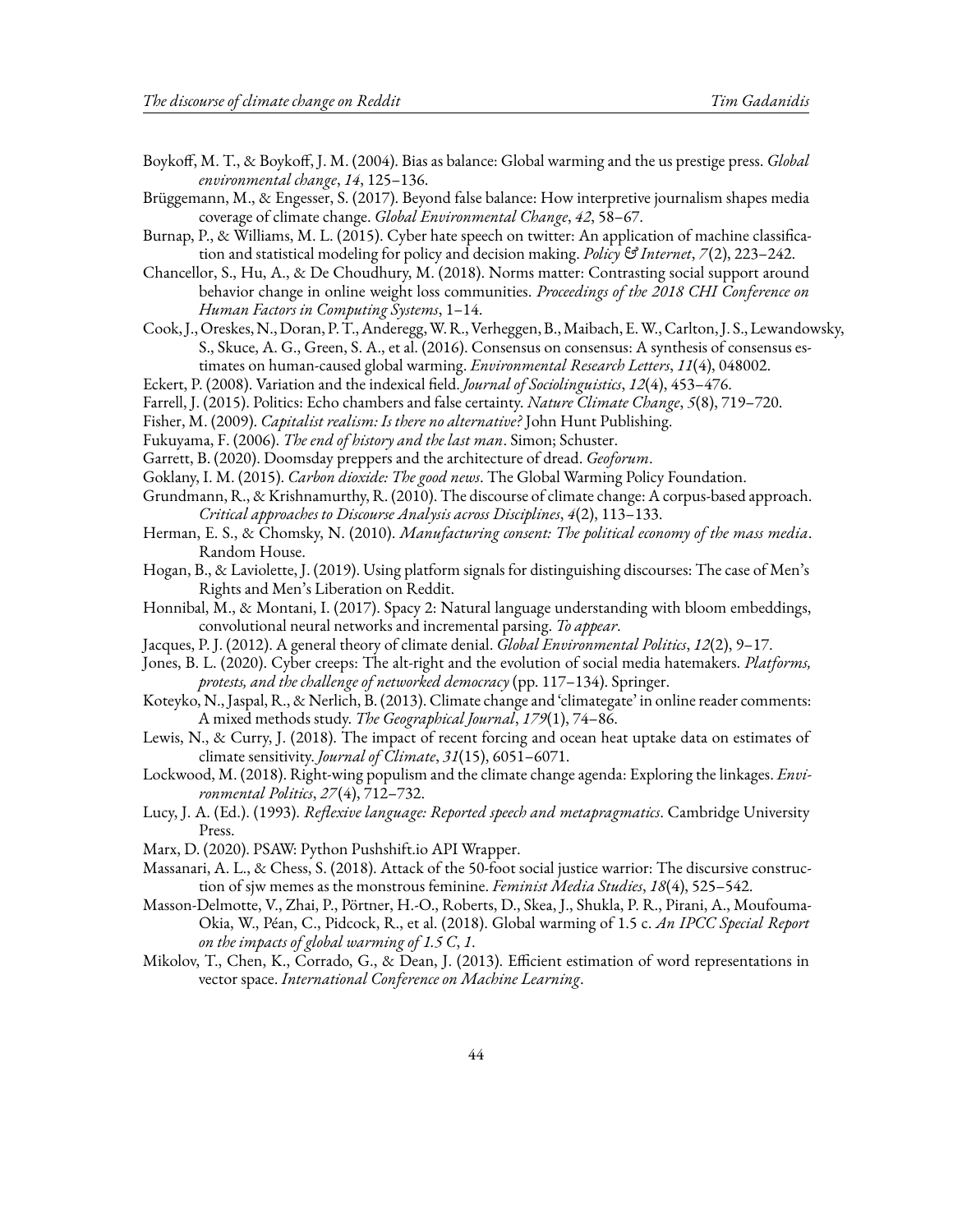Boykoff, M. T., & Boykoff, J. M. (2004). Bias as balance: Global warming and the us prestige press. *Global environmental change*, *14*, 125–136.

Brüggemann, M., & Engesser, S. (2017). Beyond false balance: How interpretive journalism shapes media coverage of climate change. *Global Environmental Change*, *42*, 58–67.

Burnap, P., & Williams, M. L. (2015). Cyber hate speech on twitter: An application of machine classification and statistical modeling for policy and decision making. *Policy & Internet*, *7*(2), 223–242.

Chancellor, S., Hu, A., & De Choudhury, M. (2018). Norms matter: Contrasting social support around behavior change in online weight loss communities. *Proceedings of the 2018 CHI Conference on Human Factors in Computing Systems*, 1–14.

Cook, J., Oreskes, N., Doran, P. T., Anderegg, W. R., Verheggen, B., Maibach, E. W., Carlton, J. S., Lewandowsky, S., Skuce, A. G., Green, S. A., et al. (2016). Consensus on consensus: A synthesis of consensus estimates on human-caused global warming. *Environmental Research Letters*, *11*(4), 048002.

Eckert, P. (2008). Variation and the indexical field. *Journal of Sociolinguistics*, *12*(4), 453–476.

Farrell, J. (2015). Politics: Echo chambers and false certainty. *Nature Climate Change*, *5*(8), 719–720.

Fisher, M. (2009). *Capitalist realism: Is there no alternative?* John Hunt Publishing.

Fukuyama, F. (2006). *The end of history and the last man*. Simon; Schuster.

Garrett, B. (2020). Doomsday preppers and the architecture of dread. *Geoforum*.

Goklany, I. M. (2015). *Carbon dioxide: The good news*. The Global Warming Policy Foundation.

Grundmann, R., & Krishnamurthy, R. (2010). The discourse of climate change: A corpus-based approach. *Critical approaches to Discourse Analysis across Disciplines*, *4*(2), 113–133.

Herman, E. S., & Chomsky, N. (2010). *Manufacturing consent: The political economy of the mass media*. Random House.

Hogan, B., & Laviolette, J. (2019). Using platform signals for distinguishing discourses: The case of Men's Rights and Men's Liberation on Reddit.

Honnibal, M., & Montani, I. (2017). Spacy 2: Natural language understanding with bloom embeddings, convolutional neural networks and incremental parsing. *To appear*.

Jacques, P. J. (2012). A general theory of climate denial. *Global Environmental Politics*, *12*(2), 9–17.

Jones, B. L. (2020). Cyber creeps: The alt-right and the evolution of social media hatemakers. *Platforms, protests, and the challenge of networked democracy* (pp. 117–134). Springer.

Koteyko, N., Jaspal, R., & Nerlich, B. (2013). Climate change and 'climategate' in online reader comments: A mixed methods study. *The Geographical Journal*, *179*(1), 74–86.

Lewis, N., & Curry, J. (2018). The impact of recent forcing and ocean heat uptake data on estimates of climate sensitivity. *Journal of Climate*, *31*(15), 6051–6071.

Lockwood, M. (2018). Right-wing populism and the climate change agenda: Exploring the linkages. *Environmental Politics*, *27*(4), 712–732.

Lucy, J. A. (Ed.). (1993). *Reflexive language: Reported speech and metapragmatics*. Cambridge University Press.

Marx, D. (2020). PSAW: Python Pushshift.io API Wrapper.

Massanari, A. L., & Chess, S. (2018). Attack of the 50-foot social justice warrior: The discursive construction of sjw memes as the monstrous feminine. *Feminist Media Studies*, *18*(4), 525–542.

Masson-Delmotte, V., Zhai, P., Pörtner, H.-O., Roberts, D., Skea, J., Shukla, P. R., Pirani, A., Moufouma-Okia, W., Péan, C., Pidcock, R., et al. (2018). Global warming of 1.5 c. *An IPCC Special Report on the impacts of global warming of 1.5 C*, *1*.

Mikolov, T., Chen, K., Corrado, G., & Dean, J. (2013). Efficient estimation of word representations in vector space. *International Conference on Machine Learning*.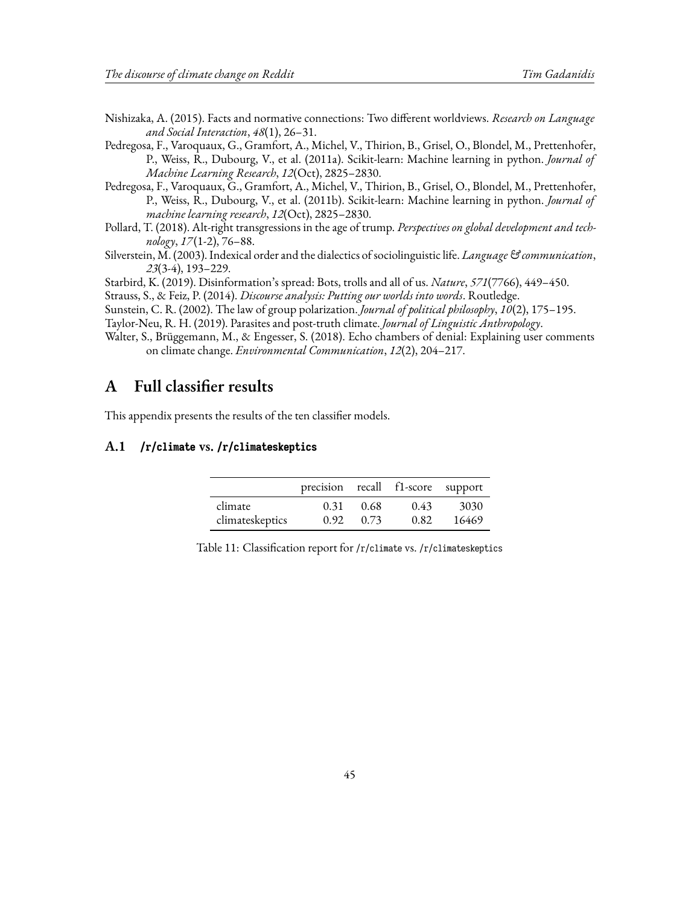Nishizaka, A. (2015). Facts and normative connections: Two different worldviews. *Research on Language and Social Interaction*, *48*(1), 26–31.

Pedregosa, F., Varoquaux, G., Gramfort, A., Michel, V., Thirion, B., Grisel, O., Blondel, M., Prettenhofer, P., Weiss, R., Dubourg, V., et al. (2011a). Scikit-learn: Machine learning in python. *Journal of Machine Learning Research*, *12*(Oct), 2825–2830.

Pedregosa, F., Varoquaux, G., Gramfort, A., Michel, V., Thirion, B., Grisel, O., Blondel, M., Prettenhofer, P., Weiss, R., Dubourg, V., et al. (2011b). Scikit-learn: Machine learning in python. *Journal of machine learning research*, *12*(Oct), 2825–2830.

Pollard, T. (2018). Alt-right transgressions in the age of trump. *Perspectives on global development and technology*, *17*(1-2), 76–88.

Silverstein, M. (2003). Indexical order and the dialectics of sociolinguistic life. *Language & communication*, *23*(3-4), 193–229.

Starbird, K. (2019). Disinformation's spread: Bots, trolls and all of us. *Nature*, *571*(7766), 449–450.

Strauss, S., & Feiz, P. (2014). *Discourse analysis: Putting our worlds into words*. Routledge.

Sunstein, C. R. (2002). The law of group polarization. *Journal of political philosophy*, *10*(2), 175–195.

Taylor-Neu, R. H. (2019). Parasites and post-truth climate. *Journal of Linguistic Anthropology*.

Walter, S., Brüggemann, M., & Engesser, S. (2018). Echo chambers of denial: Explaining user comments on climate change. *Environmental Communication*, *12*(2), 204–217.

# A Full classifier results

This appendix presents the results of the ten classifier models.

## A.1 `/r/climate` vs. `/r/climateskeptics`

| | precision | recall | f1-score | support |
|---|---|---|---|---|
| climate | 0.31 | 0.68 | 0.43 | 3030 |
| climateskeptics | 0.92 | 0.73 | 0.82 | 16469 |

Table 11: Classification report for `/r/climate` vs. `/r/climateskeptics`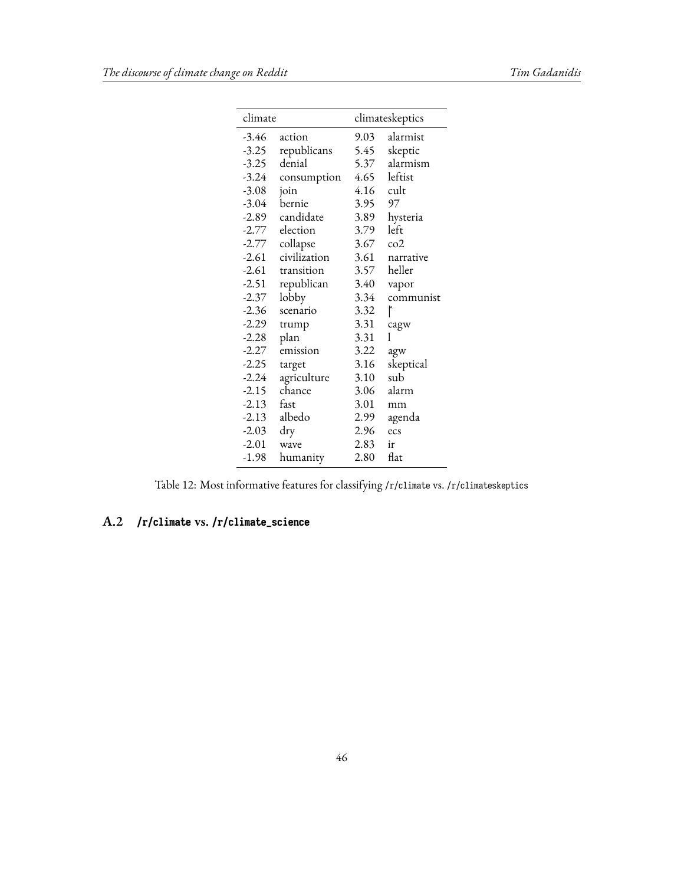| climate | | climateskeptics | |
|---|---|---|---|
| -3.46 | action | 9.03 | alarmist |
| -3.25 | republicans | 5.45 | skeptic |
| -3.25 | denial | 5.37 | alarmism |
| -3.24 | consumption | 4.65 | leftist |
| -3.08 | join | 4.16 | cult |
| -3.04 | bernie | 3.95 | 97 |
| -2.89 | candidate | 3.89 | hysteria |
| -2.77 | election | 3.79 | left |
| -2.77 | collapse | 3.67 | co2 |
| -2.61 | civilization | 3.61 | narrative |
| -2.61 | transition | 3.57 | heller |
| -2.51 | republican | 3.40 | vapor |
| -2.37 | lobby | 3.34 | communist |
| -2.36 | scenario | 3.32 | |̂ |
| -2.29 | trump | 3.31 | cagw |
| -2.28 | plan | 3.31 | l |
| -2.27 | emission | 3.22 | agw |
| -2.25 | target | 3.16 | skeptical |
| -2.24 | agriculture | 3.10 | sub |
| -2.15 | chance | 3.06 | alarm |
| -2.13 | fast | 3.01 | mm |
| -2.13 | albedo | 2.99 | agenda |
| -2.03 | dry | 2.96 | ecs |
| -2.01 | wave | 2.83 | ir |
| -1.98 | humanity | 2.80 | flat |

Table 12: Most informative features for classifying `/r/climate` vs. `/r/climateskeptics`

## A.2 /r/climate vs. /r/climate_science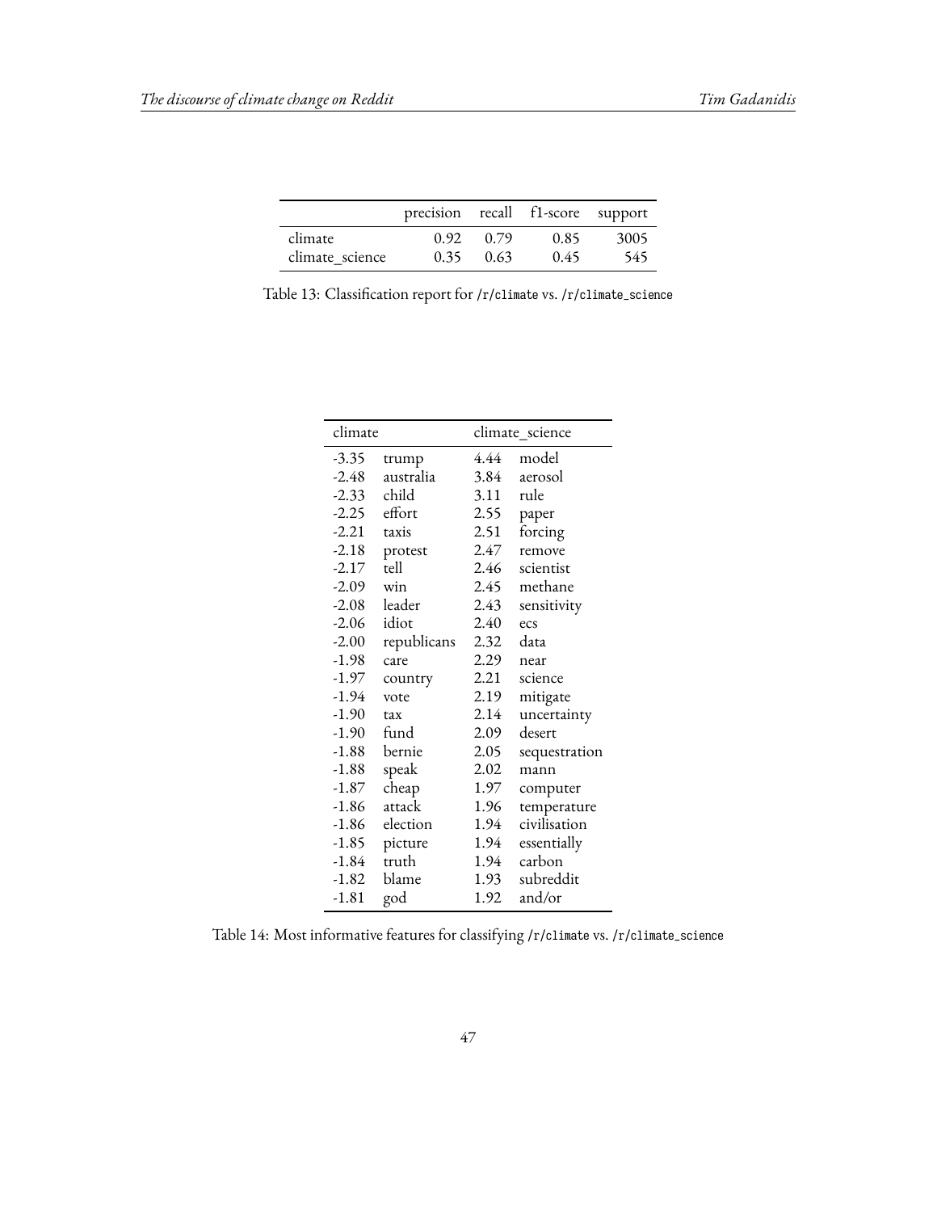| | precision | recall | f1-score | support |
|---|---|---|---|---|
| climate | 0.92 | 0.79 | 0.85 | 3005 |
| climate_science | 0.35 | 0.63 | 0.45 | 545 |

Table 13: Classification report for /r/climate vs. /r/climate_science

| climate | | climate_science | |
|---|---|---|---|
| -3.35 | trump | 4.44 | model |
| -2.48 | australia | 3.84 | aerosol |
| -2.33 | child | 3.11 | rule |
| -2.25 | effort | 2.55 | paper |
| -2.21 | taxis | 2.51 | forcing |
| -2.18 | protest | 2.47 | remove |
| -2.17 | tell | 2.46 | scientist |
| -2.09 | win | 2.45 | methane |
| -2.08 | leader | 2.43 | sensitivity |
| -2.06 | idiot | 2.40 | ecs |
| -2.00 | republicans | 2.32 | data |
| -1.98 | care | 2.29 | near |
| -1.97 | country | 2.21 | science |
| -1.94 | vote | 2.19 | mitigate |
| -1.90 | tax | 2.14 | uncertainty |
| -1.90 | fund | 2.09 | desert |
| -1.88 | bernie | 2.05 | sequestration |
| -1.88 | speak | 2.02 | mann |
| -1.87 | cheap | 1.97 | computer |
| -1.86 | attack | 1.96 | temperature |
| -1.86 | election | 1.94 | civilisation |
| -1.85 | picture | 1.94 | essentially |
| -1.84 | truth | 1.94 | carbon |
| -1.82 | blame | 1.93 | subreddit |
| -1.81 | god | 1.92 | and/or |

Table 14: Most informative features for classifying /r/climate vs. /r/climate_science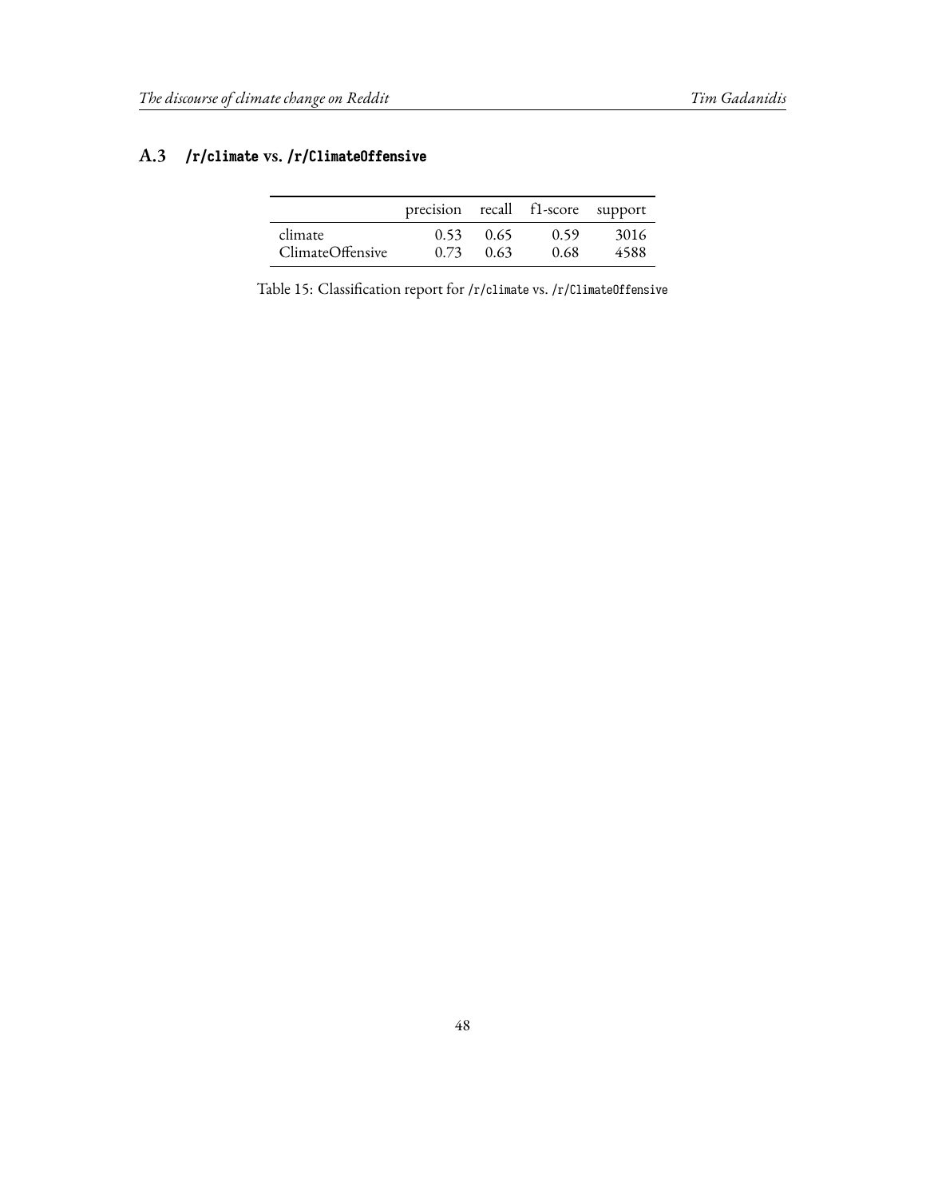### A.3 `/r/climate` vs. `/r/ClimateOffensive`

| | precision | recall | f1-score | support |
|---|---|---|---|---|
| climate | 0.53 | 0.65 | 0.59 | 3016 |
| ClimateOffensive | 0.73 | 0.63 | 0.68 | 4588 |

Table 15: Classification report for `/r/climate` vs. `/r/ClimateOffensive`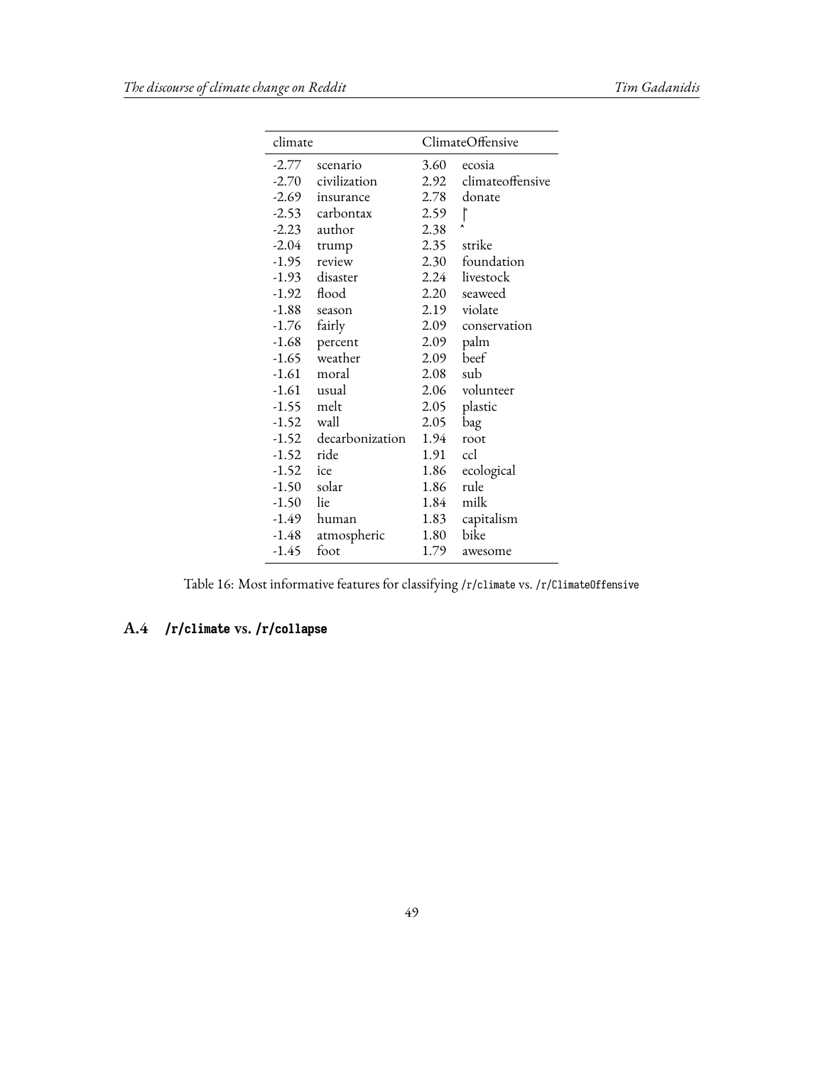| climate | | ClimateOffensive | |
|---|---|---|---|
| -2.77 | scenario | 3.60 | ecosia |
| -2.70 | civilization | 2.92 | climateoffensive |
| -2.69 | insurance | 2.78 | donate |
| -2.53 | carbontax | 2.59 | ⸢ |
| -2.23 | author | 2.38 | ˆ |
| -2.04 | trump | 2.35 | strike |
| -1.95 | review | 2.30 | foundation |
| -1.93 | disaster | 2.24 | livestock |
| -1.92 | flood | 2.20 | seaweed |
| -1.88 | season | 2.19 | violate |
| -1.76 | fairly | 2.09 | conservation |
| -1.68 | percent | 2.09 | palm |
| -1.65 | weather | 2.09 | beef |
| -1.61 | moral | 2.08 | sub |
| -1.61 | usual | 2.06 | volunteer |
| -1.55 | melt | 2.05 | plastic |
| -1.52 | wall | 2.05 | bag |
| -1.52 | decarbonization | 1.94 | root |
| -1.52 | ride | 1.91 | ccl |
| -1.52 | ice | 1.86 | ecological |
| -1.50 | solar | 1.86 | rule |
| -1.50 | lie | 1.84 | milk |
| -1.49 | human | 1.83 | capitalism |
| -1.48 | atmospheric | 1.80 | bike |
| -1.45 | foot | 1.79 | awesome |

Table 16: Most informative features for classifying `/r/climate` vs. `/r/ClimateOffensive`

## A.4 `/r/climate` vs. `/r/collapse`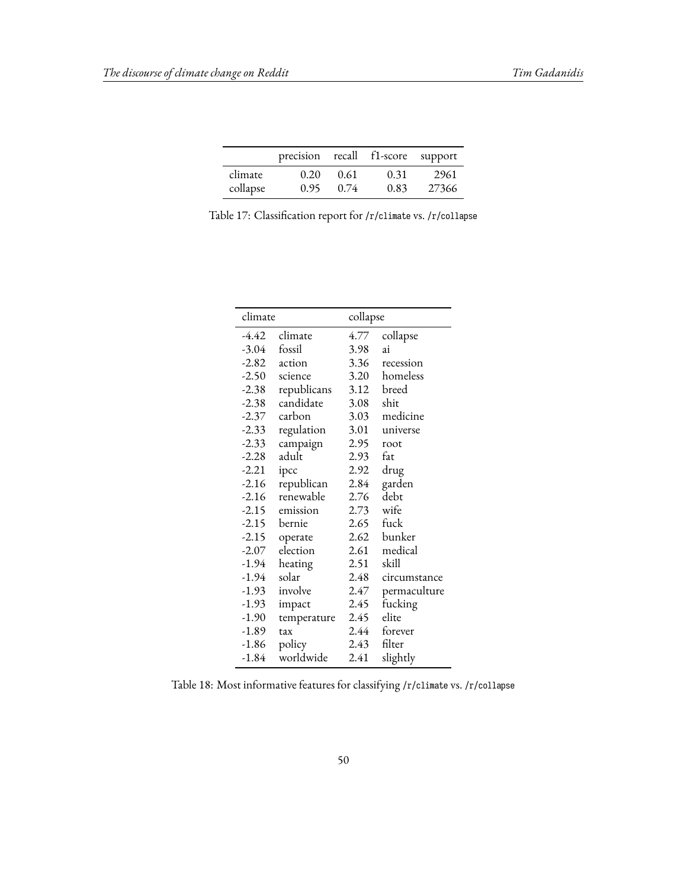|  | precision | recall | f1-score | support |
|---|---|---|---|---|
| climate | 0.20 | 0.61 | 0.31 | 2961 |
| collapse | 0.95 | 0.74 | 0.83 | 27366 |

Table 17: Classification report for `/r/climate` vs. `/r/collapse`

| climate | | collapse | |
|---|---|---|---|
| -4.42 | climate | 4.77 | collapse |
| -3.04 | fossil | 3.98 | ai |
| -2.82 | action | 3.36 | recession |
| -2.50 | science | 3.20 | homeless |
| -2.38 | republicans | 3.12 | breed |
| -2.38 | candidate | 3.08 | shit |
| -2.37 | carbon | 3.03 | medicine |
| -2.33 | regulation | 3.01 | universe |
| -2.33 | campaign | 2.95 | root |
| -2.28 | adult | 2.93 | fat |
| -2.21 | ipcc | 2.92 | drug |
| -2.16 | republican | 2.84 | garden |
| -2.16 | renewable | 2.76 | debt |
| -2.15 | emission | 2.73 | wife |
| -2.15 | bernie | 2.65 | fuck |
| -2.15 | operate | 2.62 | bunker |
| -2.07 | election | 2.61 | medical |
| -1.94 | heating | 2.51 | skill |
| -1.94 | solar | 2.48 | circumstance |
| -1.93 | involve | 2.47 | permaculture |
| -1.93 | impact | 2.45 | fucking |
| -1.90 | temperature | 2.45 | elite |
| -1.89 | tax | 2.44 | forever |
| -1.86 | policy | 2.43 | filter |
| -1.84 | worldwide | 2.41 | slightly |

Table 18: Most informative features for classifying `/r/climate` vs. `/r/collapse`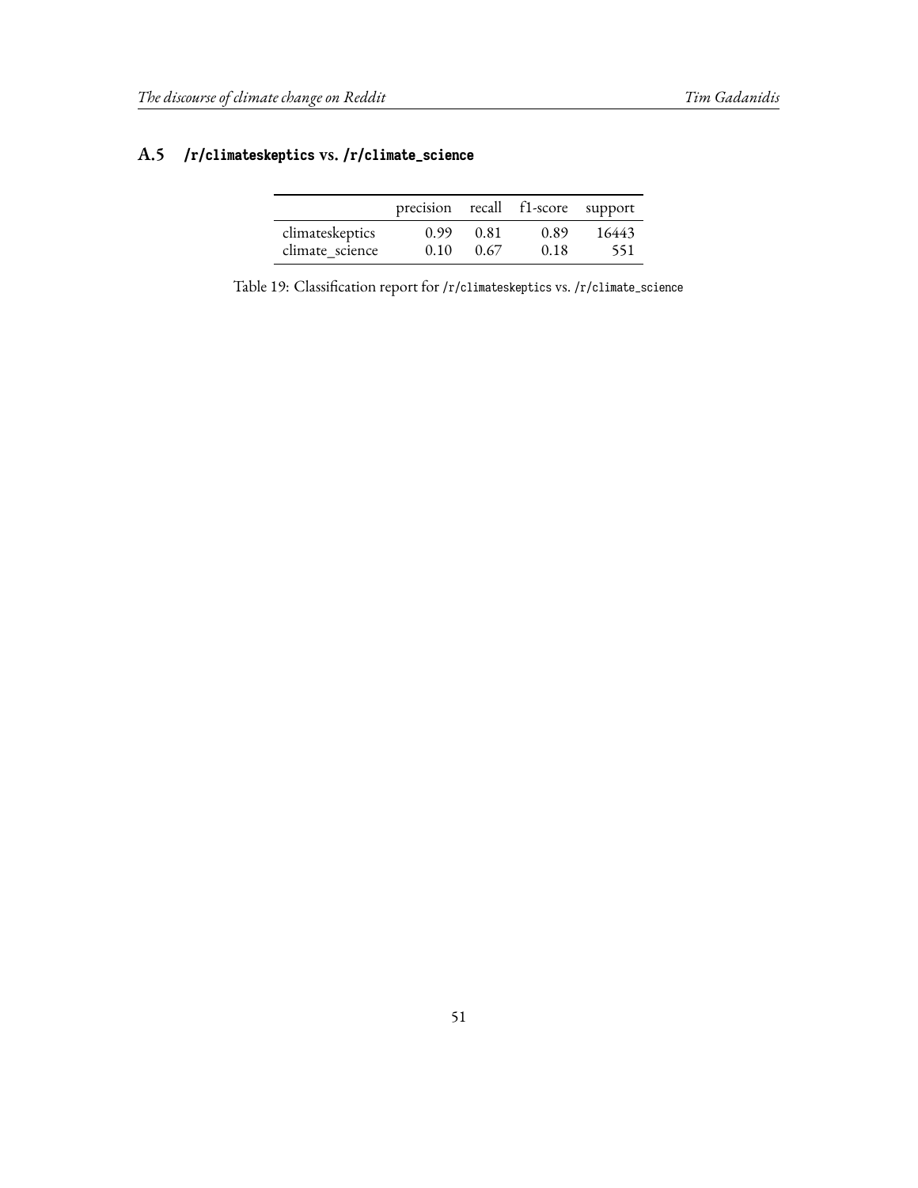## A.5 `/r/climateskeptics` vs. `/r/climate_science`

| | precision | recall | f1-score | support |
|---|---|---|---|---|
| climateskeptics | 0.99 | 0.81 | 0.89 | 16443 |
| climate_science | 0.10 | 0.67 | 0.18 | 551 |

Table 19: Classification report for `/r/climateskeptics` vs. `/r/climate_science`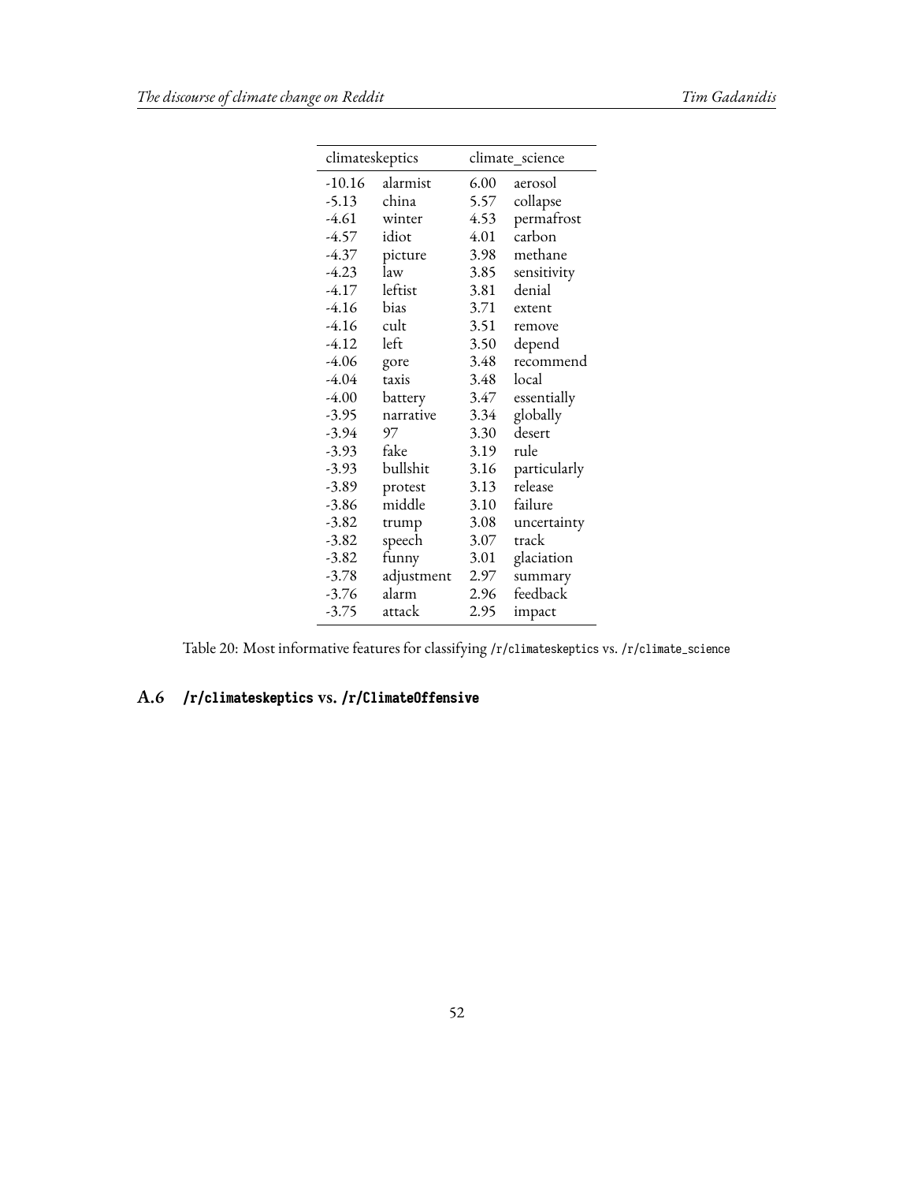| climateskeptics | | climate_science | |
|---|---|---|---|
| -10.16 | alarmist | 6.00 | aerosol |
| -5.13 | china | 5.57 | collapse |
| -4.61 | winter | 4.53 | permafrost |
| -4.57 | idiot | 4.01 | carbon |
| -4.37 | picture | 3.98 | methane |
| -4.23 | law | 3.85 | sensitivity |
| -4.17 | leftist | 3.81 | denial |
| -4.16 | bias | 3.71 | extent |
| -4.16 | cult | 3.51 | remove |
| -4.12 | left | 3.50 | depend |
| -4.06 | gore | 3.48 | recommend |
| -4.04 | taxis | 3.48 | local |
| -4.00 | battery | 3.47 | essentially |
| -3.95 | narrative | 3.34 | globally |
| -3.94 | 97 | 3.30 | desert |
| -3.93 | fake | 3.19 | rule |
| -3.93 | bullshit | 3.16 | particularly |
| -3.89 | protest | 3.13 | release |
| -3.86 | middle | 3.10 | failure |
| -3.82 | trump | 3.08 | uncertainty |
| -3.82 | speech | 3.07 | track |
| -3.82 | funny | 3.01 | glaciation |
| -3.78 | adjustment | 2.97 | summary |
| -3.76 | alarm | 2.96 | feedback |
| -3.75 | attack | 2.95 | impact |

Table 20: Most informative features for classifying /r/climateskeptics vs. /r/climate_science

## A.6 /r/climateskeptics vs. /r/ClimateOffensive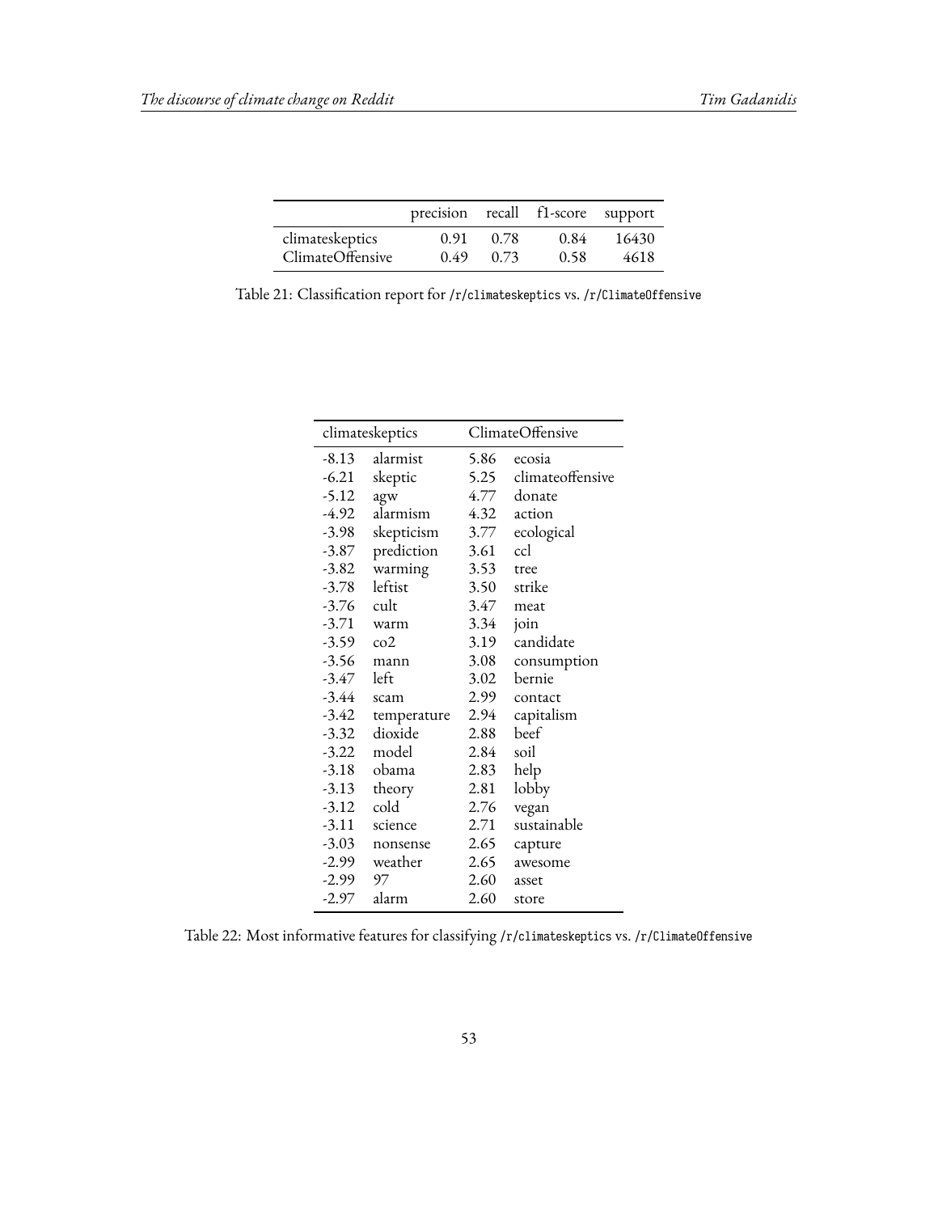| | precision | recall | f1-score | support |
|---|---|---|---|---|
| climateskeptics | 0.91 | 0.78 | 0.84 | 16430 |
| ClimateOffensive | 0.49 | 0.73 | 0.58 | 4618 |

Table 21: Classification report for `/r/climateskeptics` vs. `/r/ClimateOffensive`

| climateskeptics | | ClimateOffensive | |
|---|---|---|---|
| -8.13 | alarmist | 5.86 | ecosia |
| -6.21 | skeptic | 5.25 | climateoffensive |
| -5.12 | agw | 4.77 | donate |
| -4.92 | alarmism | 4.32 | action |
| -3.98 | skepticism | 3.77 | ecological |
| -3.87 | prediction | 3.61 | ccl |
| -3.82 | warming | 3.53 | tree |
| -3.78 | leftist | 3.50 | strike |
| -3.76 | cult | 3.47 | meat |
| -3.71 | warm | 3.34 | join |
| -3.59 | co2 | 3.19 | candidate |
| -3.56 | mann | 3.08 | consumption |
| -3.47 | left | 3.02 | bernie |
| -3.44 | scam | 2.99 | contact |
| -3.42 | temperature | 2.94 | capitalism |
| -3.32 | dioxide | 2.88 | beef |
| -3.22 | model | 2.84 | soil |
| -3.18 | obama | 2.83 | help |
| -3.13 | theory | 2.81 | lobby |
| -3.12 | cold | 2.76 | vegan |
| -3.11 | science | 2.71 | sustainable |
| -3.03 | nonsense | 2.65 | capture |
| -2.99 | weather | 2.65 | awesome |
| -2.99 | 97 | 2.60 | asset |
| -2.97 | alarm | 2.60 | store |

Table 22: Most informative features for classifying `/r/climateskeptics` vs. `/r/ClimateOffensive`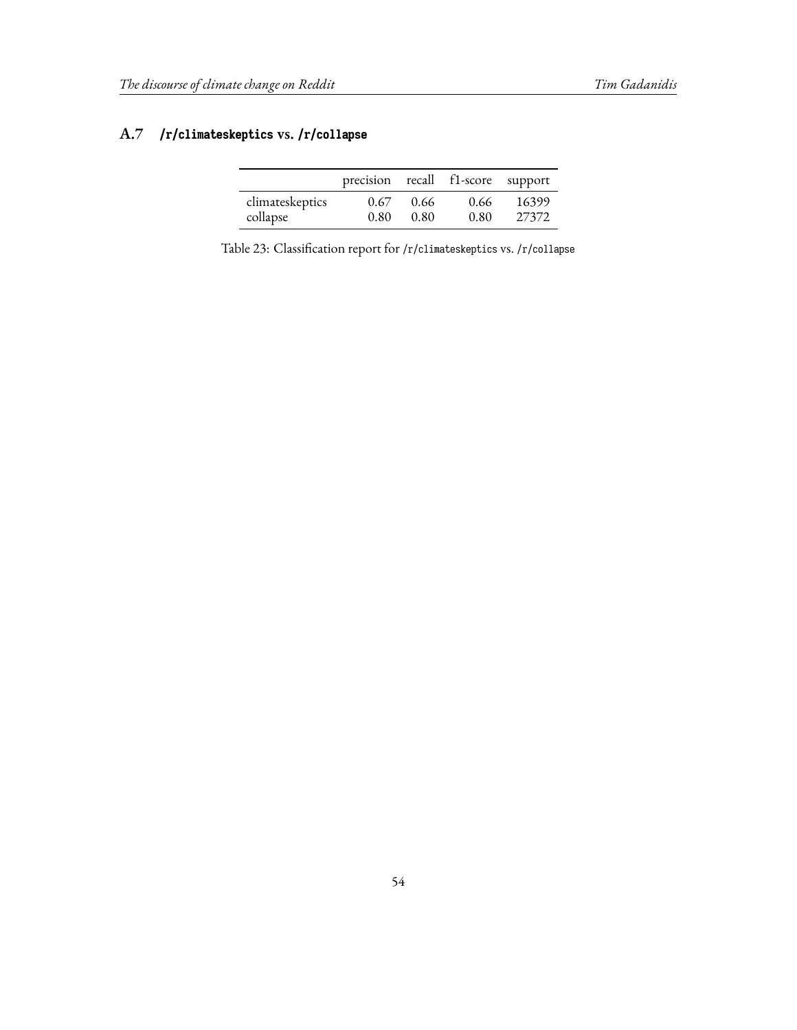### A.7 `/r/climateskeptics` vs. `/r/collapse`

| | precision | recall | f1-score | support |
|---|---|---|---|---|
| climateskeptics | 0.67 | 0.66 | 0.66 | 16399 |
| collapse | 0.80 | 0.80 | 0.80 | 27372 |

Table 23: Classification report for `/r/climateskeptics` vs. `/r/collapse`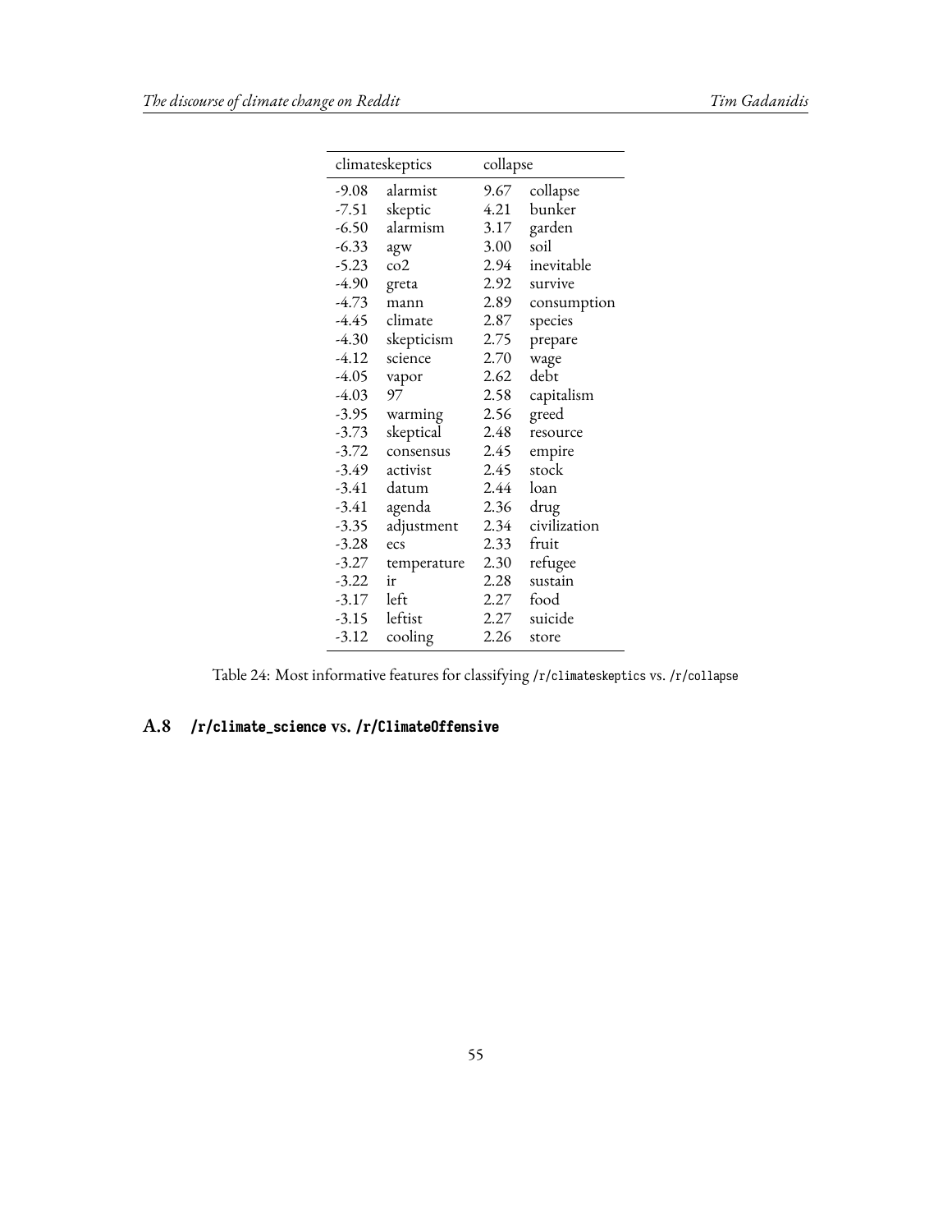| climateskeptics | | collapse | |
|---|---|---|---|
| -9.08 | alarmist | 9.67 | collapse |
| -7.51 | skeptic | 4.21 | bunker |
| -6.50 | alarmism | 3.17 | garden |
| -6.33 | agw | 3.00 | soil |
| -5.23 | co2 | 2.94 | inevitable |
| -4.90 | greta | 2.92 | survive |
| -4.73 | mann | 2.89 | consumption |
| -4.45 | climate | 2.87 | species |
| -4.30 | skepticism | 2.75 | prepare |
| -4.12 | science | 2.70 | wage |
| -4.05 | vapor | 2.62 | debt |
| -4.03 | 97 | 2.58 | capitalism |
| -3.95 | warming | 2.56 | greed |
| -3.73 | skeptical | 2.48 | resource |
| -3.72 | consensus | 2.45 | empire |
| -3.49 | activist | 2.45 | stock |
| -3.41 | datum | 2.44 | loan |
| -3.41 | agenda | 2.36 | drug |
| -3.35 | adjustment | 2.34 | civilization |
| -3.28 | ecs | 2.33 | fruit |
| -3.27 | temperature | 2.30 | refugee |
| -3.22 | ir | 2.28 | sustain |
| -3.17 | left | 2.27 | food |
| -3.15 | leftist | 2.27 | suicide |
| -3.12 | cooling | 2.26 | store |

Table 24: Most informative features for classifying `/r/climateskeptics` vs. `/r/collapse`

## A.8 `/r/climate_science` vs. `/r/ClimateOffensive`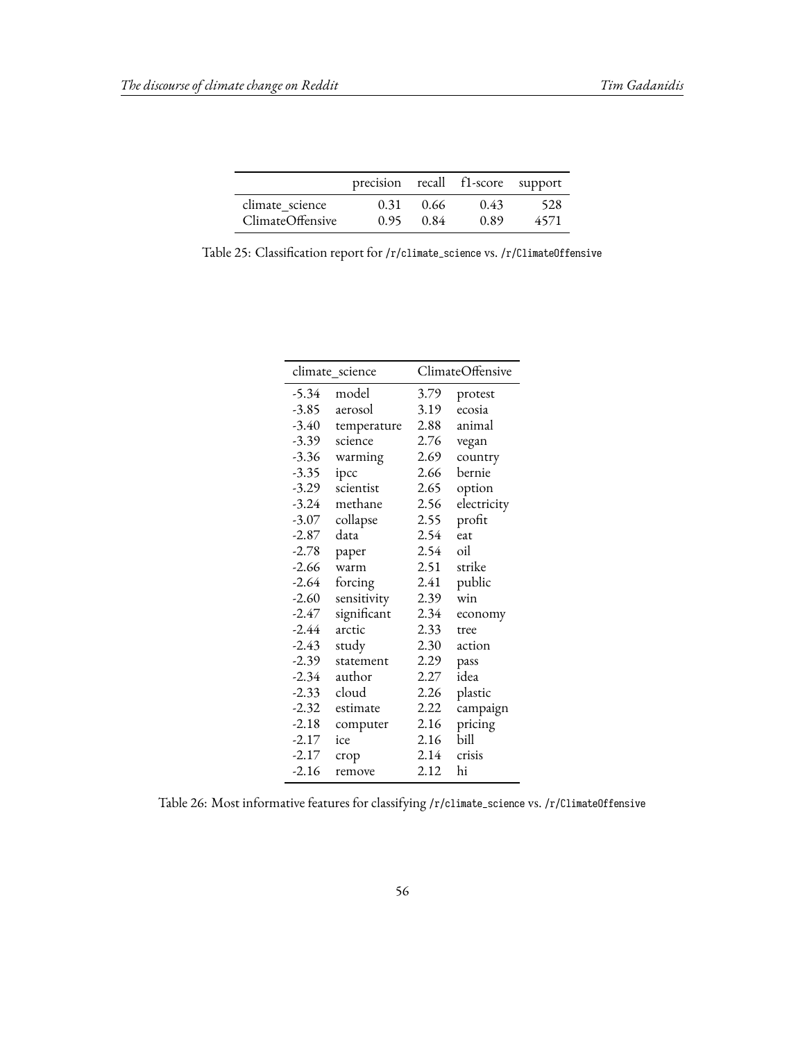| | precision | recall | f1-score | support |
|---|---|---|---|---|
| climate_science | 0.31 | 0.66 | 0.43 | 528 |
| ClimateOffensive | 0.95 | 0.84 | 0.89 | 4571 |

Table 25: Classification report for /r/climate_science vs. /r/ClimateOffensive

| climate_science | | ClimateOffensive | |
|---|---|---|---|
| -5.34 | model | 3.79 | protest |
| -3.85 | aerosol | 3.19 | ecosia |
| -3.40 | temperature | 2.88 | animal |
| -3.39 | science | 2.76 | vegan |
| -3.36 | warming | 2.69 | country |
| -3.35 | ipcc | 2.66 | bernie |
| -3.29 | scientist | 2.65 | option |
| -3.24 | methane | 2.56 | electricity |
| -3.07 | collapse | 2.55 | profit |
| -2.87 | data | 2.54 | eat |
| -2.78 | paper | 2.54 | oil |
| -2.66 | warm | 2.51 | strike |
| -2.64 | forcing | 2.41 | public |
| -2.60 | sensitivity | 2.39 | win |
| -2.47 | significant | 2.34 | economy |
| -2.44 | arctic | 2.33 | tree |
| -2.43 | study | 2.30 | action |
| -2.39 | statement | 2.29 | pass |
| -2.34 | author | 2.27 | idea |
| -2.33 | cloud | 2.26 | plastic |
| -2.32 | estimate | 2.22 | campaign |
| -2.18 | computer | 2.16 | pricing |
| -2.17 | ice | 2.16 | bill |
| -2.17 | crop | 2.14 | crisis |
| -2.16 | remove | 2.12 | hi |

Table 26: Most informative features for classifying /r/climate_science vs. /r/ClimateOffensive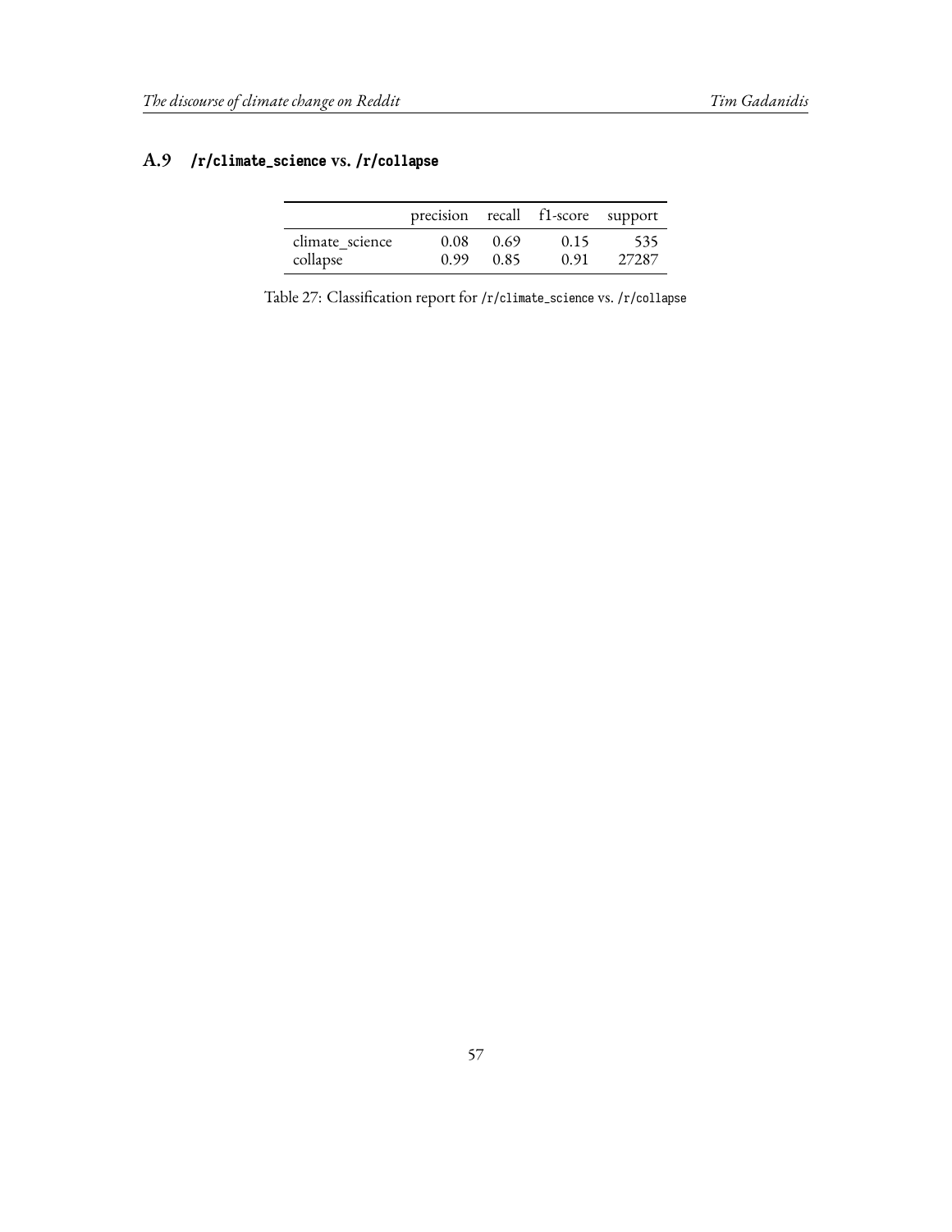## A.9 `/r/climate_science` vs. `/r/collapse`

| | precision | recall | f1-score | support |
|---|---|---|---|---|
| climate_science | 0.08 | 0.69 | 0.15 | 535 |
| collapse | 0.99 | 0.85 | 0.91 | 27287 |

Table 27: Classification report for `/r/climate_science` vs. `/r/collapse`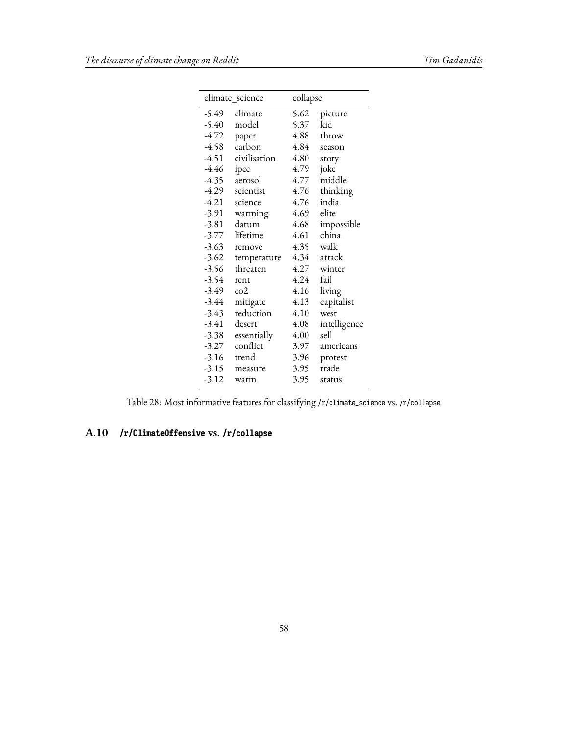| climate_science | | collapse | |
|---|---|---|---|
| -5.49 | climate | 5.62 | picture |
| -5.40 | model | 5.37 | kid |
| -4.72 | paper | 4.88 | throw |
| -4.58 | carbon | 4.84 | season |
| -4.51 | civilisation | 4.80 | story |
| -4.46 | ipcc | 4.79 | joke |
| -4.35 | aerosol | 4.77 | middle |
| -4.29 | scientist | 4.76 | thinking |
| -4.21 | science | 4.76 | india |
| -3.91 | warming | 4.69 | elite |
| -3.81 | datum | 4.68 | impossible |
| -3.77 | lifetime | 4.61 | china |
| -3.63 | remove | 4.35 | walk |
| -3.62 | temperature | 4.34 | attack |
| -3.56 | threaten | 4.27 | winter |
| -3.54 | rent | 4.24 | fail |
| -3.49 | co2 | 4.16 | living |
| -3.44 | mitigate | 4.13 | capitalist |
| -3.43 | reduction | 4.10 | west |
| -3.41 | desert | 4.08 | intelligence |
| -3.38 | essentially | 4.00 | sell |
| -3.27 | conflict | 3.97 | americans |
| -3.16 | trend | 3.96 | protest |
| -3.15 | measure | 3.95 | trade |
| -3.12 | warm | 3.95 | status |

Table 28: Most informative features for classifying /r/climate_science vs. /r/collapse

## A.10 /r/ClimateOffensive vs. /r/collapse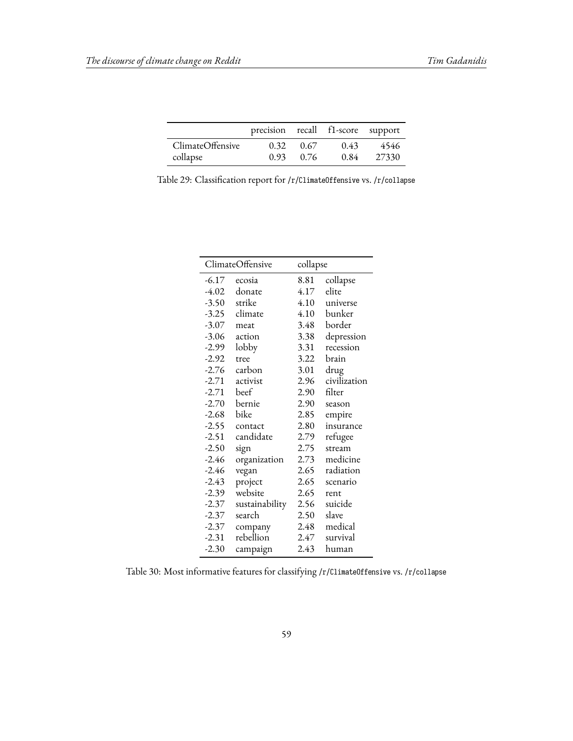| | precision | recall | f1-score | support |
|---|---|---|---|---|
| ClimateOffensive | 0.32 | 0.67 | 0.43 | 4546 |
| collapse | 0.93 | 0.76 | 0.84 | 27330 |

Table 29: Classification report for `/r/ClimateOffensive` vs. `/r/collapse`

| ClimateOffensive | | collapse | |
|---|---|---|---|
| -6.17 | ecosia | 8.81 | collapse |
| -4.02 | donate | 4.17 | elite |
| -3.50 | strike | 4.10 | universe |
| -3.25 | climate | 4.10 | bunker |
| -3.07 | meat | 3.48 | border |
| -3.06 | action | 3.38 | depression |
| -2.99 | lobby | 3.31 | recession |
| -2.92 | tree | 3.22 | brain |
| -2.76 | carbon | 3.01 | drug |
| -2.71 | activist | 2.96 | civilization |
| -2.71 | beef | 2.90 | filter |
| -2.70 | bernie | 2.90 | season |
| -2.68 | bike | 2.85 | empire |
| -2.55 | contact | 2.80 | insurance |
| -2.51 | candidate | 2.79 | refugee |
| -2.50 | sign | 2.75 | stream |
| -2.46 | organization | 2.73 | medicine |
| -2.46 | vegan | 2.65 | radiation |
| -2.43 | project | 2.65 | scenario |
| -2.39 | website | 2.65 | rent |
| -2.37 | sustainability | 2.56 | suicide |
| -2.37 | search | 2.50 | slave |
| -2.37 | company | 2.48 | medical |
| -2.31 | rebellion | 2.47 | survival |
| -2.30 | campaign | 2.43 | human |

Table 30: Most informative features for classifying `/r/ClimateOffensive` vs. `/r/collapse`